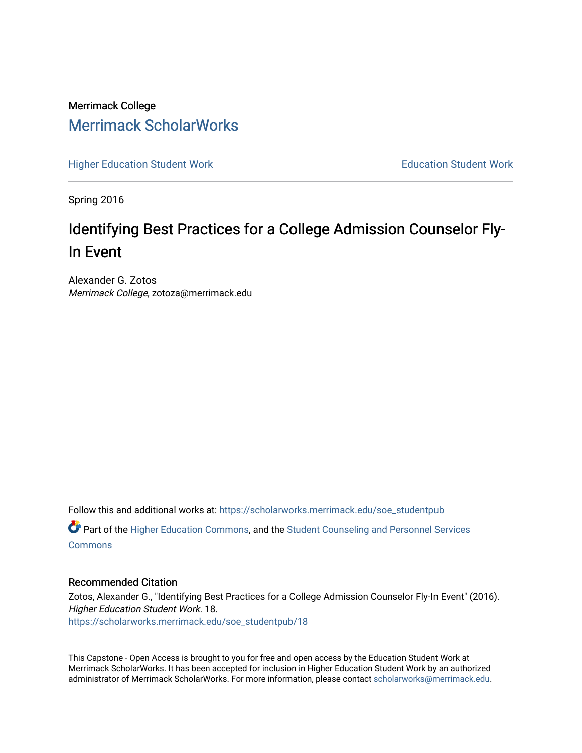Merrimack College

# Merrimack ScholarWorks

Higher Education Student Work | Education Student Work

Spring 2016

## Identifying Best Practices for a College Admission Counselor Fly-In Event

Alexander G. Zotos
*Merrimack College*, zotoza@merrimack.edu

Follow this and additional works at: https://scholarworks.merrimack.edu/soe_studentpub

Part of the Higher Education Commons, and the Student Counseling and Personnel Services Commons

### Recommended Citation

Zotos, Alexander G., "Identifying Best Practices for a College Admission Counselor Fly-In Event" (2016). *Higher Education Student Work*. 18.
https://scholarworks.merrimack.edu/soe_studentpub/18

This Capstone - Open Access is brought to you for free and open access by the Education Student Work at Merrimack ScholarWorks. It has been accepted for inclusion in Higher Education Student Work by an authorized administrator of Merrimack ScholarWorks. For more information, please contact scholarworks@merrimack.edu.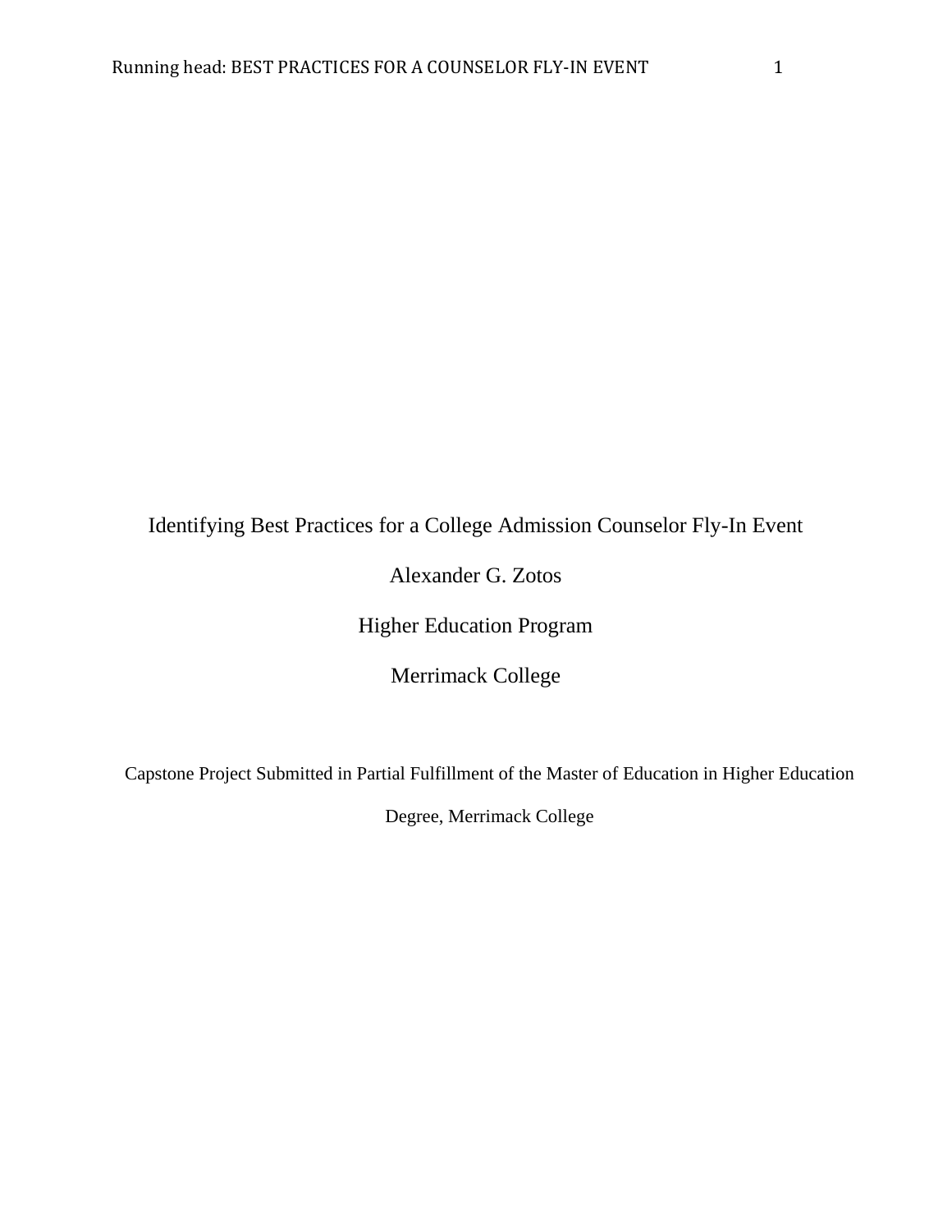Identifying Best Practices for a College Admission Counselor Fly-In Event

Alexander G. Zotos

Higher Education Program

Merrimack College

Capstone Project Submitted in Partial Fulfillment of the Master of Education in Higher Education Degree, Merrimack College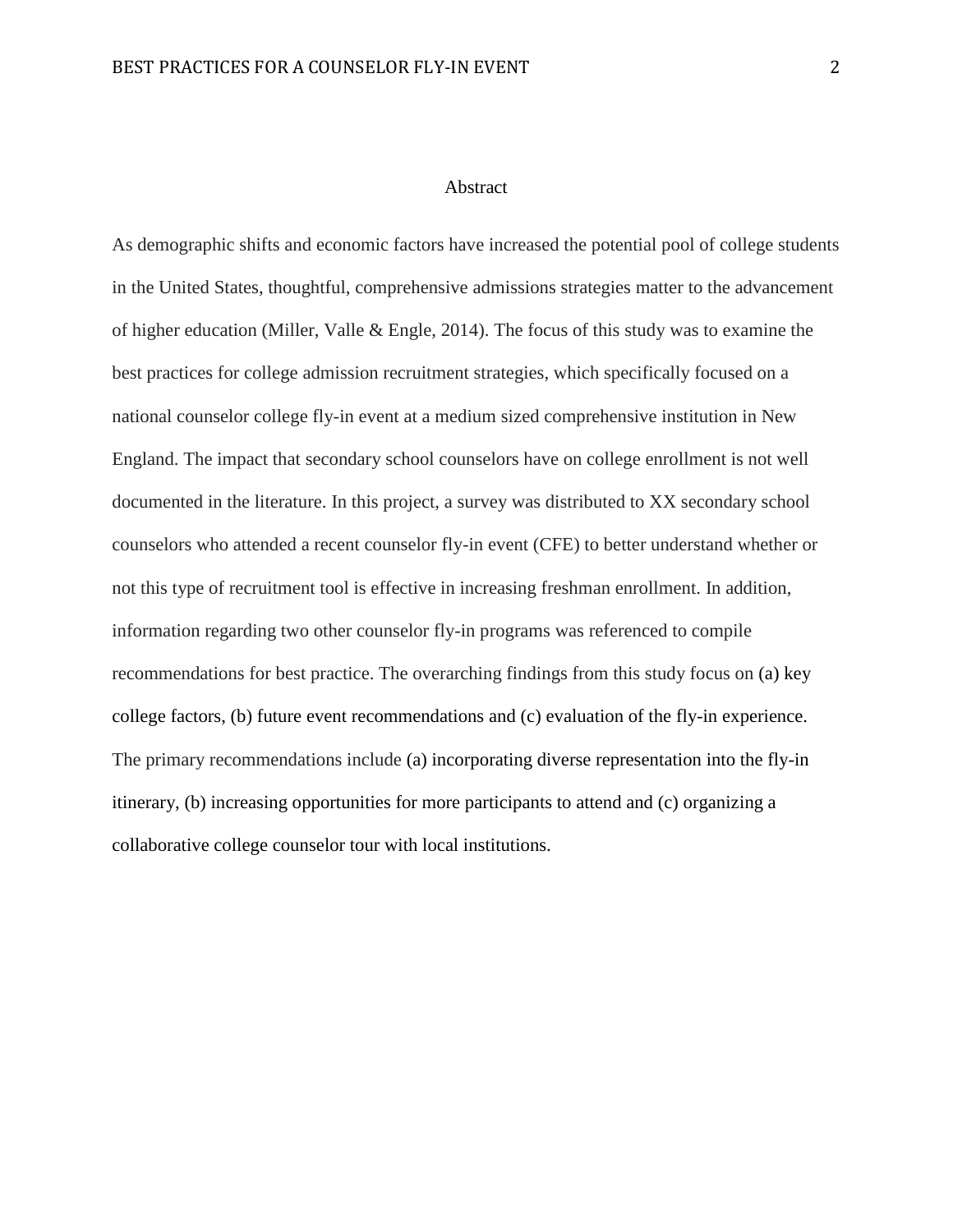# Abstract

As demographic shifts and economic factors have increased the potential pool of college students in the United States, thoughtful, comprehensive admissions strategies matter to the advancement of higher education (Miller, Valle & Engle, 2014). The focus of this study was to examine the best practices for college admission recruitment strategies, which specifically focused on a national counselor college fly-in event at a medium sized comprehensive institution in New England. The impact that secondary school counselors have on college enrollment is not well documented in the literature. In this project, a survey was distributed to XX secondary school counselors who attended a recent counselor fly-in event (CFE) to better understand whether or not this type of recruitment tool is effective in increasing freshman enrollment. In addition, information regarding two other counselor fly-in programs was referenced to compile recommendations for best practice. The overarching findings from this study focus on (a) key college factors, (b) future event recommendations and (c) evaluation of the fly-in experience. The primary recommendations include (a) incorporating diverse representation into the fly-in itinerary, (b) increasing opportunities for more participants to attend and (c) organizing a collaborative college counselor tour with local institutions.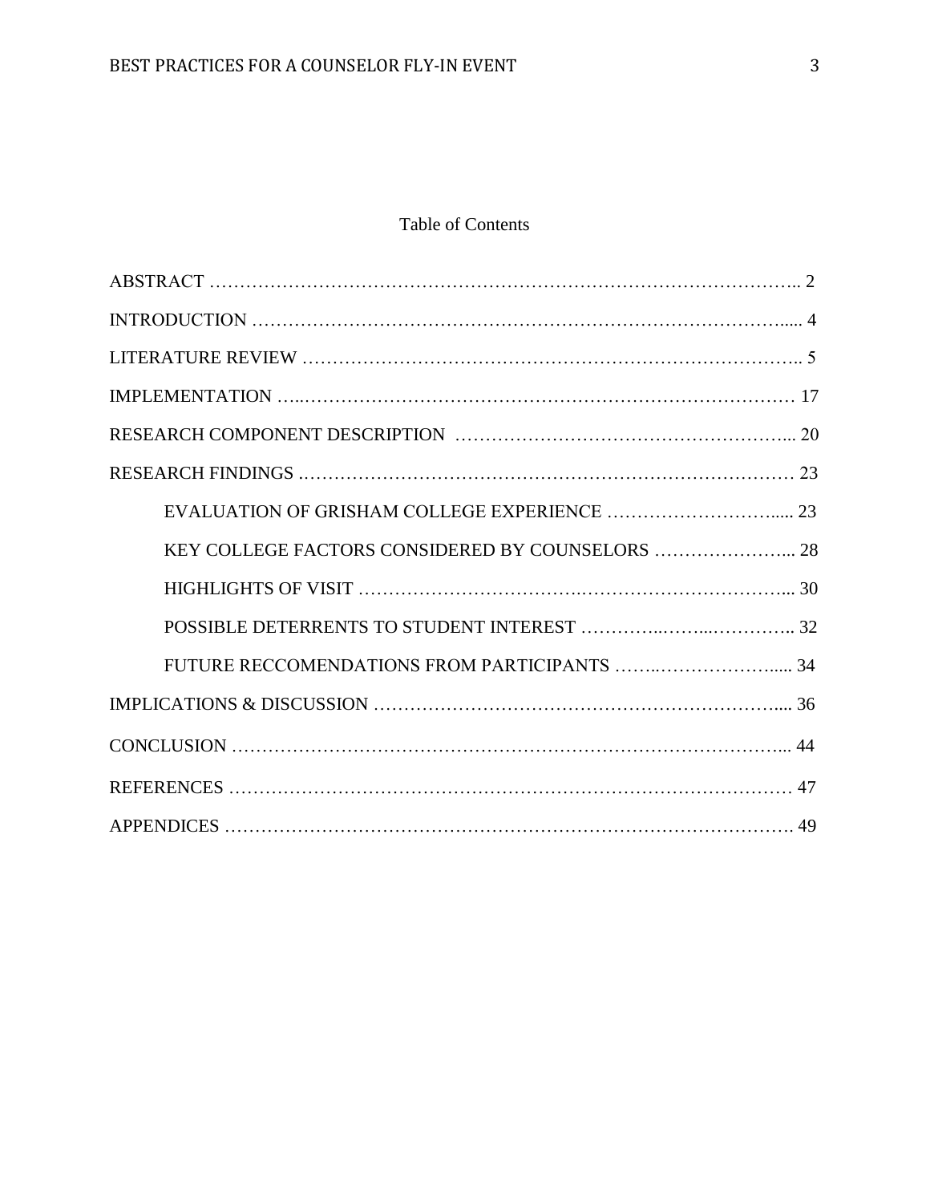# Table of Contents

ABSTRACT ........................................................................................ 2

INTRODUCTION ................................................................................ 4

LITERATURE REVIEW ........................................................................ 5

IMPLEMENTATION ............................................................................ 17

RESEARCH COMPONENT DESCRIPTION ................................................ 20

RESEARCH FINDINGS ........................................................................ 23

- EVALUATION OF GRISHAM COLLEGE EXPERIENCE ................................ 23
- KEY COLLEGE FACTORS CONSIDERED BY COUNSELORS .......................... 28
- HIGHLIGHTS OF VISIT ...................................................................... 30
- POSSIBLE DETERRENTS TO STUDENT INTEREST ..................................... 32
- FUTURE RECCOMENDATIONS FROM PARTICIPANTS ................................ 34

IMPLICATIONS & DISCUSSION ............................................................. 36

CONCLUSION .................................................................................... 44

REFERENCES .................................................................................... 47

APPENDICES ..................................................................................... 49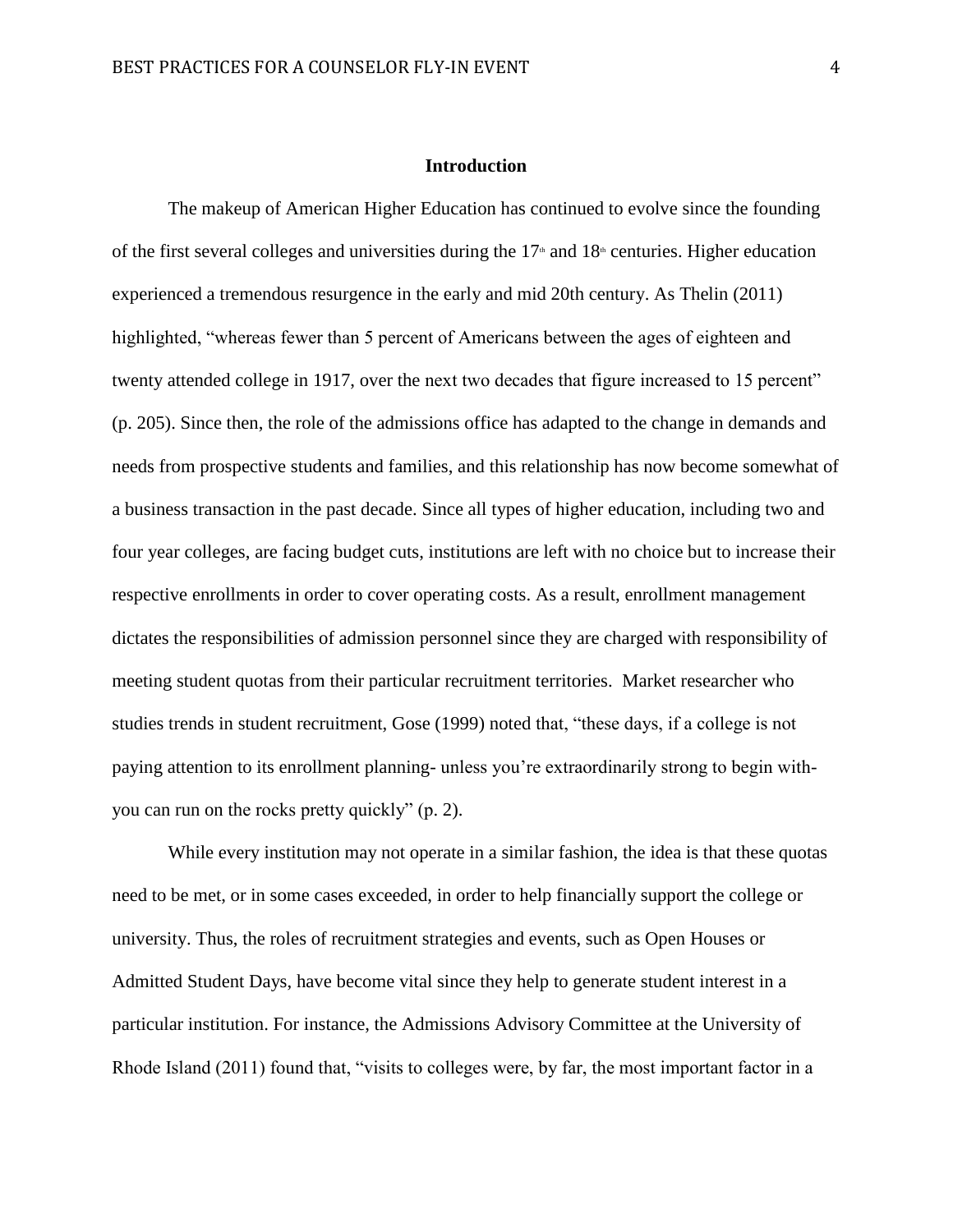## Introduction

The makeup of American Higher Education has continued to evolve since the founding of the first several colleges and universities during the $17^{th}$ and $18^{th}$ centuries. Higher education experienced a tremendous resurgence in the early and mid 20th century. As Thelin (2011) highlighted, "whereas fewer than 5 percent of Americans between the ages of eighteen and twenty attended college in 1917, over the next two decades that figure increased to 15 percent" (p. 205). Since then, the role of the admissions office has adapted to the change in demands and needs from prospective students and families, and this relationship has now become somewhat of a business transaction in the past decade. Since all types of higher education, including two and four year colleges, are facing budget cuts, institutions are left with no choice but to increase their respective enrollments in order to cover operating costs. As a result, enrollment management dictates the responsibilities of admission personnel since they are charged with responsibility of meeting student quotas from their particular recruitment territories. Market researcher who studies trends in student recruitment, Gose (1999) noted that, "these days, if a college is not paying attention to its enrollment planning- unless you're extraordinarily strong to begin with- you can run on the rocks pretty quickly" (p. 2).

While every institution may not operate in a similar fashion, the idea is that these quotas need to be met, or in some cases exceeded, in order to help financially support the college or university. Thus, the roles of recruitment strategies and events, such as Open Houses or Admitted Student Days, have become vital since they help to generate student interest in a particular institution. For instance, the Admissions Advisory Committee at the University of Rhode Island (2011) found that, "visits to colleges were, by far, the most important factor in a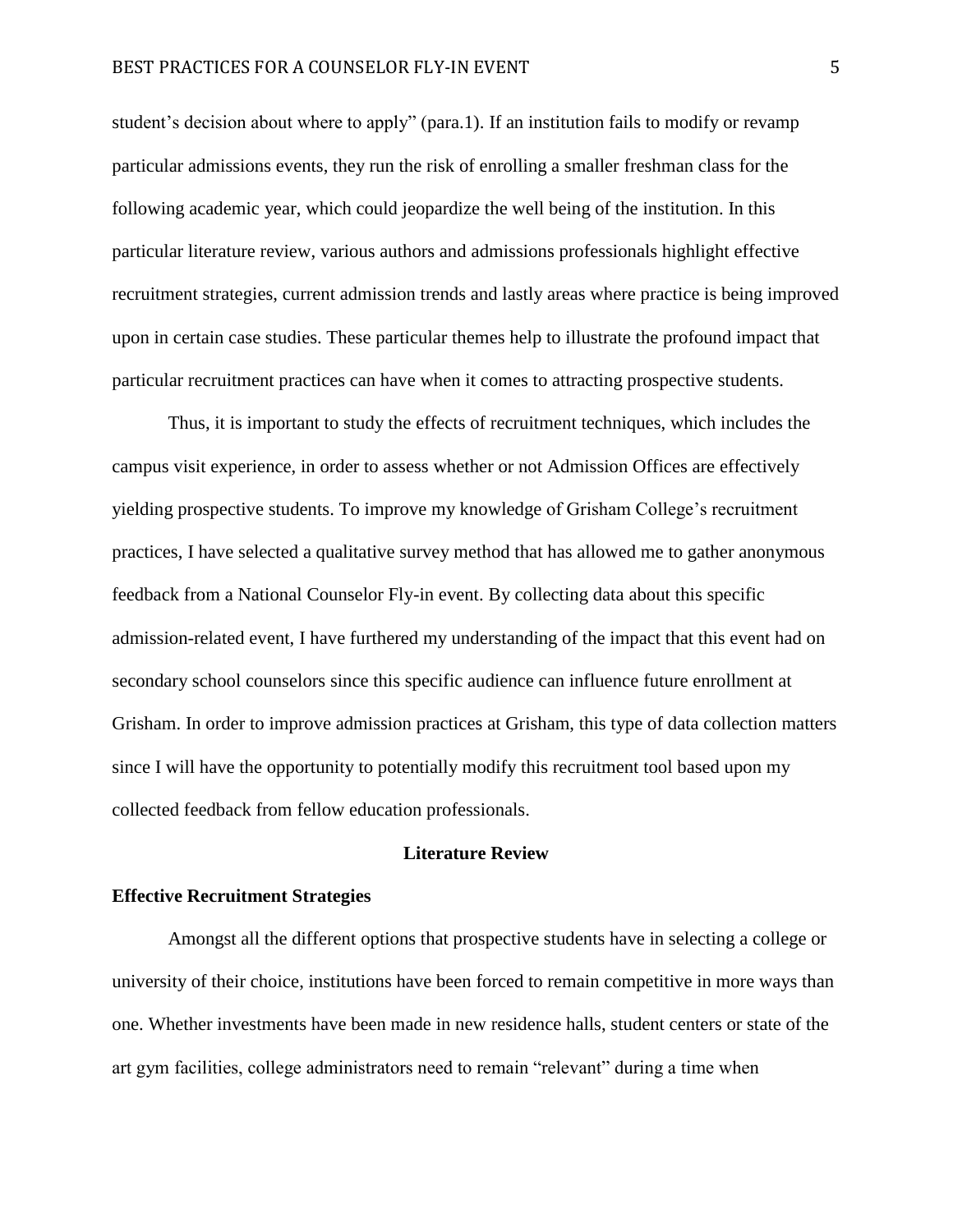student's decision about where to apply" (para.1). If an institution fails to modify or revamp particular admissions events, they run the risk of enrolling a smaller freshman class for the following academic year, which could jeopardize the well being of the institution. In this particular literature review, various authors and admissions professionals highlight effective recruitment strategies, current admission trends and lastly areas where practice is being improved upon in certain case studies. These particular themes help to illustrate the profound impact that particular recruitment practices can have when it comes to attracting prospective students.

Thus, it is important to study the effects of recruitment techniques, which includes the campus visit experience, in order to assess whether or not Admission Offices are effectively yielding prospective students. To improve my knowledge of Grisham College's recruitment practices, I have selected a qualitative survey method that has allowed me to gather anonymous feedback from a National Counselor Fly-in event. By collecting data about this specific admission-related event, I have furthered my understanding of the impact that this event had on secondary school counselors since this specific audience can influence future enrollment at Grisham. In order to improve admission practices at Grisham, this type of data collection matters since I will have the opportunity to potentially modify this recruitment tool based upon my collected feedback from fellow education professionals.

## Literature Review

### Effective Recruitment Strategies

Amongst all the different options that prospective students have in selecting a college or university of their choice, institutions have been forced to remain competitive in more ways than one. Whether investments have been made in new residence halls, student centers or state of the art gym facilities, college administrators need to remain "relevant" during a time when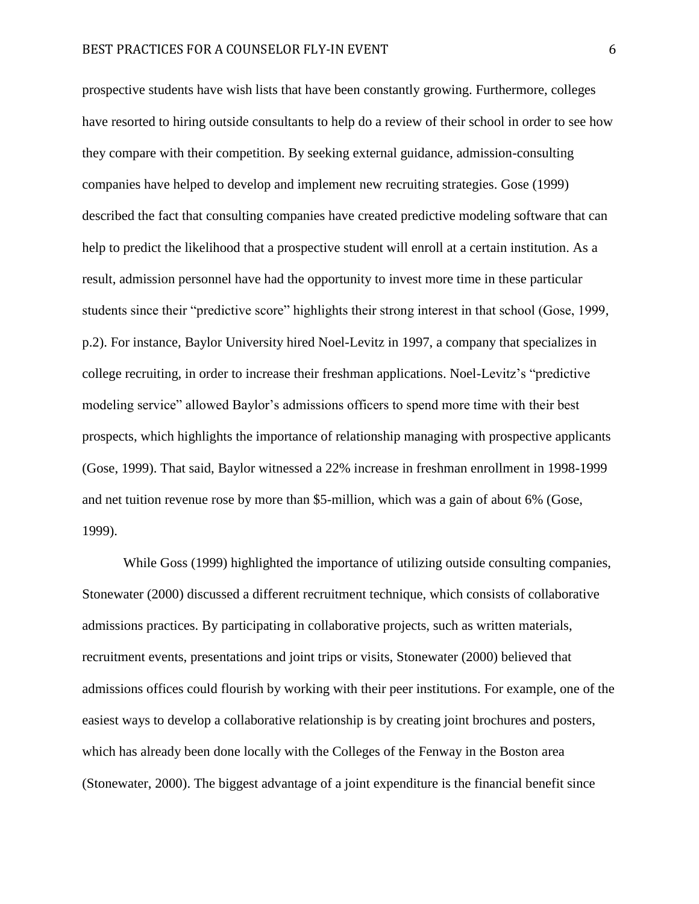prospective students have wish lists that have been constantly growing. Furthermore, colleges have resorted to hiring outside consultants to help do a review of their school in order to see how they compare with their competition. By seeking external guidance, admission-consulting companies have helped to develop and implement new recruiting strategies. Gose (1999) described the fact that consulting companies have created predictive modeling software that can help to predict the likelihood that a prospective student will enroll at a certain institution. As a result, admission personnel have had the opportunity to invest more time in these particular students since their "predictive score" highlights their strong interest in that school (Gose, 1999, p.2). For instance, Baylor University hired Noel-Levitz in 1997, a company that specializes in college recruiting, in order to increase their freshman applications. Noel-Levitz's "predictive modeling service" allowed Baylor's admissions officers to spend more time with their best prospects, which highlights the importance of relationship managing with prospective applicants (Gose, 1999). That said, Baylor witnessed a 22% increase in freshman enrollment in 1998-1999 and net tuition revenue rose by more than $5-million, which was a gain of about 6% (Gose, 1999).

While Goss (1999) highlighted the importance of utilizing outside consulting companies, Stonewater (2000) discussed a different recruitment technique, which consists of collaborative admissions practices. By participating in collaborative projects, such as written materials, recruitment events, presentations and joint trips or visits, Stonewater (2000) believed that admissions offices could flourish by working with their peer institutions. For example, one of the easiest ways to develop a collaborative relationship is by creating joint brochures and posters, which has already been done locally with the Colleges of the Fenway in the Boston area (Stonewater, 2000). The biggest advantage of a joint expenditure is the financial benefit since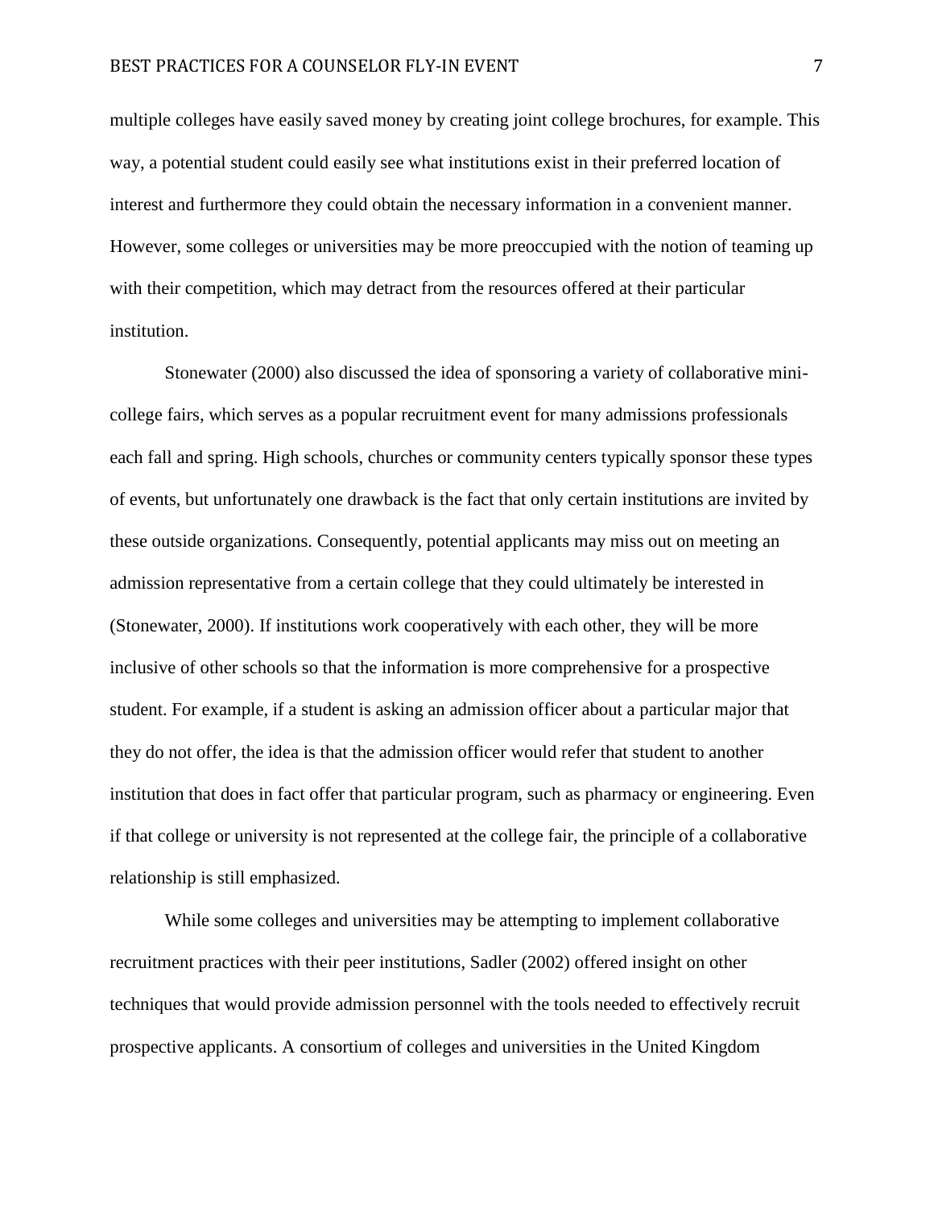multiple colleges have easily saved money by creating joint college brochures, for example. This way, a potential student could easily see what institutions exist in their preferred location of interest and furthermore they could obtain the necessary information in a convenient manner. However, some colleges or universities may be more preoccupied with the notion of teaming up with their competition, which may detract from the resources offered at their particular institution.

Stonewater (2000) also discussed the idea of sponsoring a variety of collaborative mini-college fairs, which serves as a popular recruitment event for many admissions professionals each fall and spring. High schools, churches or community centers typically sponsor these types of events, but unfortunately one drawback is the fact that only certain institutions are invited by these outside organizations. Consequently, potential applicants may miss out on meeting an admission representative from a certain college that they could ultimately be interested in (Stonewater, 2000). If institutions work cooperatively with each other, they will be more inclusive of other schools so that the information is more comprehensive for a prospective student. For example, if a student is asking an admission officer about a particular major that they do not offer, the idea is that the admission officer would refer that student to another institution that does in fact offer that particular program, such as pharmacy or engineering. Even if that college or university is not represented at the college fair, the principle of a collaborative relationship is still emphasized.

While some colleges and universities may be attempting to implement collaborative recruitment practices with their peer institutions, Sadler (2002) offered insight on other techniques that would provide admission personnel with the tools needed to effectively recruit prospective applicants. A consortium of colleges and universities in the United Kingdom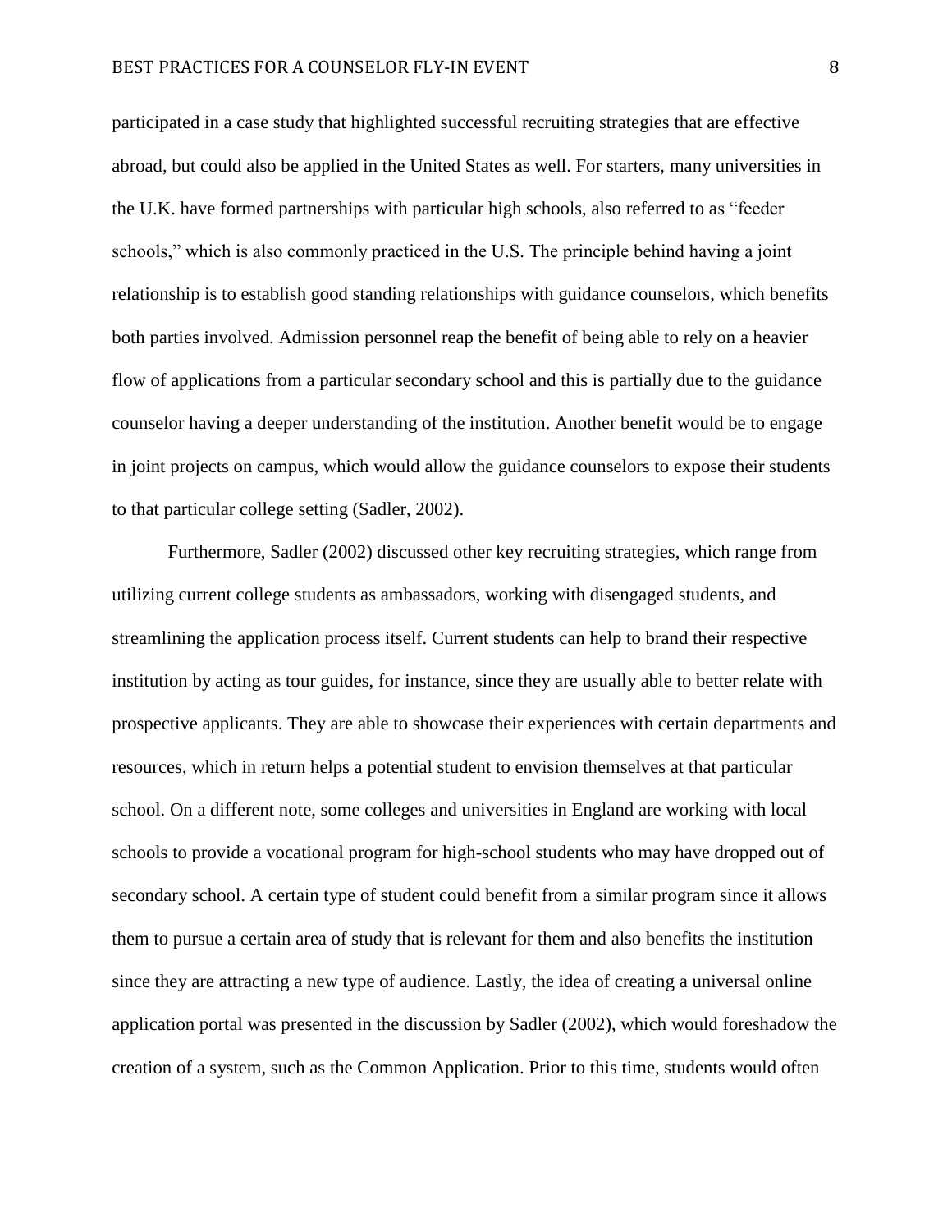participated in a case study that highlighted successful recruiting strategies that are effective abroad, but could also be applied in the United States as well. For starters, many universities in the U.K. have formed partnerships with particular high schools, also referred to as "feeder schools," which is also commonly practiced in the U.S. The principle behind having a joint relationship is to establish good standing relationships with guidance counselors, which benefits both parties involved. Admission personnel reap the benefit of being able to rely on a heavier flow of applications from a particular secondary school and this is partially due to the guidance counselor having a deeper understanding of the institution. Another benefit would be to engage in joint projects on campus, which would allow the guidance counselors to expose their students to that particular college setting (Sadler, 2002).

Furthermore, Sadler (2002) discussed other key recruiting strategies, which range from utilizing current college students as ambassadors, working with disengaged students, and streamlining the application process itself. Current students can help to brand their respective institution by acting as tour guides, for instance, since they are usually able to better relate with prospective applicants. They are able to showcase their experiences with certain departments and resources, which in return helps a potential student to envision themselves at that particular school. On a different note, some colleges and universities in England are working with local schools to provide a vocational program for high-school students who may have dropped out of secondary school. A certain type of student could benefit from a similar program since it allows them to pursue a certain area of study that is relevant for them and also benefits the institution since they are attracting a new type of audience. Lastly, the idea of creating a universal online application portal was presented in the discussion by Sadler (2002), which would foreshadow the creation of a system, such as the Common Application. Prior to this time, students would often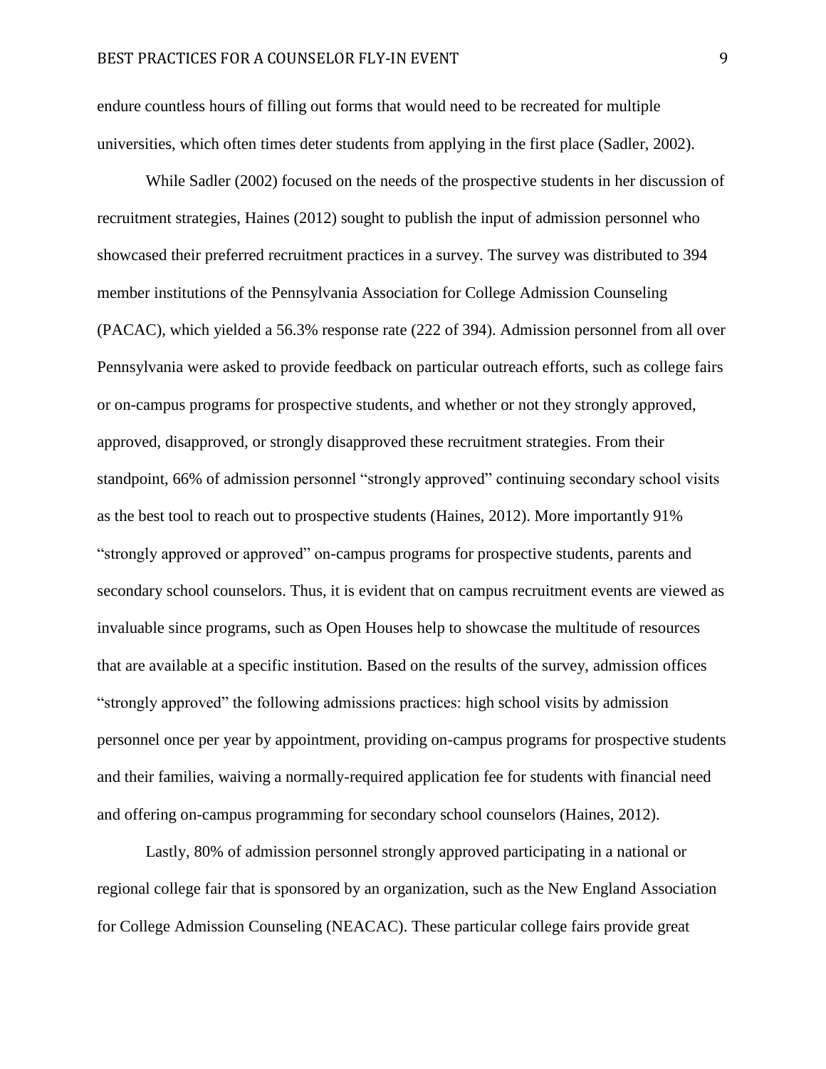endure countless hours of filling out forms that would need to be recreated for multiple universities, which often times deter students from applying in the first place (Sadler, 2002).

While Sadler (2002) focused on the needs of the prospective students in her discussion of recruitment strategies, Haines (2012) sought to publish the input of admission personnel who showcased their preferred recruitment practices in a survey. The survey was distributed to 394 member institutions of the Pennsylvania Association for College Admission Counseling (PACAC), which yielded a 56.3% response rate (222 of 394). Admission personnel from all over Pennsylvania were asked to provide feedback on particular outreach efforts, such as college fairs or on-campus programs for prospective students, and whether or not they strongly approved, approved, disapproved, or strongly disapproved these recruitment strategies. From their standpoint, 66% of admission personnel "strongly approved" continuing secondary school visits as the best tool to reach out to prospective students (Haines, 2012). More importantly 91% "strongly approved or approved" on-campus programs for prospective students, parents and secondary school counselors. Thus, it is evident that on campus recruitment events are viewed as invaluable since programs, such as Open Houses help to showcase the multitude of resources that are available at a specific institution. Based on the results of the survey, admission offices "strongly approved" the following admissions practices: high school visits by admission personnel once per year by appointment, providing on-campus programs for prospective students and their families, waiving a normally-required application fee for students with financial need and offering on-campus programming for secondary school counselors (Haines, 2012).

Lastly, 80% of admission personnel strongly approved participating in a national or regional college fair that is sponsored by an organization, such as the New England Association for College Admission Counseling (NEACAC). These particular college fairs provide great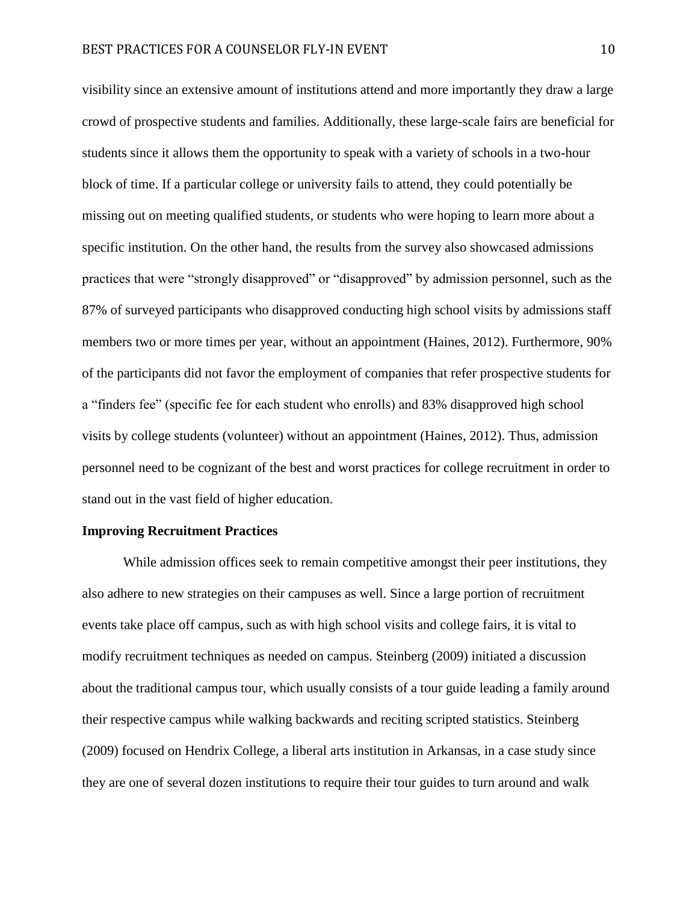visibility since an extensive amount of institutions attend and more importantly they draw a large crowd of prospective students and families. Additionally, these large-scale fairs are beneficial for students since it allows them the opportunity to speak with a variety of schools in a two-hour block of time. If a particular college or university fails to attend, they could potentially be missing out on meeting qualified students, or students who were hoping to learn more about a specific institution. On the other hand, the results from the survey also showcased admissions practices that were "strongly disapproved" or "disapproved" by admission personnel, such as the 87% of surveyed participants who disapproved conducting high school visits by admissions staff members two or more times per year, without an appointment (Haines, 2012). Furthermore, 90% of the participants did not favor the employment of companies that refer prospective students for a "finders fee" (specific fee for each student who enrolls) and 83% disapproved high school visits by college students (volunteer) without an appointment (Haines, 2012). Thus, admission personnel need to be cognizant of the best and worst practices for college recruitment in order to stand out in the vast field of higher education.

**Improving Recruitment Practices**

While admission offices seek to remain competitive amongst their peer institutions, they also adhere to new strategies on their campuses as well. Since a large portion of recruitment events take place off campus, such as with high school visits and college fairs, it is vital to modify recruitment techniques as needed on campus. Steinberg (2009) initiated a discussion about the traditional campus tour, which usually consists of a tour guide leading a family around their respective campus while walking backwards and reciting scripted statistics. Steinberg (2009) focused on Hendrix College, a liberal arts institution in Arkansas, in a case study since they are one of several dozen institutions to require their tour guides to turn around and walk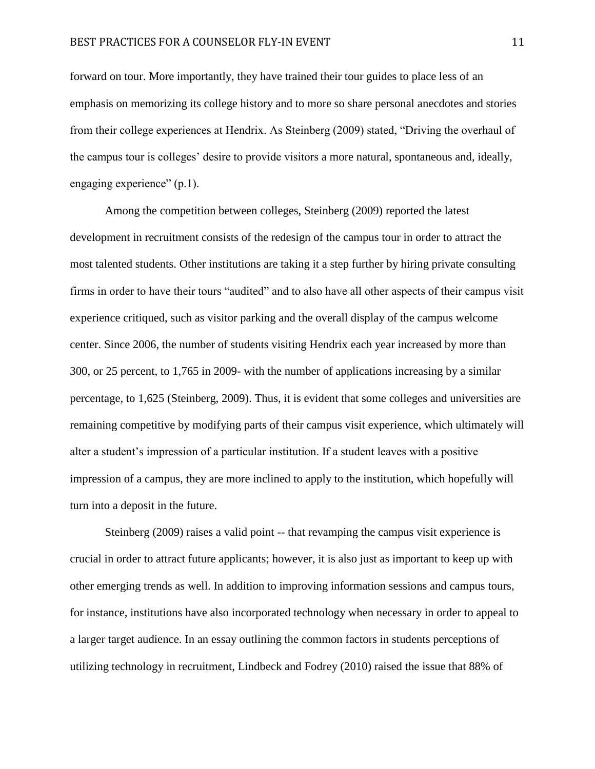forward on tour. More importantly, they have trained their tour guides to place less of an emphasis on memorizing its college history and to more so share personal anecdotes and stories from their college experiences at Hendrix. As Steinberg (2009) stated, "Driving the overhaul of the campus tour is colleges' desire to provide visitors a more natural, spontaneous and, ideally, engaging experience" (p.1).

Among the competition between colleges, Steinberg (2009) reported the latest development in recruitment consists of the redesign of the campus tour in order to attract the most talented students. Other institutions are taking it a step further by hiring private consulting firms in order to have their tours "audited" and to also have all other aspects of their campus visit experience critiqued, such as visitor parking and the overall display of the campus welcome center. Since 2006, the number of students visiting Hendrix each year increased by more than 300, or 25 percent, to 1,765 in 2009- with the number of applications increasing by a similar percentage, to 1,625 (Steinberg, 2009). Thus, it is evident that some colleges and universities are remaining competitive by modifying parts of their campus visit experience, which ultimately will alter a student's impression of a particular institution. If a student leaves with a positive impression of a campus, they are more inclined to apply to the institution, which hopefully will turn into a deposit in the future.

Steinberg (2009) raises a valid point -- that revamping the campus visit experience is crucial in order to attract future applicants; however, it is also just as important to keep up with other emerging trends as well. In addition to improving information sessions and campus tours, for instance, institutions have also incorporated technology when necessary in order to appeal to a larger target audience. In an essay outlining the common factors in students perceptions of utilizing technology in recruitment, Lindbeck and Fodrey (2010) raised the issue that 88% of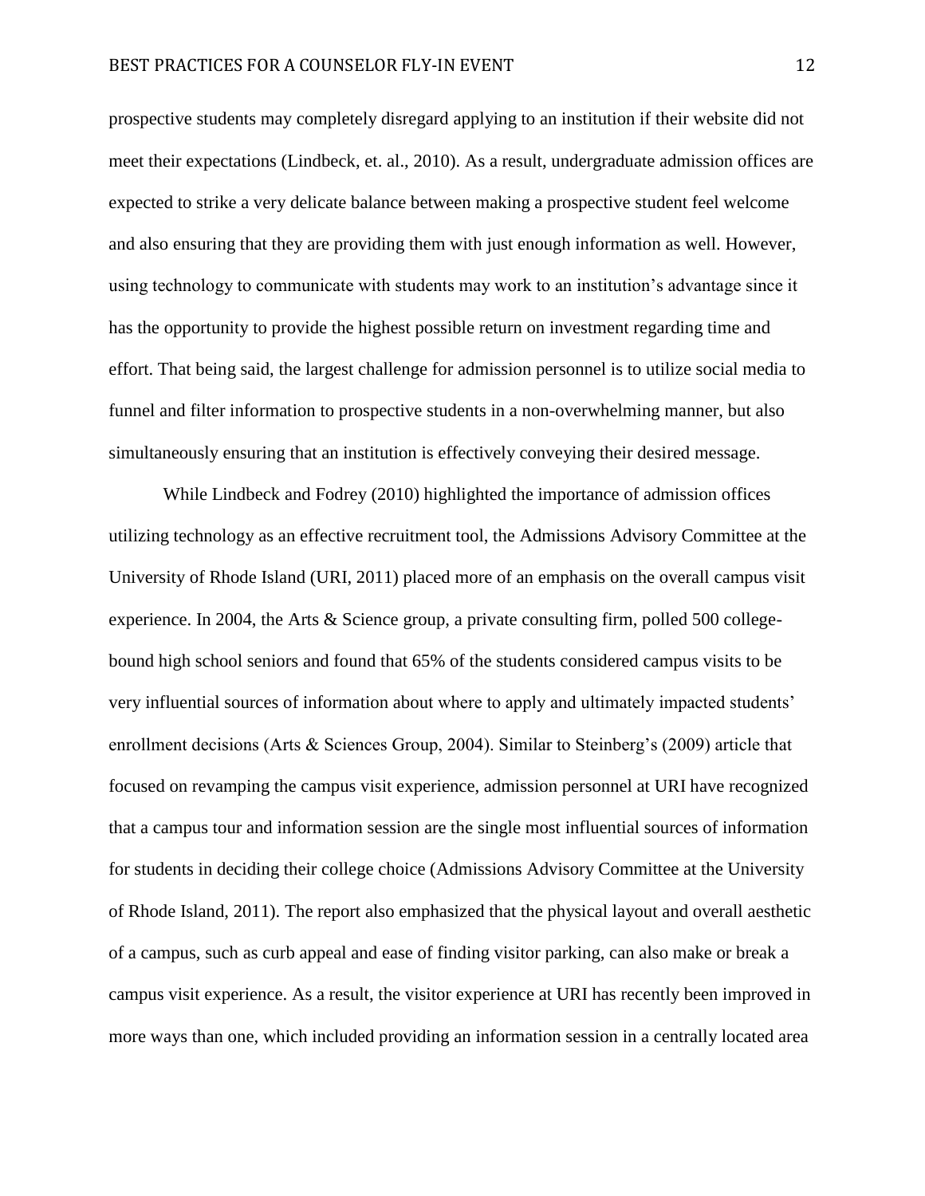prospective students may completely disregard applying to an institution if their website did not meet their expectations (Lindbeck, et. al., 2010). As a result, undergraduate admission offices are expected to strike a very delicate balance between making a prospective student feel welcome and also ensuring that they are providing them with just enough information as well. However, using technology to communicate with students may work to an institution's advantage since it has the opportunity to provide the highest possible return on investment regarding time and effort. That being said, the largest challenge for admission personnel is to utilize social media to funnel and filter information to prospective students in a non-overwhelming manner, but also simultaneously ensuring that an institution is effectively conveying their desired message.

While Lindbeck and Fodrey (2010) highlighted the importance of admission offices utilizing technology as an effective recruitment tool, the Admissions Advisory Committee at the University of Rhode Island (URI, 2011) placed more of an emphasis on the overall campus visit experience. In 2004, the Arts & Science group, a private consulting firm, polled 500 college-bound high school seniors and found that 65% of the students considered campus visits to be very influential sources of information about where to apply and ultimately impacted students' enrollment decisions (Arts & Sciences Group, 2004). Similar to Steinberg's (2009) article that focused on revamping the campus visit experience, admission personnel at URI have recognized that a campus tour and information session are the single most influential sources of information for students in deciding their college choice (Admissions Advisory Committee at the University of Rhode Island, 2011). The report also emphasized that the physical layout and overall aesthetic of a campus, such as curb appeal and ease of finding visitor parking, can also make or break a campus visit experience. As a result, the visitor experience at URI has recently been improved in more ways than one, which included providing an information session in a centrally located area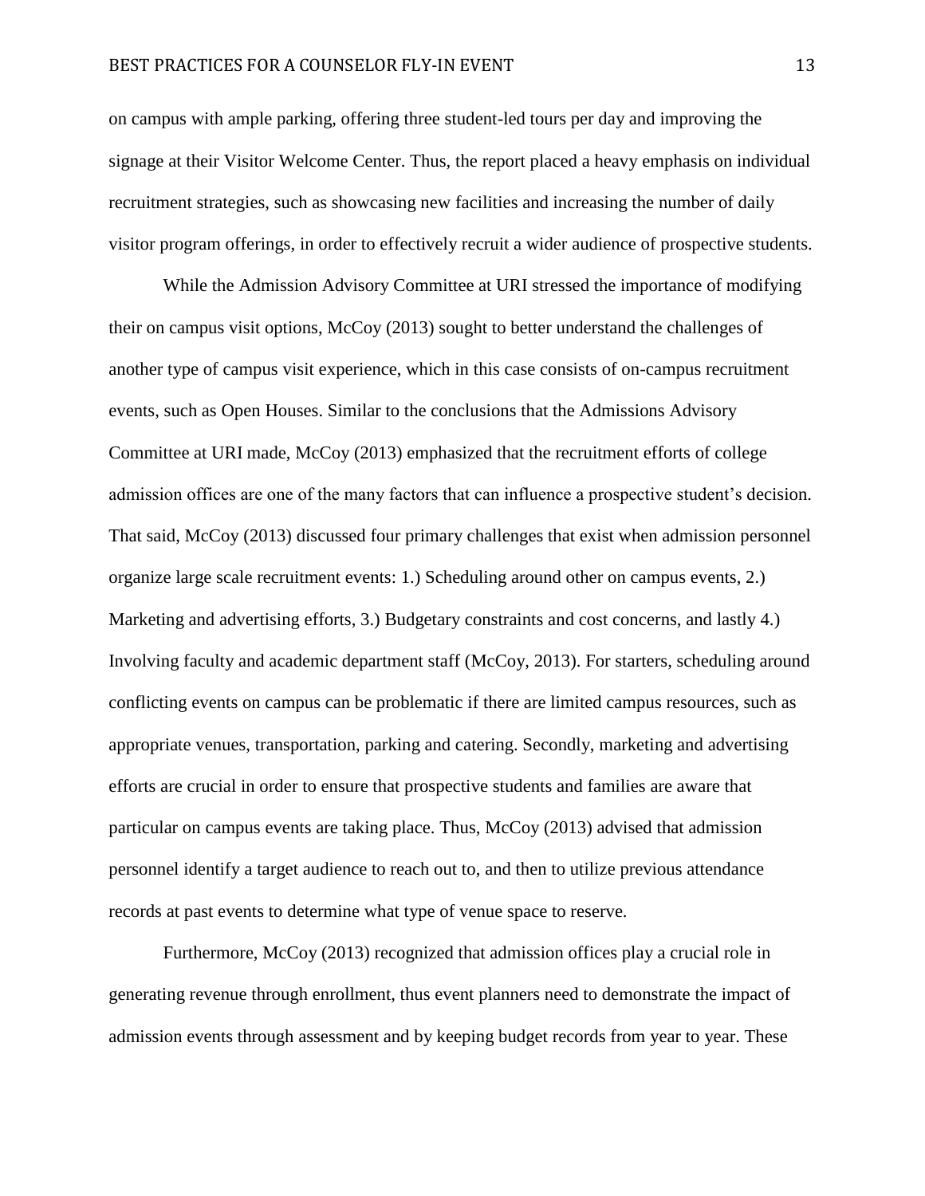on campus with ample parking, offering three student-led tours per day and improving the signage at their Visitor Welcome Center. Thus, the report placed a heavy emphasis on individual recruitment strategies, such as showcasing new facilities and increasing the number of daily visitor program offerings, in order to effectively recruit a wider audience of prospective students.

While the Admission Advisory Committee at URI stressed the importance of modifying their on campus visit options, McCoy (2013) sought to better understand the challenges of another type of campus visit experience, which in this case consists of on-campus recruitment events, such as Open Houses. Similar to the conclusions that the Admissions Advisory Committee at URI made, McCoy (2013) emphasized that the recruitment efforts of college admission offices are one of the many factors that can influence a prospective student's decision. That said, McCoy (2013) discussed four primary challenges that exist when admission personnel organize large scale recruitment events: 1.) Scheduling around other on campus events, 2.) Marketing and advertising efforts, 3.) Budgetary constraints and cost concerns, and lastly 4.) Involving faculty and academic department staff (McCoy, 2013). For starters, scheduling around conflicting events on campus can be problematic if there are limited campus resources, such as appropriate venues, transportation, parking and catering. Secondly, marketing and advertising efforts are crucial in order to ensure that prospective students and families are aware that particular on campus events are taking place. Thus, McCoy (2013) advised that admission personnel identify a target audience to reach out to, and then to utilize previous attendance records at past events to determine what type of venue space to reserve.

Furthermore, McCoy (2013) recognized that admission offices play a crucial role in generating revenue through enrollment, thus event planners need to demonstrate the impact of admission events through assessment and by keeping budget records from year to year. These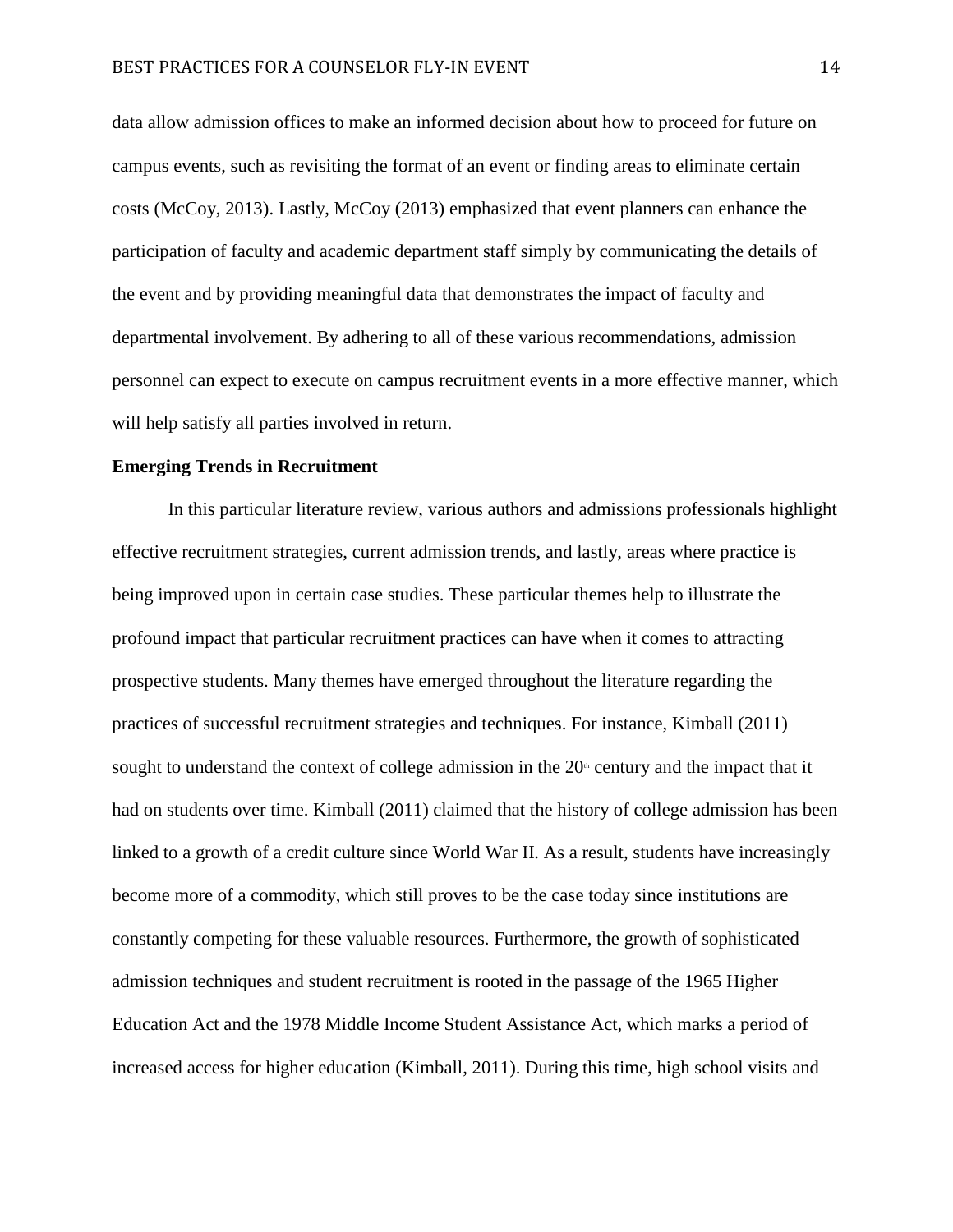data allow admission offices to make an informed decision about how to proceed for future on campus events, such as revisiting the format of an event or finding areas to eliminate certain costs (McCoy, 2013). Lastly, McCoy (2013) emphasized that event planners can enhance the participation of faculty and academic department staff simply by communicating the details of the event and by providing meaningful data that demonstrates the impact of faculty and departmental involvement. By adhering to all of these various recommendations, admission personnel can expect to execute on campus recruitment events in a more effective manner, which will help satisfy all parties involved in return.

**Emerging Trends in Recruitment**

In this particular literature review, various authors and admissions professionals highlight effective recruitment strategies, current admission trends, and lastly, areas where practice is being improved upon in certain case studies. These particular themes help to illustrate the profound impact that particular recruitment practices can have when it comes to attracting prospective students. Many themes have emerged throughout the literature regarding the practices of successful recruitment strategies and techniques. For instance, Kimball (2011) sought to understand the context of college admission in the 20th century and the impact that it had on students over time. Kimball (2011) claimed that the history of college admission has been linked to a growth of a credit culture since World War II. As a result, students have increasingly become more of a commodity, which still proves to be the case today since institutions are constantly competing for these valuable resources. Furthermore, the growth of sophisticated admission techniques and student recruitment is rooted in the passage of the 1965 Higher Education Act and the 1978 Middle Income Student Assistance Act, which marks a period of increased access for higher education (Kimball, 2011). During this time, high school visits and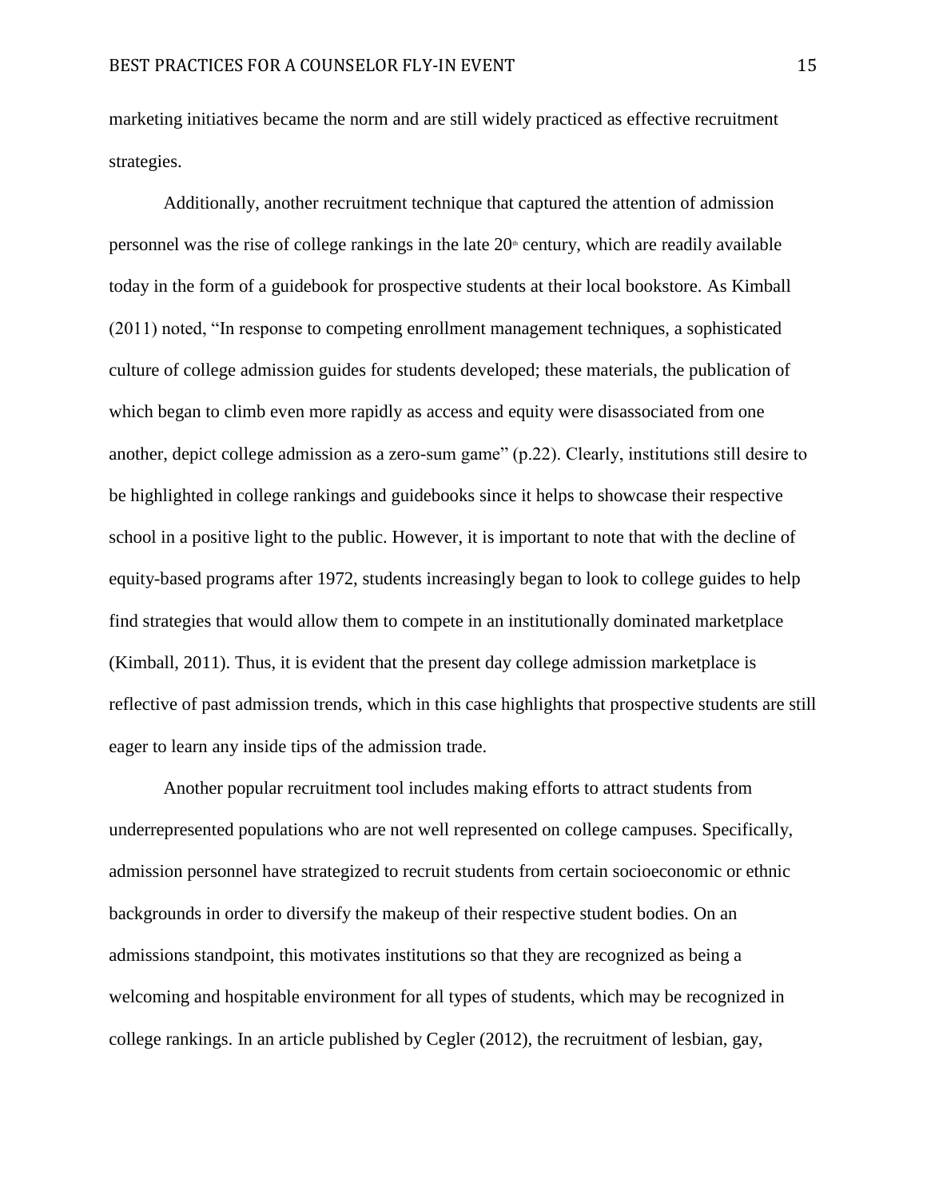marketing initiatives became the norm and are still widely practiced as effective recruitment strategies.

Additionally, another recruitment technique that captured the attention of admission personnel was the rise of college rankings in the late 20th century, which are readily available today in the form of a guidebook for prospective students at their local bookstore. As Kimball (2011) noted, "In response to competing enrollment management techniques, a sophisticated culture of college admission guides for students developed; these materials, the publication of which began to climb even more rapidly as access and equity were disassociated from one another, depict college admission as a zero-sum game" (p.22). Clearly, institutions still desire to be highlighted in college rankings and guidebooks since it helps to showcase their respective school in a positive light to the public. However, it is important to note that with the decline of equity-based programs after 1972, students increasingly began to look to college guides to help find strategies that would allow them to compete in an institutionally dominated marketplace (Kimball, 2011). Thus, it is evident that the present day college admission marketplace is reflective of past admission trends, which in this case highlights that prospective students are still eager to learn any inside tips of the admission trade.

Another popular recruitment tool includes making efforts to attract students from underrepresented populations who are not well represented on college campuses. Specifically, admission personnel have strategized to recruit students from certain socioeconomic or ethnic backgrounds in order to diversify the makeup of their respective student bodies. On an admissions standpoint, this motivates institutions so that they are recognized as being a welcoming and hospitable environment for all types of students, which may be recognized in college rankings. In an article published by Cegler (2012), the recruitment of lesbian, gay,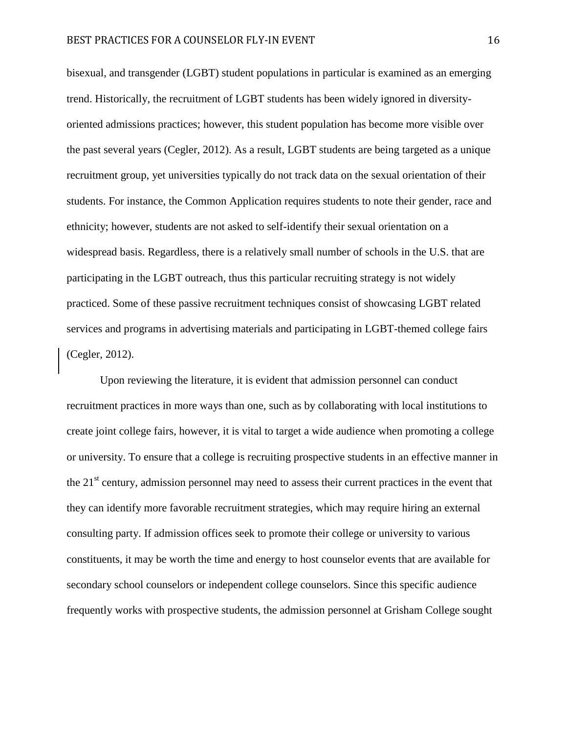bisexual, and transgender (LGBT) student populations in particular is examined as an emerging trend. Historically, the recruitment of LGBT students has been widely ignored in diversity-oriented admissions practices; however, this student population has become more visible over the past several years (Cegler, 2012). As a result, LGBT students are being targeted as a unique recruitment group, yet universities typically do not track data on the sexual orientation of their students. For instance, the Common Application requires students to note their gender, race and ethnicity; however, students are not asked to self-identify their sexual orientation on a widespread basis. Regardless, there is a relatively small number of schools in the U.S. that are participating in the LGBT outreach, thus this particular recruiting strategy is not widely practiced. Some of these passive recruitment techniques consist of showcasing LGBT related services and programs in advertising materials and participating in LGBT-themed college fairs (Cegler, 2012).

Upon reviewing the literature, it is evident that admission personnel can conduct recruitment practices in more ways than one, such as by collaborating with local institutions to create joint college fairs, however, it is vital to target a wide audience when promoting a college or university. To ensure that a college is recruiting prospective students in an effective manner in the 21st century, admission personnel may need to assess their current practices in the event that they can identify more favorable recruitment strategies, which may require hiring an external consulting party. If admission offices seek to promote their college or university to various constituents, it may be worth the time and energy to host counselor events that are available for secondary school counselors or independent college counselors. Since this specific audience frequently works with prospective students, the admission personnel at Grisham College sought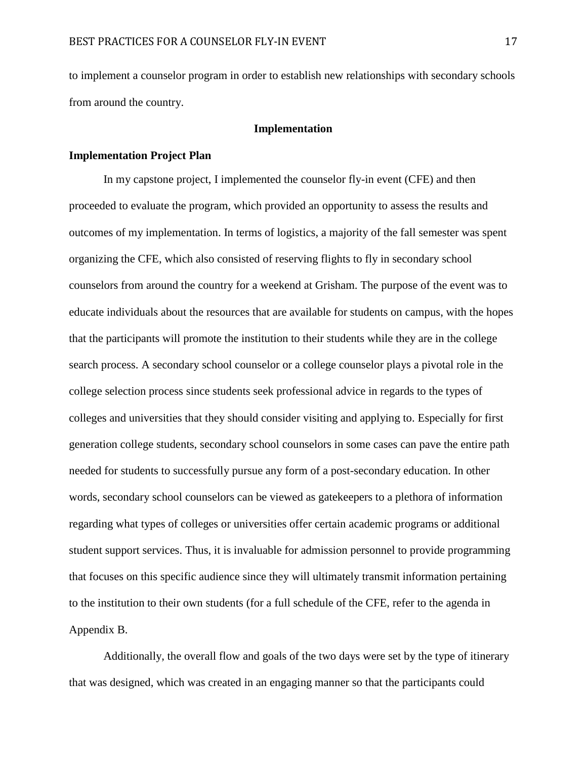to implement a counselor program in order to establish new relationships with secondary schools from around the country.

## Implementation

### Implementation Project Plan

In my capstone project, I implemented the counselor fly-in event (CFE) and then proceeded to evaluate the program, which provided an opportunity to assess the results and outcomes of my implementation. In terms of logistics, a majority of the fall semester was spent organizing the CFE, which also consisted of reserving flights to fly in secondary school counselors from around the country for a weekend at Grisham. The purpose of the event was to educate individuals about the resources that are available for students on campus, with the hopes that the participants will promote the institution to their students while they are in the college search process. A secondary school counselor or a college counselor plays a pivotal role in the college selection process since students seek professional advice in regards to the types of colleges and universities that they should consider visiting and applying to. Especially for first generation college students, secondary school counselors in some cases can pave the entire path needed for students to successfully pursue any form of a post-secondary education. In other words, secondary school counselors can be viewed as gatekeepers to a plethora of information regarding what types of colleges or universities offer certain academic programs or additional student support services. Thus, it is invaluable for admission personnel to provide programming that focuses on this specific audience since they will ultimately transmit information pertaining to the institution to their own students (for a full schedule of the CFE, refer to the agenda in Appendix B.

Additionally, the overall flow and goals of the two days were set by the type of itinerary that was designed, which was created in an engaging manner so that the participants could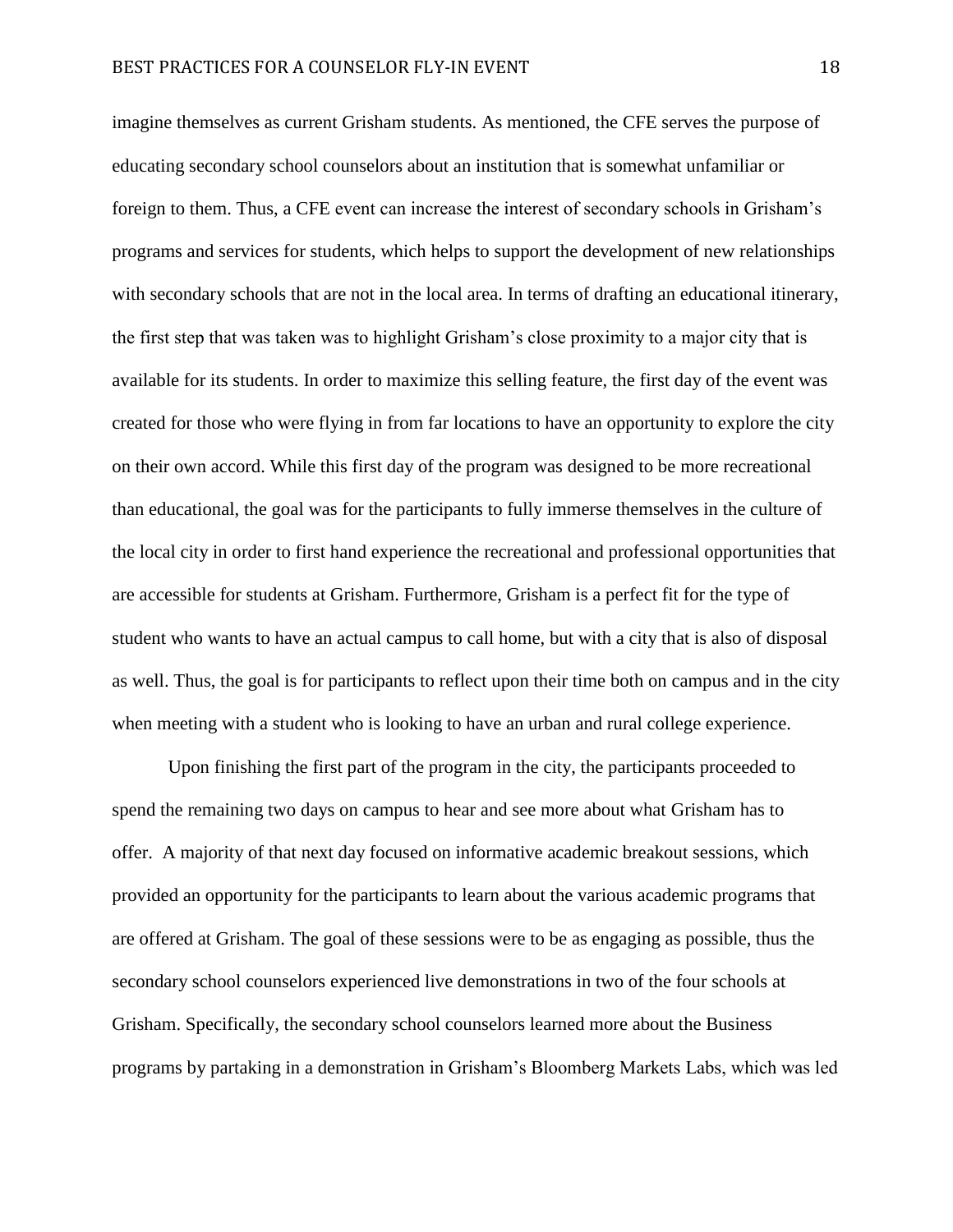imagine themselves as current Grisham students. As mentioned, the CFE serves the purpose of educating secondary school counselors about an institution that is somewhat unfamiliar or foreign to them. Thus, a CFE event can increase the interest of secondary schools in Grisham's programs and services for students, which helps to support the development of new relationships with secondary schools that are not in the local area. In terms of drafting an educational itinerary, the first step that was taken was to highlight Grisham's close proximity to a major city that is available for its students. In order to maximize this selling feature, the first day of the event was created for those who were flying in from far locations to have an opportunity to explore the city on their own accord. While this first day of the program was designed to be more recreational than educational, the goal was for the participants to fully immerse themselves in the culture of the local city in order to first hand experience the recreational and professional opportunities that are accessible for students at Grisham. Furthermore, Grisham is a perfect fit for the type of student who wants to have an actual campus to call home, but with a city that is also of disposal as well. Thus, the goal is for participants to reflect upon their time both on campus and in the city when meeting with a student who is looking to have an urban and rural college experience.

Upon finishing the first part of the program in the city, the participants proceeded to spend the remaining two days on campus to hear and see more about what Grisham has to offer. A majority of that next day focused on informative academic breakout sessions, which provided an opportunity for the participants to learn about the various academic programs that are offered at Grisham. The goal of these sessions were to be as engaging as possible, thus the secondary school counselors experienced live demonstrations in two of the four schools at Grisham. Specifically, the secondary school counselors learned more about the Business programs by partaking in a demonstration in Grisham's Bloomberg Markets Labs, which was led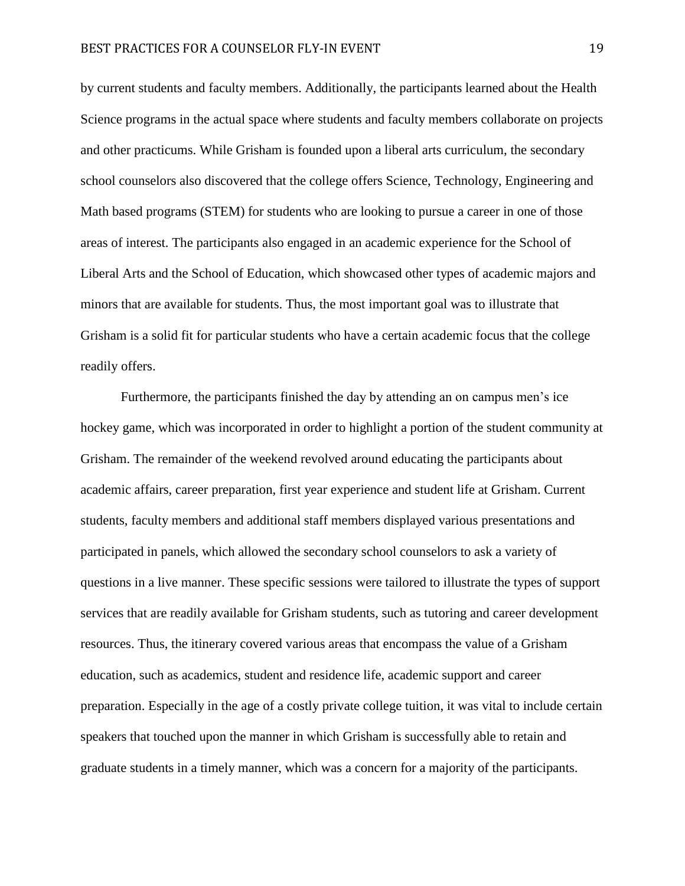by current students and faculty members. Additionally, the participants learned about the Health Science programs in the actual space where students and faculty members collaborate on projects and other practicums. While Grisham is founded upon a liberal arts curriculum, the secondary school counselors also discovered that the college offers Science, Technology, Engineering and Math based programs (STEM) for students who are looking to pursue a career in one of those areas of interest. The participants also engaged in an academic experience for the School of Liberal Arts and the School of Education, which showcased other types of academic majors and minors that are available for students. Thus, the most important goal was to illustrate that Grisham is a solid fit for particular students who have a certain academic focus that the college readily offers.

Furthermore, the participants finished the day by attending an on campus men's ice hockey game, which was incorporated in order to highlight a portion of the student community at Grisham. The remainder of the weekend revolved around educating the participants about academic affairs, career preparation, first year experience and student life at Grisham. Current students, faculty members and additional staff members displayed various presentations and participated in panels, which allowed the secondary school counselors to ask a variety of questions in a live manner. These specific sessions were tailored to illustrate the types of support services that are readily available for Grisham students, such as tutoring and career development resources. Thus, the itinerary covered various areas that encompass the value of a Grisham education, such as academics, student and residence life, academic support and career preparation. Especially in the age of a costly private college tuition, it was vital to include certain speakers that touched upon the manner in which Grisham is successfully able to retain and graduate students in a timely manner, which was a concern for a majority of the participants.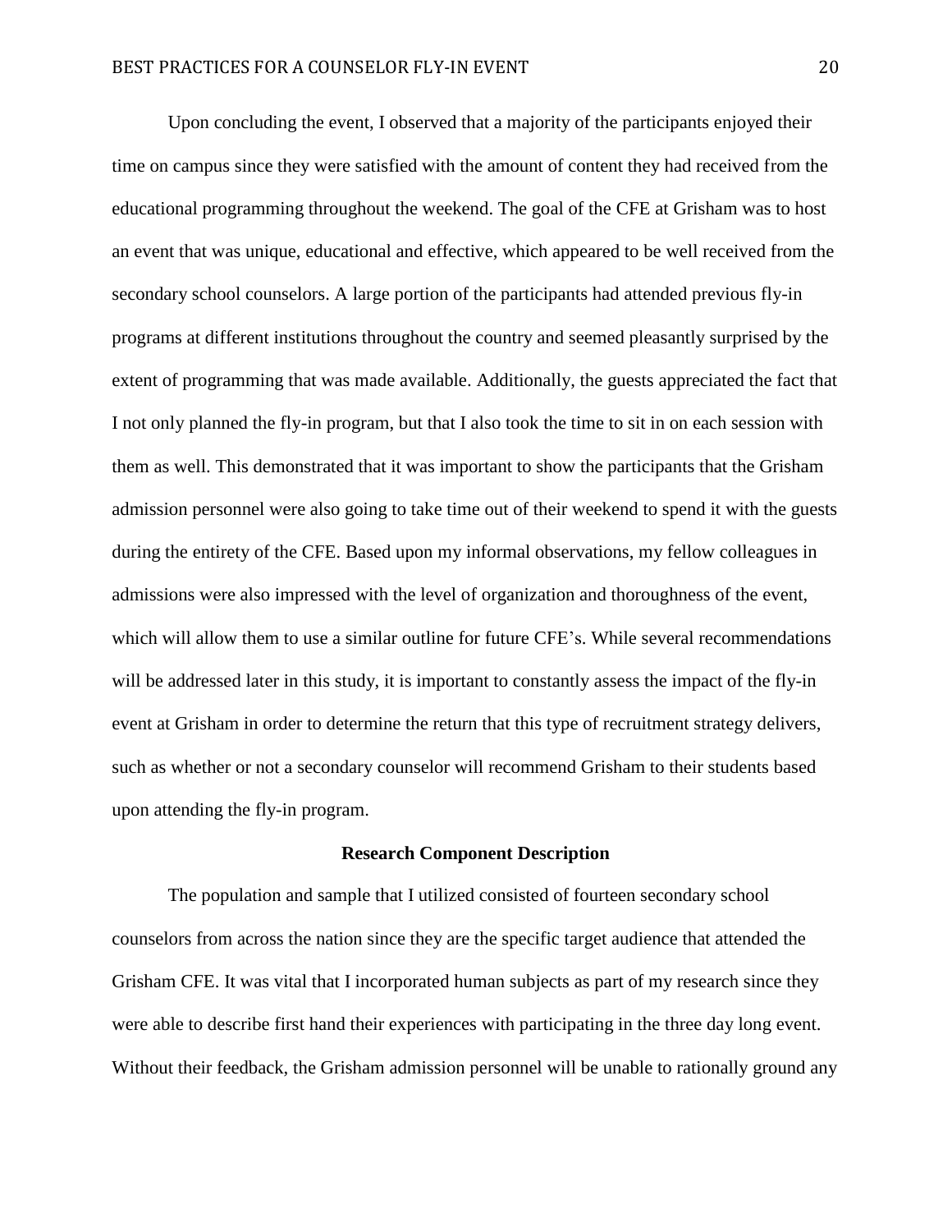Upon concluding the event, I observed that a majority of the participants enjoyed their time on campus since they were satisfied with the amount of content they had received from the educational programming throughout the weekend. The goal of the CFE at Grisham was to host an event that was unique, educational and effective, which appeared to be well received from the secondary school counselors. A large portion of the participants had attended previous fly-in programs at different institutions throughout the country and seemed pleasantly surprised by the extent of programming that was made available. Additionally, the guests appreciated the fact that I not only planned the fly-in program, but that I also took the time to sit in on each session with them as well. This demonstrated that it was important to show the participants that the Grisham admission personnel were also going to take time out of their weekend to spend it with the guests during the entirety of the CFE. Based upon my informal observations, my fellow colleagues in admissions were also impressed with the level of organization and thoroughness of the event, which will allow them to use a similar outline for future CFE's. While several recommendations will be addressed later in this study, it is important to constantly assess the impact of the fly-in event at Grisham in order to determine the return that this type of recruitment strategy delivers, such as whether or not a secondary counselor will recommend Grisham to their students based upon attending the fly-in program.

## Research Component Description

The population and sample that I utilized consisted of fourteen secondary school counselors from across the nation since they are the specific target audience that attended the Grisham CFE. It was vital that I incorporated human subjects as part of my research since they were able to describe first hand their experiences with participating in the three day long event. Without their feedback, the Grisham admission personnel will be unable to rationally ground any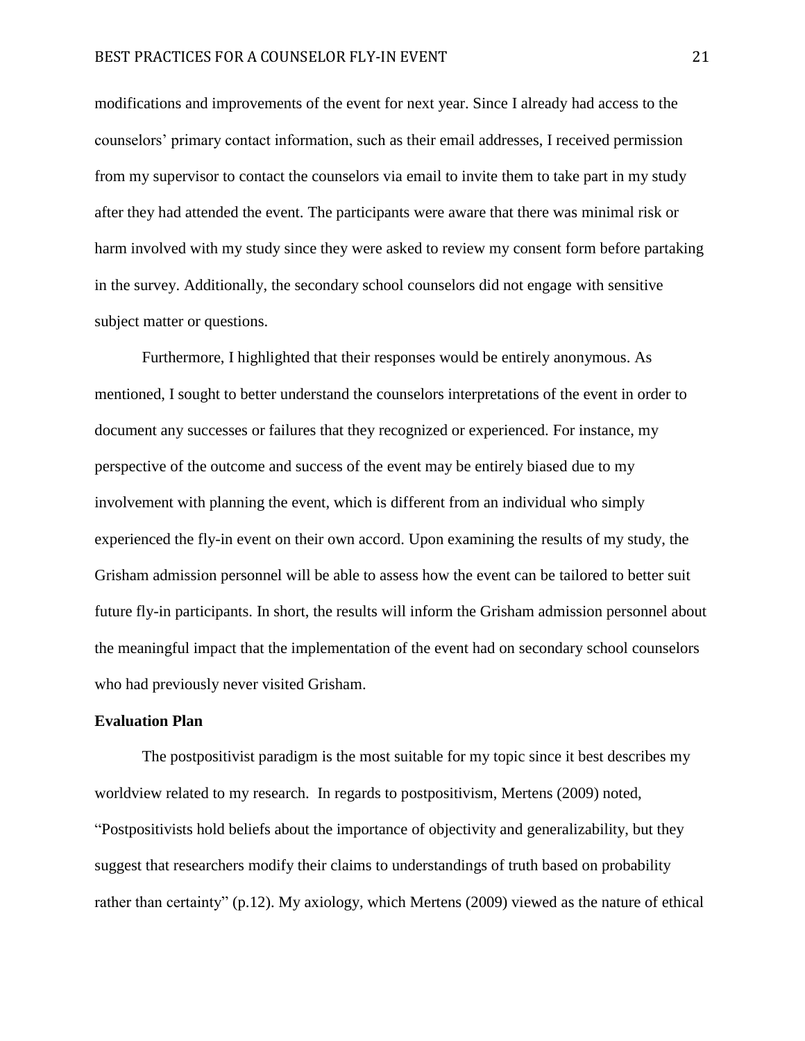modifications and improvements of the event for next year. Since I already had access to the counselors' primary contact information, such as their email addresses, I received permission from my supervisor to contact the counselors via email to invite them to take part in my study after they had attended the event. The participants were aware that there was minimal risk or harm involved with my study since they were asked to review my consent form before partaking in the survey. Additionally, the secondary school counselors did not engage with sensitive subject matter or questions.

Furthermore, I highlighted that their responses would be entirely anonymous. As mentioned, I sought to better understand the counselors interpretations of the event in order to document any successes or failures that they recognized or experienced. For instance, my perspective of the outcome and success of the event may be entirely biased due to my involvement with planning the event, which is different from an individual who simply experienced the fly-in event on their own accord. Upon examining the results of my study, the Grisham admission personnel will be able to assess how the event can be tailored to better suit future fly-in participants. In short, the results will inform the Grisham admission personnel about the meaningful impact that the implementation of the event had on secondary school counselors who had previously never visited Grisham.

**Evaluation Plan**

The postpositivist paradigm is the most suitable for my topic since it best describes my worldview related to my research. In regards to postpositivism, Mertens (2009) noted, "Postpositivists hold beliefs about the importance of objectivity and generalizability, but they suggest that researchers modify their claims to understandings of truth based on probability rather than certainty" (p.12). My axiology, which Mertens (2009) viewed as the nature of ethical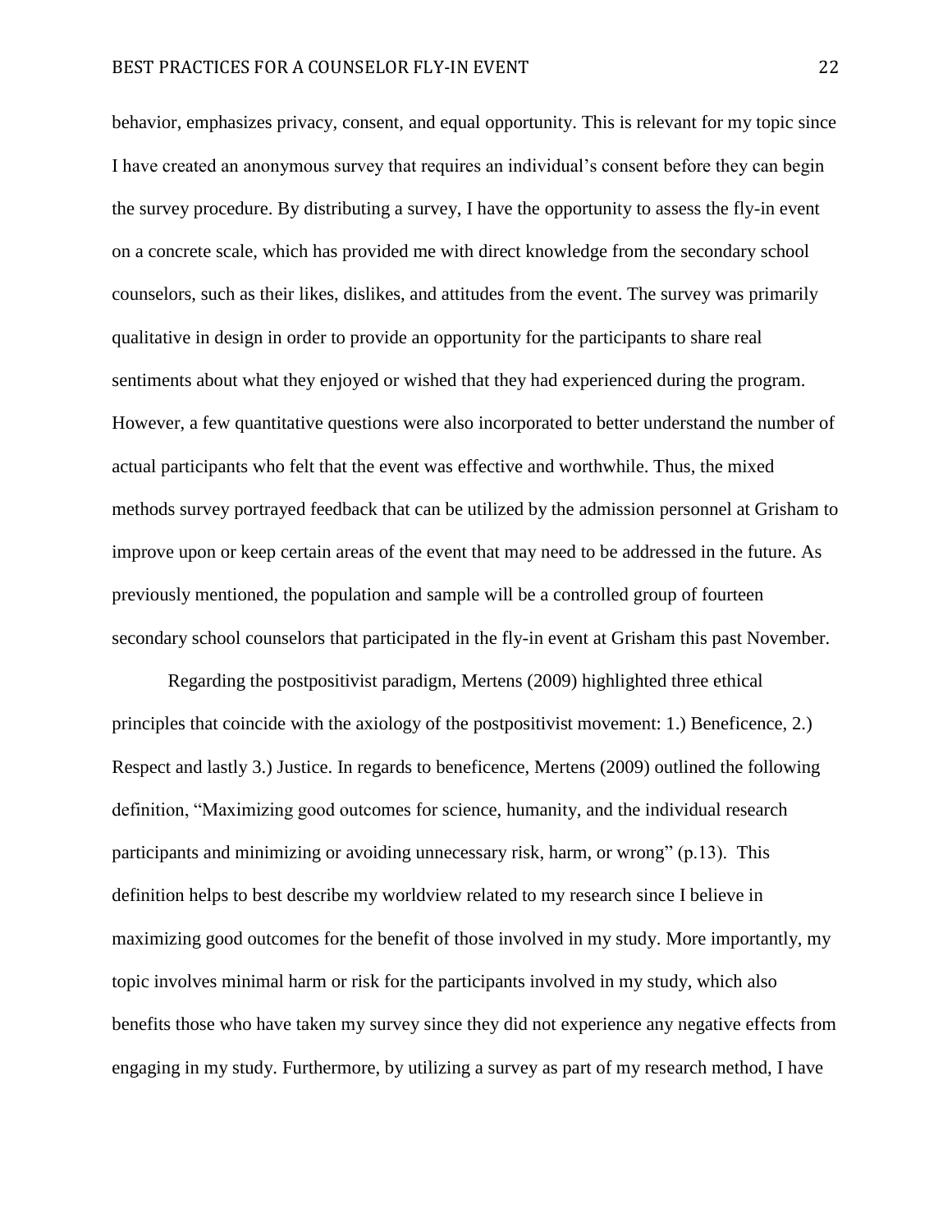behavior, emphasizes privacy, consent, and equal opportunity. This is relevant for my topic since I have created an anonymous survey that requires an individual's consent before they can begin the survey procedure. By distributing a survey, I have the opportunity to assess the fly-in event on a concrete scale, which has provided me with direct knowledge from the secondary school counselors, such as their likes, dislikes, and attitudes from the event. The survey was primarily qualitative in design in order to provide an opportunity for the participants to share real sentiments about what they enjoyed or wished that they had experienced during the program. However, a few quantitative questions were also incorporated to better understand the number of actual participants who felt that the event was effective and worthwhile. Thus, the mixed methods survey portrayed feedback that can be utilized by the admission personnel at Grisham to improve upon or keep certain areas of the event that may need to be addressed in the future. As previously mentioned, the population and sample will be a controlled group of fourteen secondary school counselors that participated in the fly-in event at Grisham this past November.

Regarding the postpositivist paradigm, Mertens (2009) highlighted three ethical principles that coincide with the axiology of the postpositivist movement: 1.) Beneficence, 2.) Respect and lastly 3.) Justice. In regards to beneficence, Mertens (2009) outlined the following definition, "Maximizing good outcomes for science, humanity, and the individual research participants and minimizing or avoiding unnecessary risk, harm, or wrong" (p.13). This definition helps to best describe my worldview related to my research since I believe in maximizing good outcomes for the benefit of those involved in my study. More importantly, my topic involves minimal harm or risk for the participants involved in my study, which also benefits those who have taken my survey since they did not experience any negative effects from engaging in my study. Furthermore, by utilizing a survey as part of my research method, I have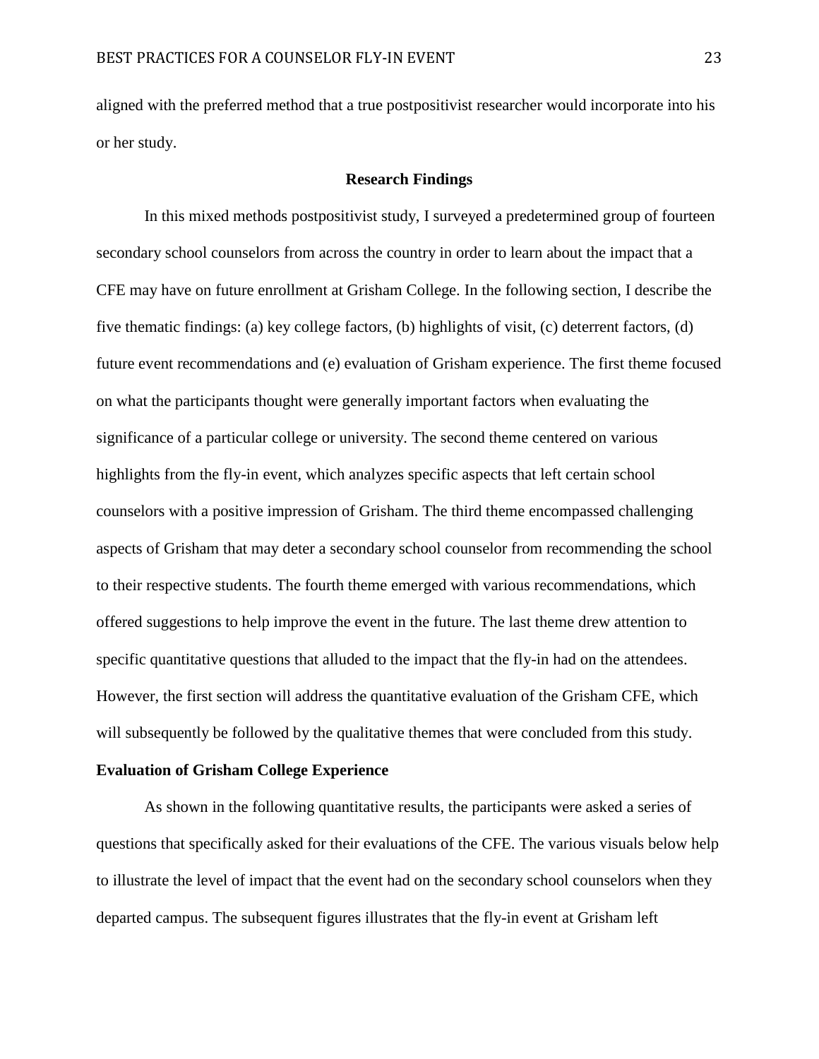aligned with the preferred method that a true postpositivist researcher would incorporate into his or her study.

## Research Findings

In this mixed methods postpositivist study, I surveyed a predetermined group of fourteen secondary school counselors from across the country in order to learn about the impact that a CFE may have on future enrollment at Grisham College. In the following section, I describe the five thematic findings: (a) key college factors, (b) highlights of visit, (c) deterrent factors, (d) future event recommendations and (e) evaluation of Grisham experience. The first theme focused on what the participants thought were generally important factors when evaluating the significance of a particular college or university. The second theme centered on various highlights from the fly-in event, which analyzes specific aspects that left certain school counselors with a positive impression of Grisham. The third theme encompassed challenging aspects of Grisham that may deter a secondary school counselor from recommending the school to their respective students. The fourth theme emerged with various recommendations, which offered suggestions to help improve the event in the future. The last theme drew attention to specific quantitative questions that alluded to the impact that the fly-in had on the attendees. However, the first section will address the quantitative evaluation of the Grisham CFE, which will subsequently be followed by the qualitative themes that were concluded from this study.

### Evaluation of Grisham College Experience

As shown in the following quantitative results, the participants were asked a series of questions that specifically asked for their evaluations of the CFE. The various visuals below help to illustrate the level of impact that the event had on the secondary school counselors when they departed campus. The subsequent figures illustrates that the fly-in event at Grisham left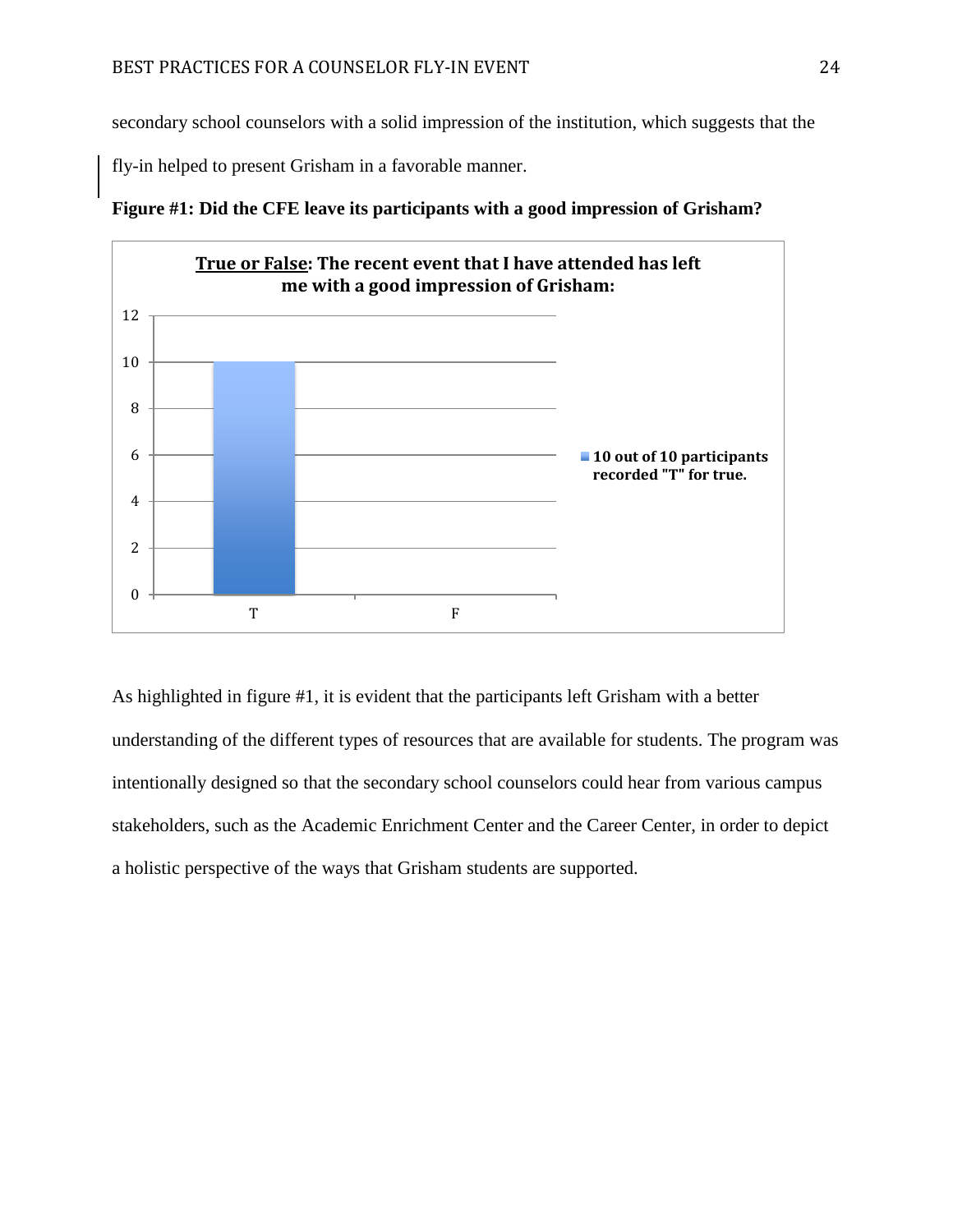secondary school counselors with a solid impression of the institution, which suggests that the fly-in helped to present Grisham in a favorable manner.

**Figure #1: Did the CFE leave its participants with a good impression of Grisham?**

**True or False: The recent event that I have attended has left me with a good impression of Grisham:**

| Response | Count |
|---|---|
| T | 10 |
| F | 0 |

**10 out of 10 participants recorded "T" for true.**

As highlighted in figure #1, it is evident that the participants left Grisham with a better understanding of the different types of resources that are available for students. The program was intentionally designed so that the secondary school counselors could hear from various campus stakeholders, such as the Academic Enrichment Center and the Career Center, in order to depict a holistic perspective of the ways that Grisham students are supported.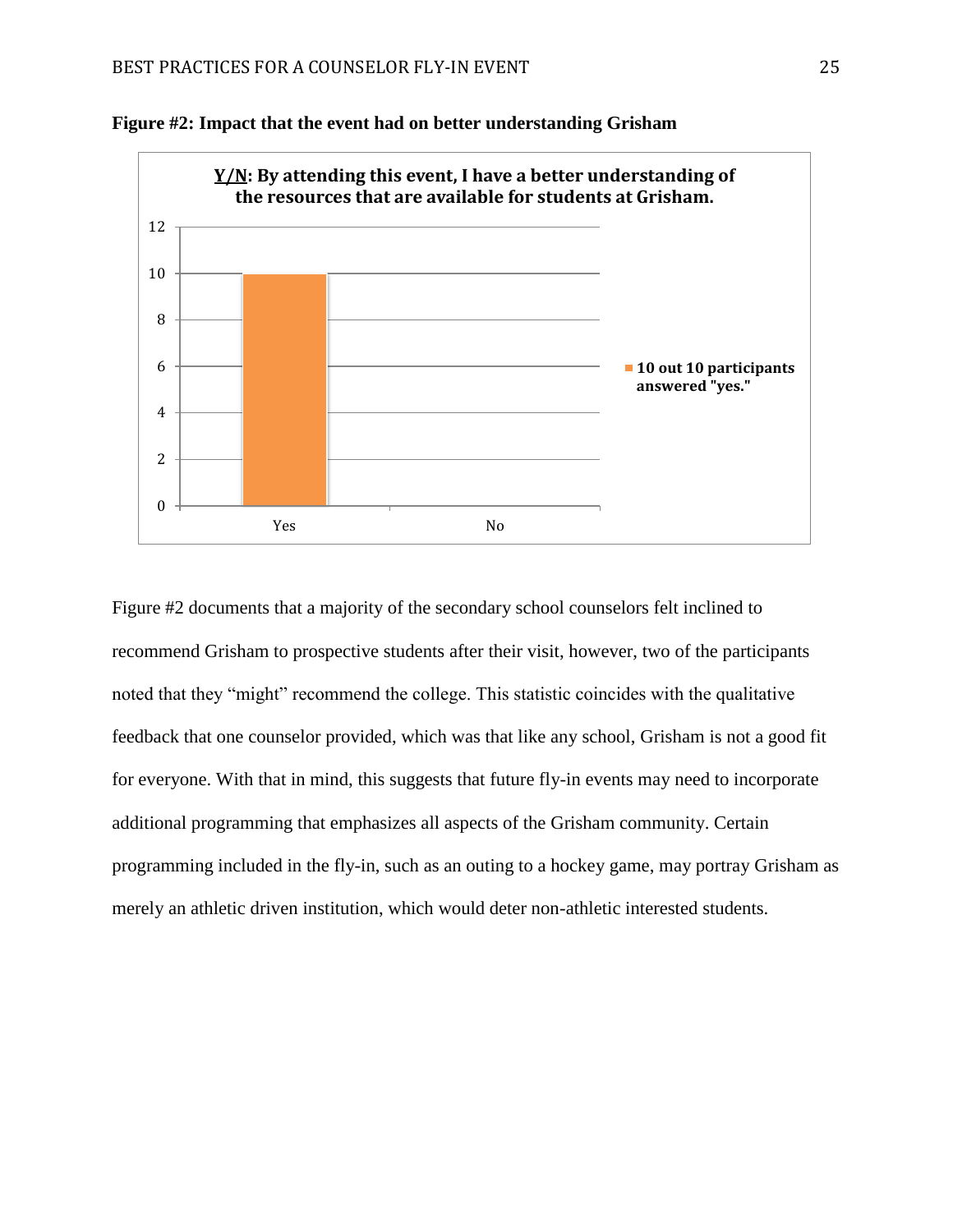**Figure #2: Impact that the event had on better understanding Grisham**

**Y/N: By attending this event, I have a better understanding of the resources that are available for students at Grisham.**

| | Yes | No |
|---|---|---|
| 10 out 10 participants answered "yes." | 10 | 0 |

Figure #2 documents that a majority of the secondary school counselors felt inclined to recommend Grisham to prospective students after their visit, however, two of the participants noted that they "might" recommend the college. This statistic coincides with the qualitative feedback that one counselor provided, which was that like any school, Grisham is not a good fit for everyone. With that in mind, this suggests that future fly-in events may need to incorporate additional programming that emphasizes all aspects of the Grisham community. Certain programming included in the fly-in, such as an outing to a hockey game, may portray Grisham as merely an athletic driven institution, which would deter non-athletic interested students.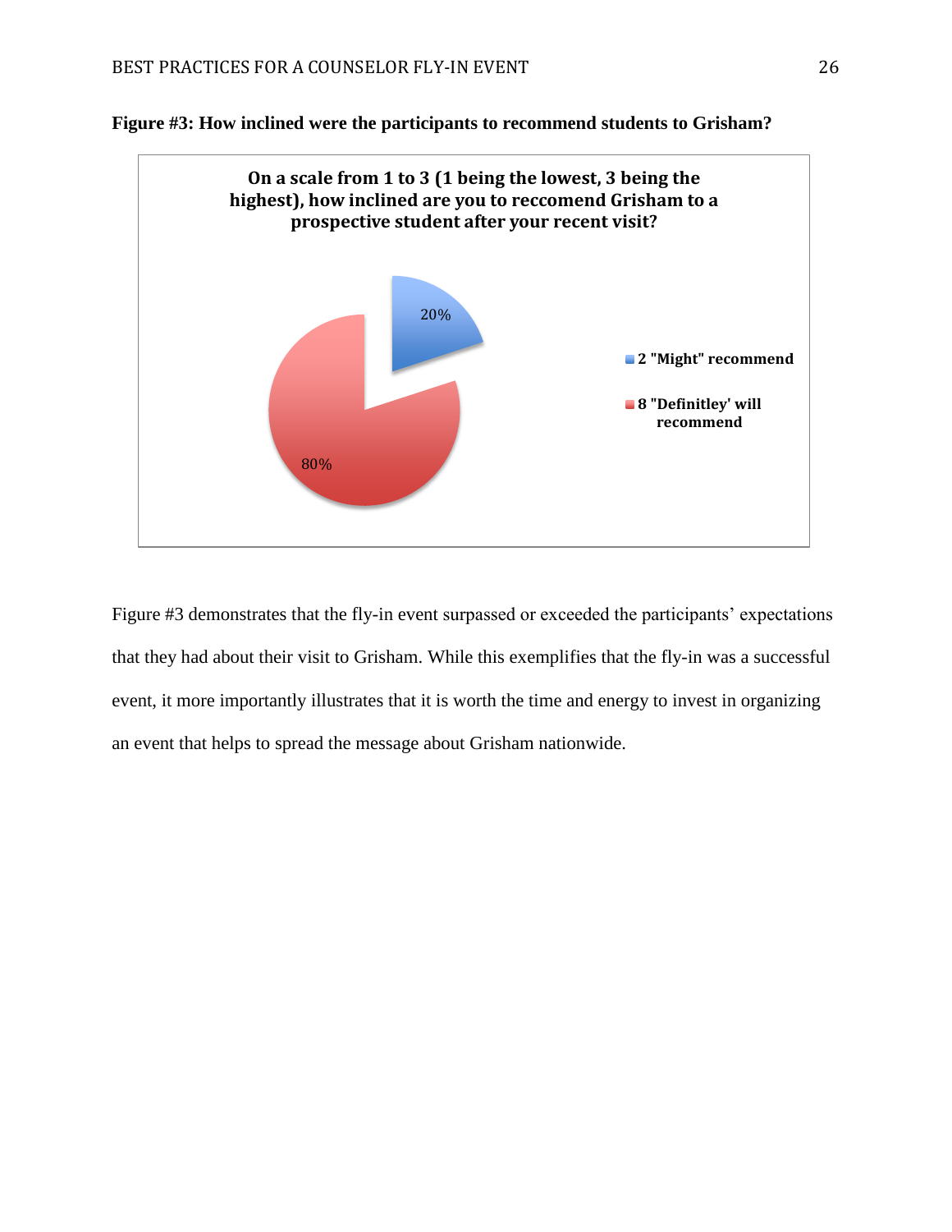**Figure #3: How inclined were the participants to recommend students to Grisham?**

**On a scale from 1 to 3 (1 being the lowest, 3 being the highest), how inclined are you to reccomend Grisham to a prospective student after your recent visit?**

20%

80%

2 "Might" recommend

8 "Definitley' will recommend

Figure #3 demonstrates that the fly-in event surpassed or exceeded the participants' expectations that they had about their visit to Grisham. While this exemplifies that the fly-in was a successful event, it more importantly illustrates that it is worth the time and energy to invest in organizing an event that helps to spread the message about Grisham nationwide.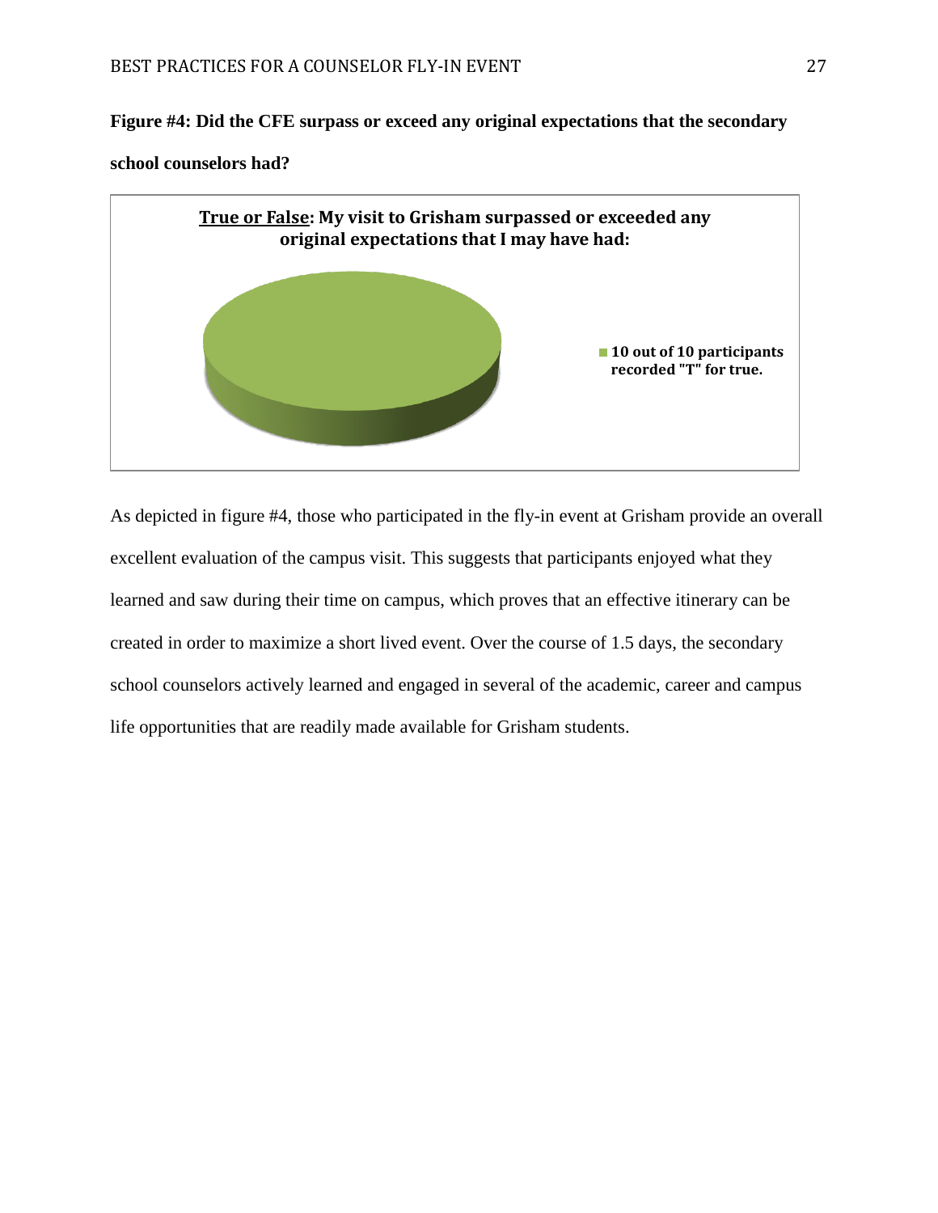**Figure #4: Did the CFE surpass or exceed any original expectations that the secondary school counselors had?**

**True or False: My visit to Grisham surpassed or exceeded any original expectations that I may have had:**

**10 out of 10 participants recorded "T" for true.**

As depicted in figure #4, those who participated in the fly-in event at Grisham provide an overall excellent evaluation of the campus visit. This suggests that participants enjoyed what they learned and saw during their time on campus, which proves that an effective itinerary can be created in order to maximize a short lived event. Over the course of 1.5 days, the secondary school counselors actively learned and engaged in several of the academic, career and campus life opportunities that are readily made available for Grisham students.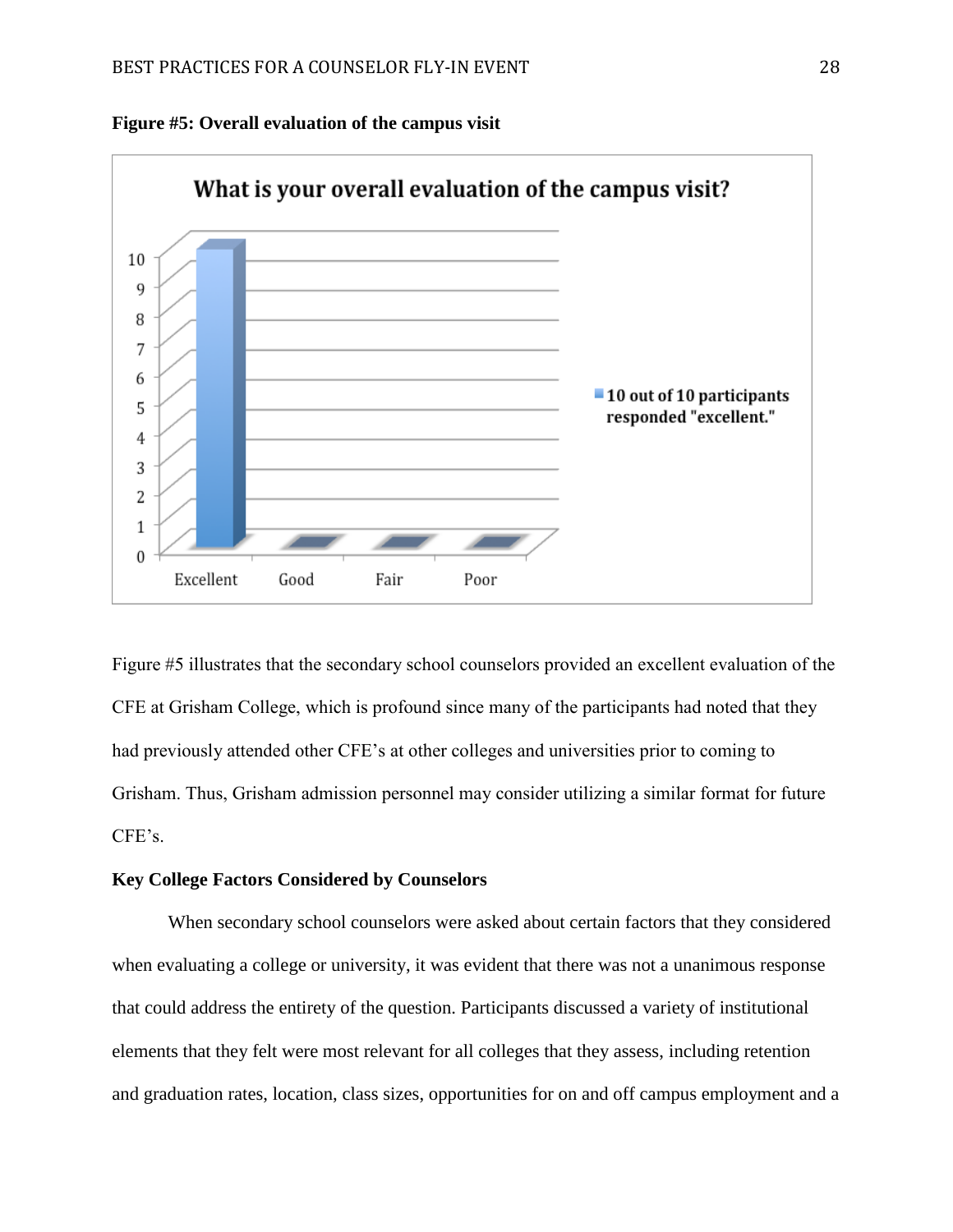**Figure #5: Overall evaluation of the campus visit**

Figure #5 illustrates that the secondary school counselors provided an excellent evaluation of the CFE at Grisham College, which is profound since many of the participants had noted that they had previously attended other CFE's at other colleges and universities prior to coming to Grisham. Thus, Grisham admission personnel may consider utilizing a similar format for future CFE's.

**Key College Factors Considered by Counselors**

When secondary school counselors were asked about certain factors that they considered when evaluating a college or university, it was evident that there was not a unanimous response that could address the entirety of the question. Participants discussed a variety of institutional elements that they felt were most relevant for all colleges that they assess, including retention and graduation rates, location, class sizes, opportunities for on and off campus employment and a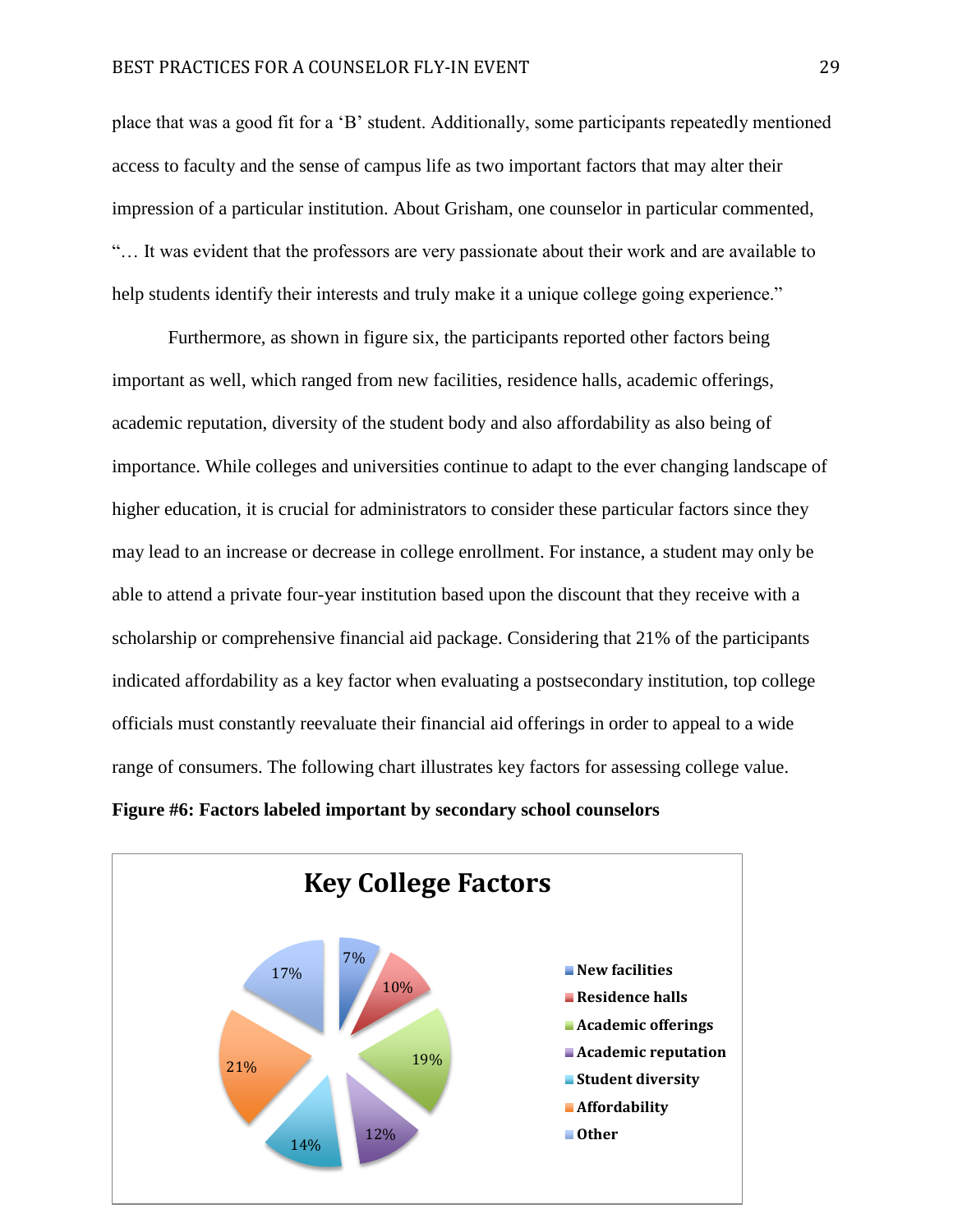place that was a good fit for a 'B' student. Additionally, some participants repeatedly mentioned access to faculty and the sense of campus life as two important factors that may alter their impression of a particular institution. About Grisham, one counselor in particular commented, "… It was evident that the professors are very passionate about their work and are available to help students identify their interests and truly make it a unique college going experience."

Furthermore, as shown in figure six, the participants reported other factors being important as well, which ranged from new facilities, residence halls, academic offerings, academic reputation, diversity of the student body and also affordability as also being of importance. While colleges and universities continue to adapt to the ever changing landscape of higher education, it is crucial for administrators to consider these particular factors since they may lead to an increase or decrease in college enrollment. For instance, a student may only be able to attend a private four-year institution based upon the discount that they receive with a scholarship or comprehensive financial aid package. Considering that 21% of the participants indicated affordability as a key factor when evaluating a postsecondary institution, top college officials must constantly reevaluate their financial aid offerings in order to appeal to a wide range of consumers. The following chart illustrates key factors for assessing college value.

**Figure #6: Factors labeled important by secondary school counselors**

**Key College Factors**

| Factor | Percentage |
|---|---|
| New facilities | 7% |
| Residence halls | 10% |
| Academic offerings | 19% |
| Academic reputation | 12% |
| Student diversity | 14% |
| Affordability | 21% |
| Other | 17% |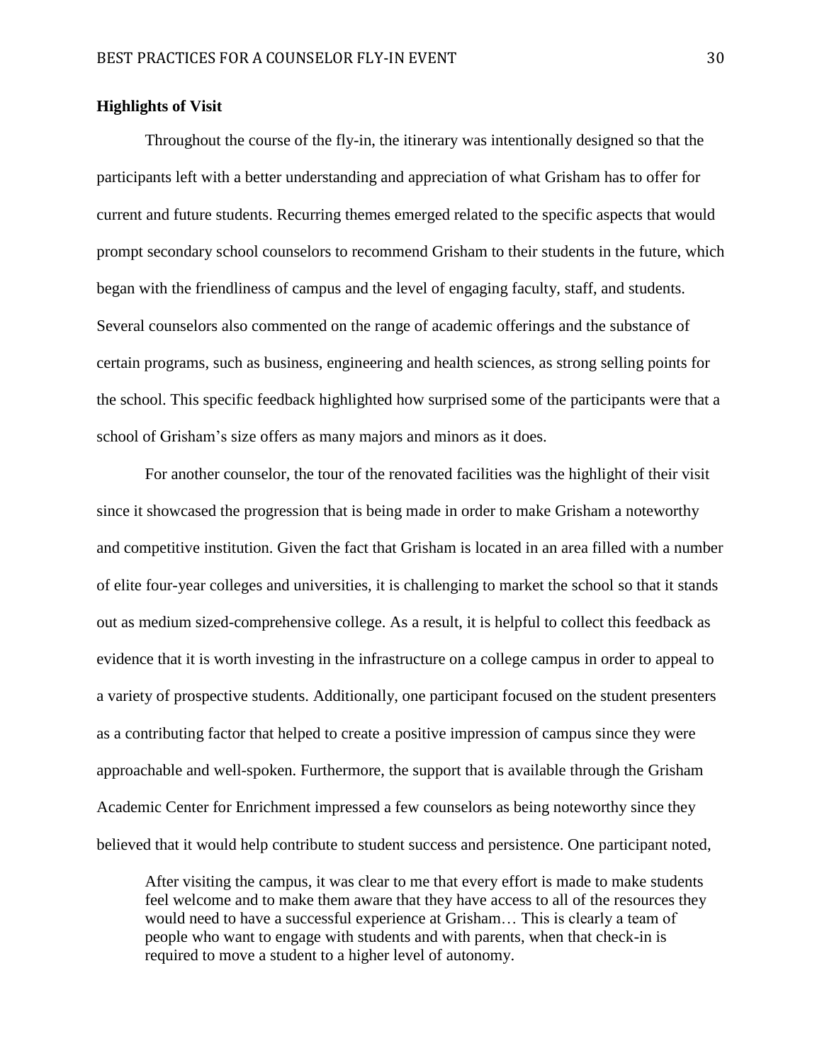**Highlights of Visit**

Throughout the course of the fly-in, the itinerary was intentionally designed so that the participants left with a better understanding and appreciation of what Grisham has to offer for current and future students. Recurring themes emerged related to the specific aspects that would prompt secondary school counselors to recommend Grisham to their students in the future, which began with the friendliness of campus and the level of engaging faculty, staff, and students. Several counselors also commented on the range of academic offerings and the substance of certain programs, such as business, engineering and health sciences, as strong selling points for the school. This specific feedback highlighted how surprised some of the participants were that a school of Grisham's size offers as many majors and minors as it does.

For another counselor, the tour of the renovated facilities was the highlight of their visit since it showcased the progression that is being made in order to make Grisham a noteworthy and competitive institution. Given the fact that Grisham is located in an area filled with a number of elite four-year colleges and universities, it is challenging to market the school so that it stands out as medium sized-comprehensive college. As a result, it is helpful to collect this feedback as evidence that it is worth investing in the infrastructure on a college campus in order to appeal to a variety of prospective students. Additionally, one participant focused on the student presenters as a contributing factor that helped to create a positive impression of campus since they were approachable and well-spoken. Furthermore, the support that is available through the Grisham Academic Center for Enrichment impressed a few counselors as being noteworthy since they believed that it would help contribute to student success and persistence. One participant noted,

> After visiting the campus, it was clear to me that every effort is made to make students feel welcome and to make them aware that they have access to all of the resources they would need to have a successful experience at Grisham… This is clearly a team of people who want to engage with students and with parents, when that check-in is required to move a student to a higher level of autonomy.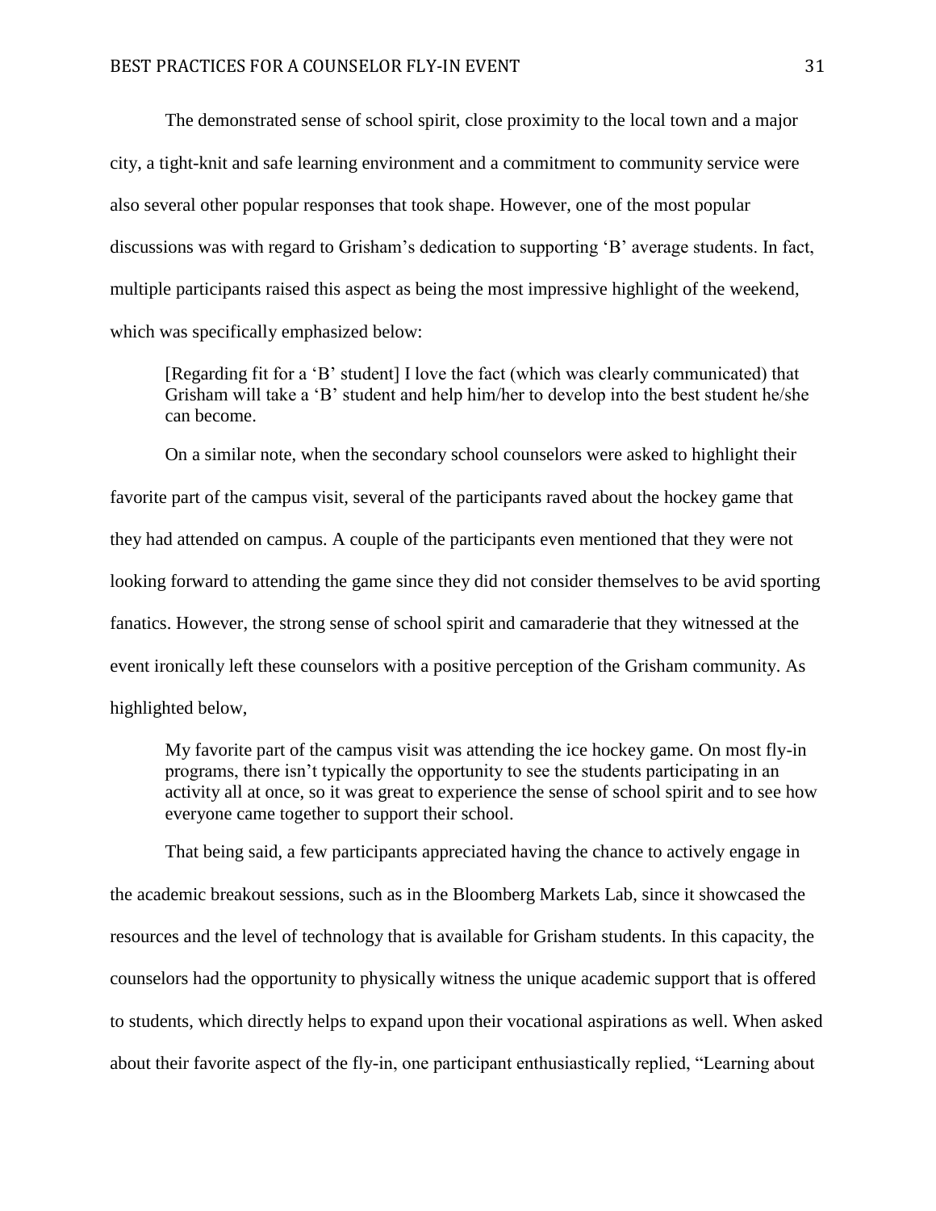The demonstrated sense of school spirit, close proximity to the local town and a major city, a tight-knit and safe learning environment and a commitment to community service were also several other popular responses that took shape. However, one of the most popular discussions was with regard to Grisham's dedication to supporting 'B' average students. In fact, multiple participants raised this aspect as being the most impressive highlight of the weekend, which was specifically emphasized below:

> [Regarding fit for a 'B' student] I love the fact (which was clearly communicated) that Grisham will take a 'B' student and help him/her to develop into the best student he/she can become.

On a similar note, when the secondary school counselors were asked to highlight their favorite part of the campus visit, several of the participants raved about the hockey game that they had attended on campus. A couple of the participants even mentioned that they were not looking forward to attending the game since they did not consider themselves to be avid sporting fanatics. However, the strong sense of school spirit and camaraderie that they witnessed at the event ironically left these counselors with a positive perception of the Grisham community. As highlighted below,

> My favorite part of the campus visit was attending the ice hockey game. On most fly-in programs, there isn't typically the opportunity to see the students participating in an activity all at once, so it was great to experience the sense of school spirit and to see how everyone came together to support their school.

That being said, a few participants appreciated having the chance to actively engage in the academic breakout sessions, such as in the Bloomberg Markets Lab, since it showcased the resources and the level of technology that is available for Grisham students. In this capacity, the counselors had the opportunity to physically witness the unique academic support that is offered to students, which directly helps to expand upon their vocational aspirations as well. When asked about their favorite aspect of the fly-in, one participant enthusiastically replied, "Learning about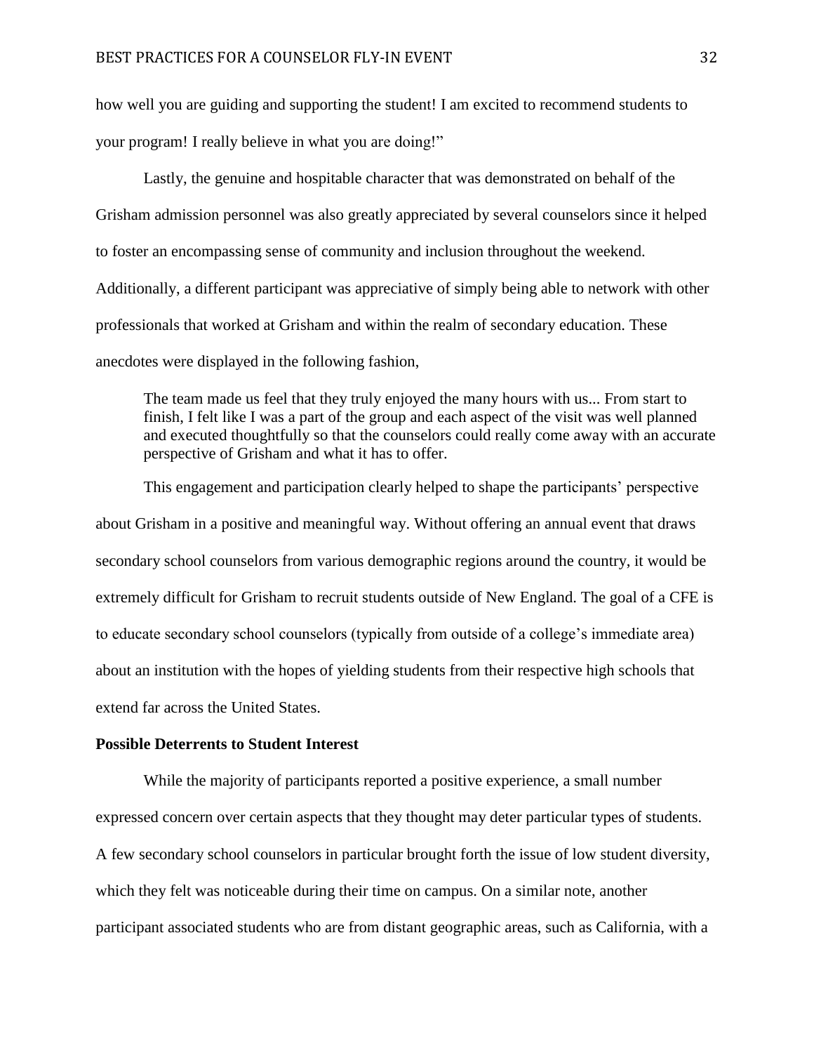how well you are guiding and supporting the student! I am excited to recommend students to your program! I really believe in what you are doing!"

Lastly, the genuine and hospitable character that was demonstrated on behalf of the Grisham admission personnel was also greatly appreciated by several counselors since it helped to foster an encompassing sense of community and inclusion throughout the weekend. Additionally, a different participant was appreciative of simply being able to network with other professionals that worked at Grisham and within the realm of secondary education. These anecdotes were displayed in the following fashion,

> The team made us feel that they truly enjoyed the many hours with us... From start to finish, I felt like I was a part of the group and each aspect of the visit was well planned and executed thoughtfully so that the counselors could really come away with an accurate perspective of Grisham and what it has to offer.

This engagement and participation clearly helped to shape the participants' perspective about Grisham in a positive and meaningful way. Without offering an annual event that draws secondary school counselors from various demographic regions around the country, it would be extremely difficult for Grisham to recruit students outside of New England. The goal of a CFE is to educate secondary school counselors (typically from outside of a college's immediate area) about an institution with the hopes of yielding students from their respective high schools that extend far across the United States.

**Possible Deterrents to Student Interest**

While the majority of participants reported a positive experience, a small number expressed concern over certain aspects that they thought may deter particular types of students. A few secondary school counselors in particular brought forth the issue of low student diversity, which they felt was noticeable during their time on campus. On a similar note, another participant associated students who are from distant geographic areas, such as California, with a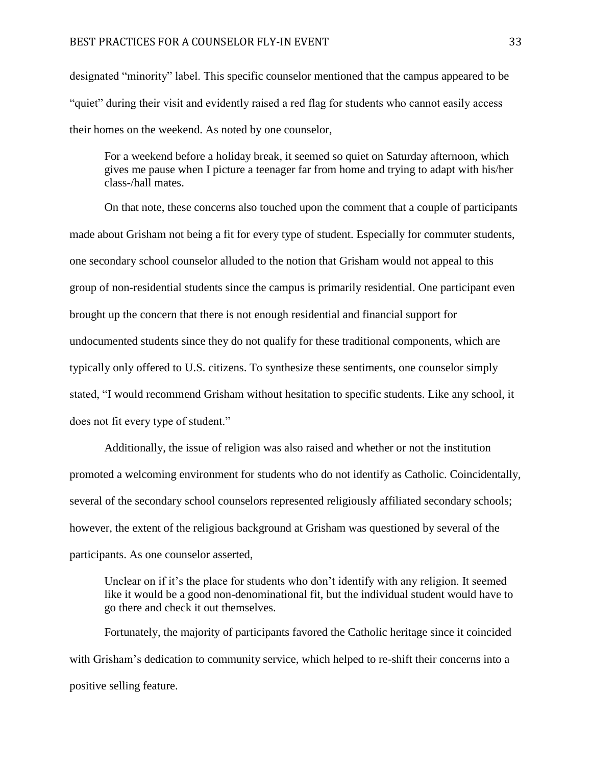designated "minority" label. This specific counselor mentioned that the campus appeared to be "quiet" during their visit and evidently raised a red flag for students who cannot easily access their homes on the weekend. As noted by one counselor,

> For a weekend before a holiday break, it seemed so quiet on Saturday afternoon, which gives me pause when I picture a teenager far from home and trying to adapt with his/her class-/hall mates.

On that note, these concerns also touched upon the comment that a couple of participants made about Grisham not being a fit for every type of student. Especially for commuter students, one secondary school counselor alluded to the notion that Grisham would not appeal to this group of non-residential students since the campus is primarily residential. One participant even brought up the concern that there is not enough residential and financial support for undocumented students since they do not qualify for these traditional components, which are typically only offered to U.S. citizens. To synthesize these sentiments, one counselor simply stated, "I would recommend Grisham without hesitation to specific students. Like any school, it does not fit every type of student."

Additionally, the issue of religion was also raised and whether or not the institution promoted a welcoming environment for students who do not identify as Catholic. Coincidentally, several of the secondary school counselors represented religiously affiliated secondary schools; however, the extent of the religious background at Grisham was questioned by several of the participants. As one counselor asserted,

> Unclear on if it's the place for students who don't identify with any religion. It seemed like it would be a good non-denominational fit, but the individual student would have to go there and check it out themselves.

Fortunately, the majority of participants favored the Catholic heritage since it coincided with Grisham's dedication to community service, which helped to re-shift their concerns into a positive selling feature.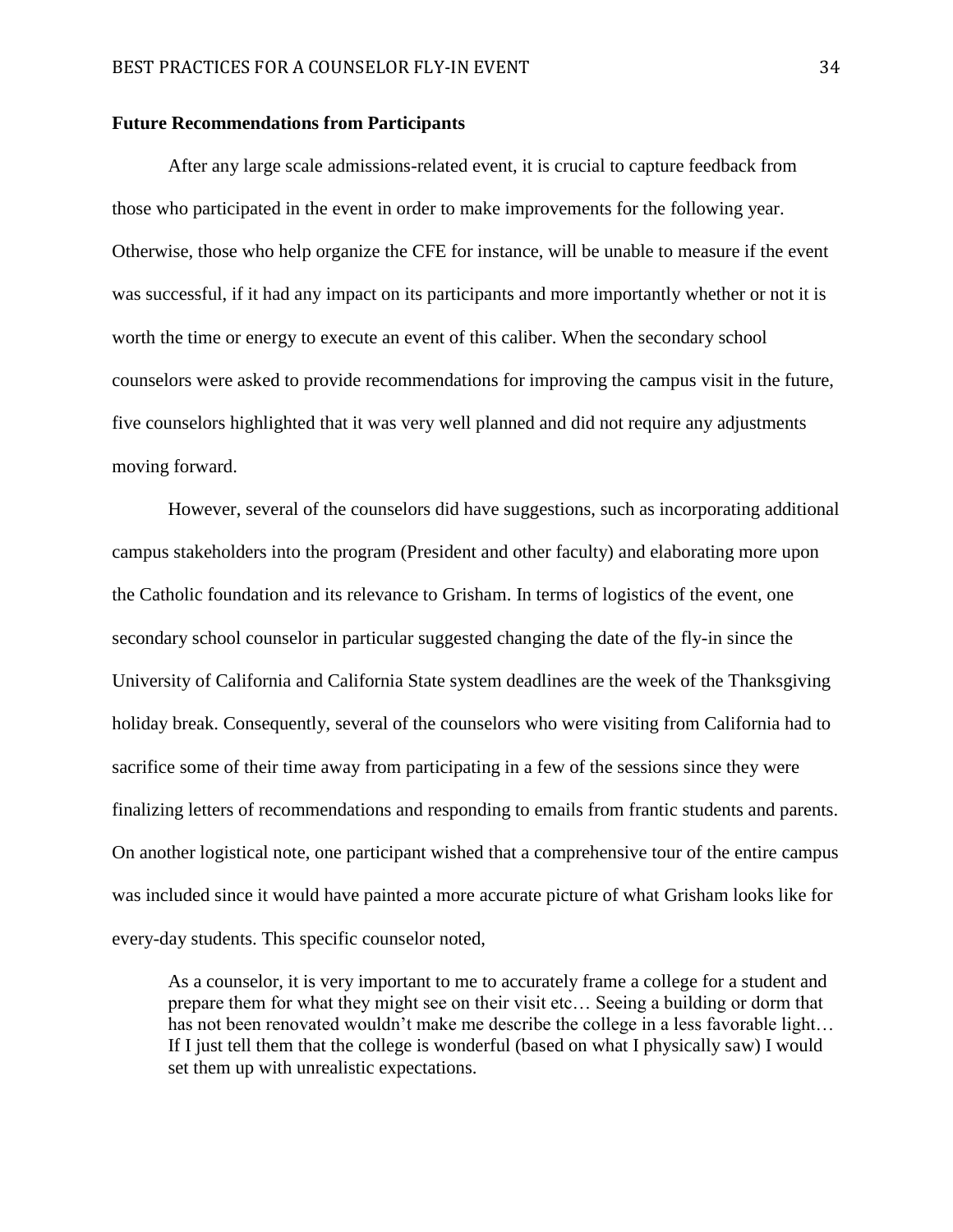### Future Recommendations from Participants

After any large scale admissions-related event, it is crucial to capture feedback from those who participated in the event in order to make improvements for the following year. Otherwise, those who help organize the CFE for instance, will be unable to measure if the event was successful, if it had any impact on its participants and more importantly whether or not it is worth the time or energy to execute an event of this caliber. When the secondary school counselors were asked to provide recommendations for improving the campus visit in the future, five counselors highlighted that it was very well planned and did not require any adjustments moving forward.

However, several of the counselors did have suggestions, such as incorporating additional campus stakeholders into the program (President and other faculty) and elaborating more upon the Catholic foundation and its relevance to Grisham. In terms of logistics of the event, one secondary school counselor in particular suggested changing the date of the fly-in since the University of California and California State system deadlines are the week of the Thanksgiving holiday break. Consequently, several of the counselors who were visiting from California had to sacrifice some of their time away from participating in a few of the sessions since they were finalizing letters of recommendations and responding to emails from frantic students and parents. On another logistical note, one participant wished that a comprehensive tour of the entire campus was included since it would have painted a more accurate picture of what Grisham looks like for every-day students. This specific counselor noted,

> As a counselor, it is very important to me to accurately frame a college for a student and prepare them for what they might see on their visit etc… Seeing a building or dorm that has not been renovated wouldn't make me describe the college in a less favorable light… If I just tell them that the college is wonderful (based on what I physically saw) I would set them up with unrealistic expectations.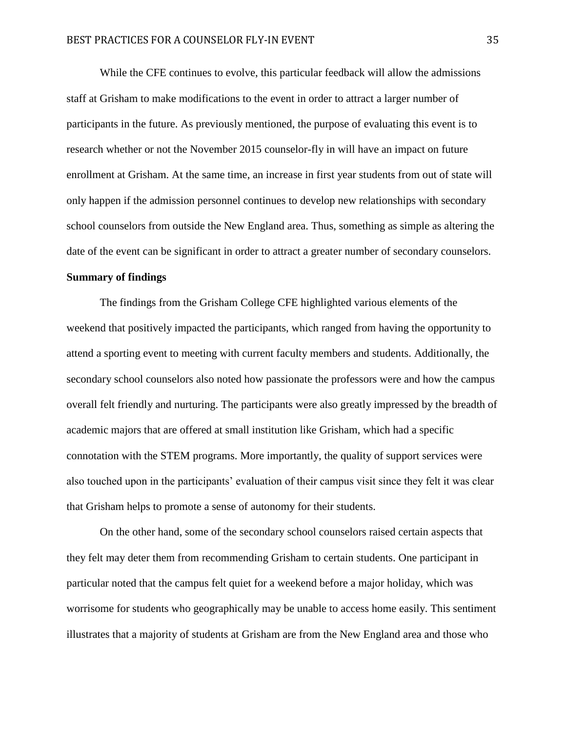While the CFE continues to evolve, this particular feedback will allow the admissions staff at Grisham to make modifications to the event in order to attract a larger number of participants in the future. As previously mentioned, the purpose of evaluating this event is to research whether or not the November 2015 counselor-fly in will have an impact on future enrollment at Grisham. At the same time, an increase in first year students from out of state will only happen if the admission personnel continues to develop new relationships with secondary school counselors from outside the New England area. Thus, something as simple as altering the date of the event can be significant in order to attract a greater number of secondary counselors.

**Summary of findings**

The findings from the Grisham College CFE highlighted various elements of the weekend that positively impacted the participants, which ranged from having the opportunity to attend a sporting event to meeting with current faculty members and students. Additionally, the secondary school counselors also noted how passionate the professors were and how the campus overall felt friendly and nurturing. The participants were also greatly impressed by the breadth of academic majors that are offered at small institution like Grisham, which had a specific connotation with the STEM programs. More importantly, the quality of support services were also touched upon in the participants' evaluation of their campus visit since they felt it was clear that Grisham helps to promote a sense of autonomy for their students.

On the other hand, some of the secondary school counselors raised certain aspects that they felt may deter them from recommending Grisham to certain students. One participant in particular noted that the campus felt quiet for a weekend before a major holiday, which was worrisome for students who geographically may be unable to access home easily. This sentiment illustrates that a majority of students at Grisham are from the New England area and those who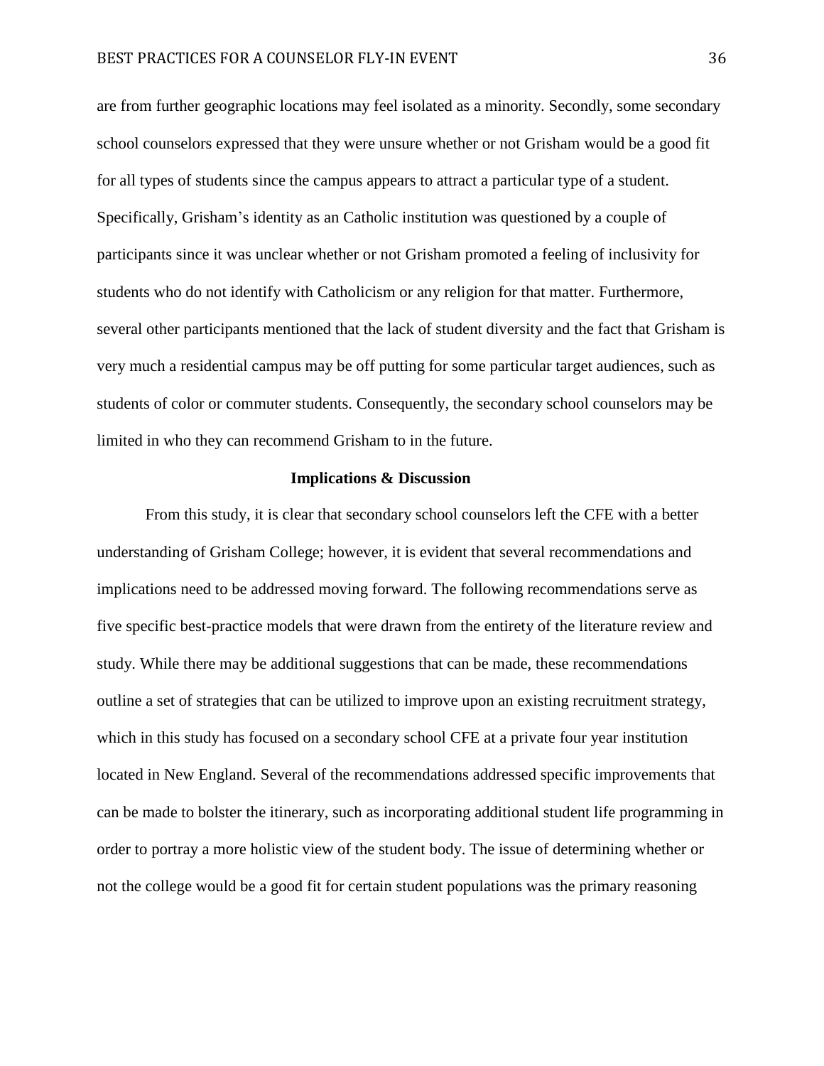are from further geographic locations may feel isolated as a minority. Secondly, some secondary school counselors expressed that they were unsure whether or not Grisham would be a good fit for all types of students since the campus appears to attract a particular type of a student. Specifically, Grisham's identity as an Catholic institution was questioned by a couple of participants since it was unclear whether or not Grisham promoted a feeling of inclusivity for students who do not identify with Catholicism or any religion for that matter. Furthermore, several other participants mentioned that the lack of student diversity and the fact that Grisham is very much a residential campus may be off putting for some particular target audiences, such as students of color or commuter students. Consequently, the secondary school counselors may be limited in who they can recommend Grisham to in the future.

## Implications & Discussion

From this study, it is clear that secondary school counselors left the CFE with a better understanding of Grisham College; however, it is evident that several recommendations and implications need to be addressed moving forward. The following recommendations serve as five specific best-practice models that were drawn from the entirety of the literature review and study. While there may be additional suggestions that can be made, these recommendations outline a set of strategies that can be utilized to improve upon an existing recruitment strategy, which in this study has focused on a secondary school CFE at a private four year institution located in New England. Several of the recommendations addressed specific improvements that can be made to bolster the itinerary, such as incorporating additional student life programming in order to portray a more holistic view of the student body. The issue of determining whether or not the college would be a good fit for certain student populations was the primary reasoning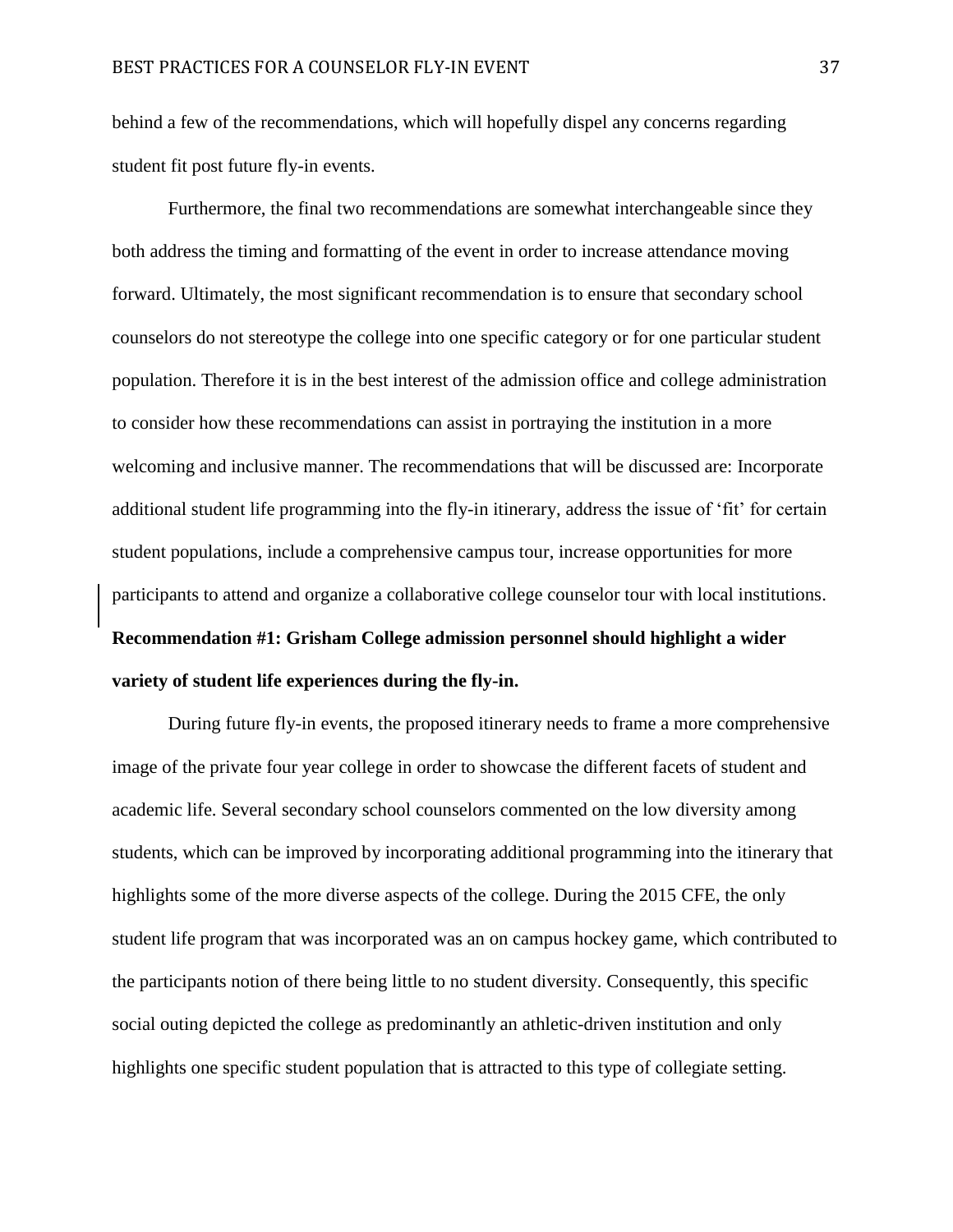behind a few of the recommendations, which will hopefully dispel any concerns regarding student fit post future fly-in events.

Furthermore, the final two recommendations are somewhat interchangeable since they both address the timing and formatting of the event in order to increase attendance moving forward. Ultimately, the most significant recommendation is to ensure that secondary school counselors do not stereotype the college into one specific category or for one particular student population. Therefore it is in the best interest of the admission office and college administration to consider how these recommendations can assist in portraying the institution in a more welcoming and inclusive manner. The recommendations that will be discussed are: Incorporate additional student life programming into the fly-in itinerary, address the issue of 'fit' for certain student populations, include a comprehensive campus tour, increase opportunities for more participants to attend and organize a collaborative college counselor tour with local institutions.

**Recommendation #1: Grisham College admission personnel should highlight a wider variety of student life experiences during the fly-in.**

During future fly-in events, the proposed itinerary needs to frame a more comprehensive image of the private four year college in order to showcase the different facets of student and academic life. Several secondary school counselors commented on the low diversity among students, which can be improved by incorporating additional programming into the itinerary that highlights some of the more diverse aspects of the college. During the 2015 CFE, the only student life program that was incorporated was an on campus hockey game, which contributed to the participants notion of there being little to no student diversity. Consequently, this specific social outing depicted the college as predominantly an athletic-driven institution and only highlights one specific student population that is attracted to this type of collegiate setting.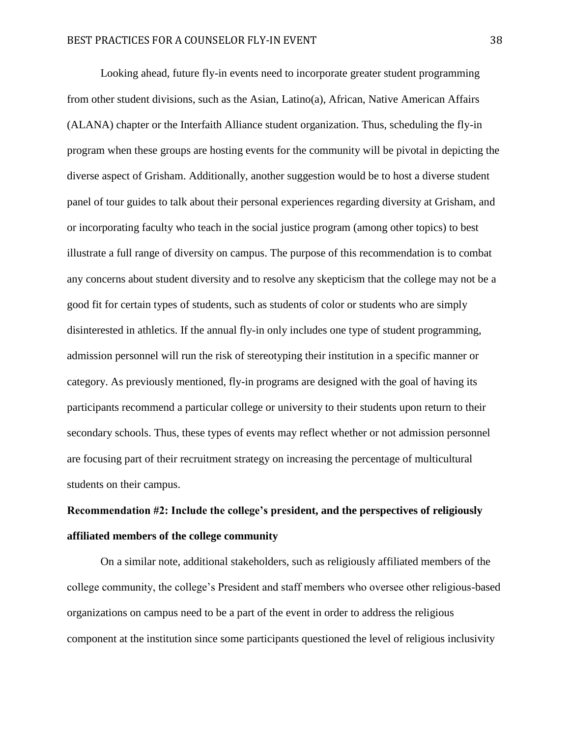Looking ahead, future fly-in events need to incorporate greater student programming from other student divisions, such as the Asian, Latino(a), African, Native American Affairs (ALANA) chapter or the Interfaith Alliance student organization. Thus, scheduling the fly-in program when these groups are hosting events for the community will be pivotal in depicting the diverse aspect of Grisham. Additionally, another suggestion would be to host a diverse student panel of tour guides to talk about their personal experiences regarding diversity at Grisham, and or incorporating faculty who teach in the social justice program (among other topics) to best illustrate a full range of diversity on campus. The purpose of this recommendation is to combat any concerns about student diversity and to resolve any skepticism that the college may not be a good fit for certain types of students, such as students of color or students who are simply disinterested in athletics. If the annual fly-in only includes one type of student programming, admission personnel will run the risk of stereotyping their institution in a specific manner or category. As previously mentioned, fly-in programs are designed with the goal of having its participants recommend a particular college or university to their students upon return to their secondary schools. Thus, these types of events may reflect whether or not admission personnel are focusing part of their recruitment strategy on increasing the percentage of multicultural students on their campus.

**Recommendation #2: Include the college's president, and the perspectives of religiously affiliated members of the college community**

On a similar note, additional stakeholders, such as religiously affiliated members of the college community, the college's President and staff members who oversee other religious-based organizations on campus need to be a part of the event in order to address the religious component at the institution since some participants questioned the level of religious inclusivity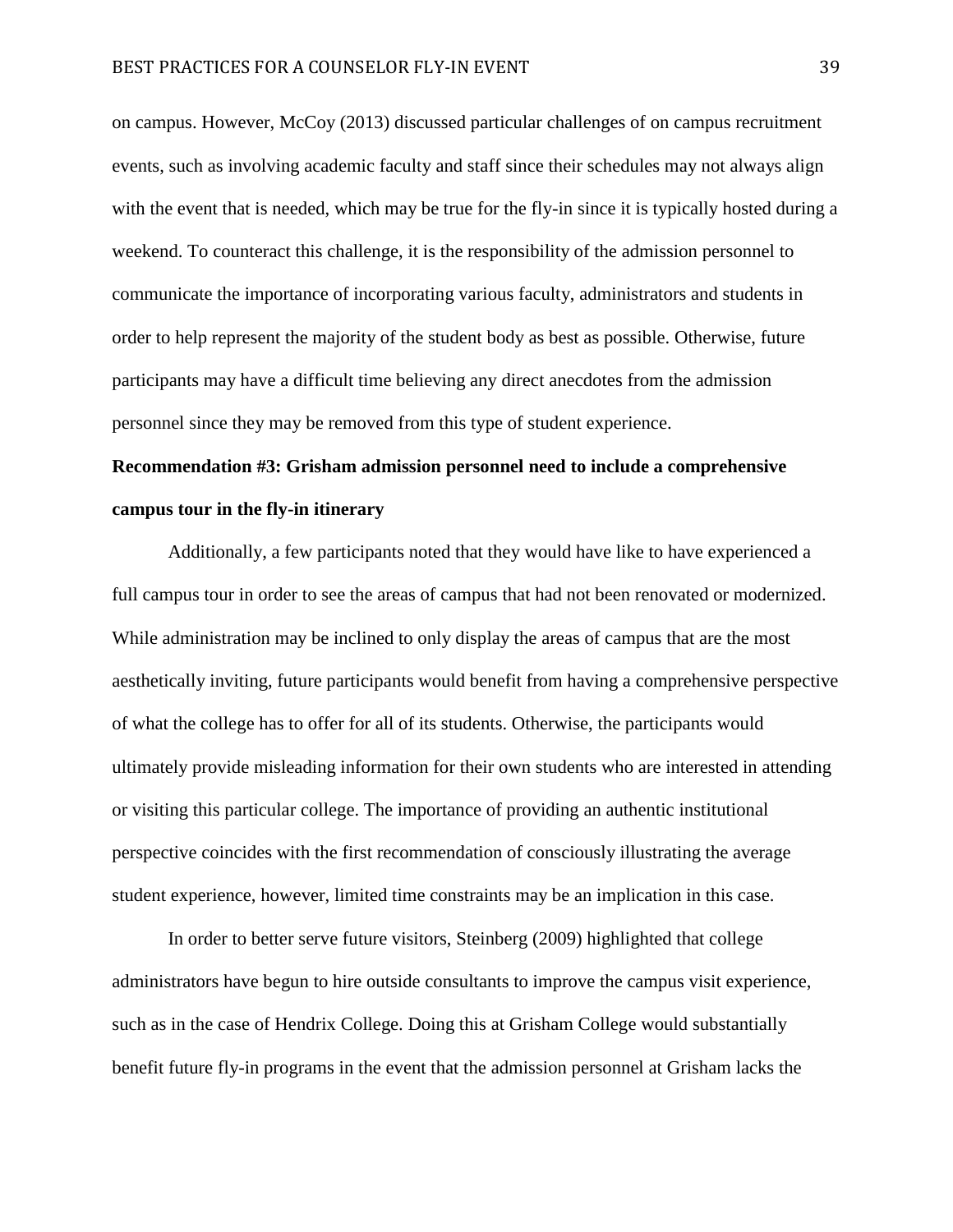on campus. However, McCoy (2013) discussed particular challenges of on campus recruitment events, such as involving academic faculty and staff since their schedules may not always align with the event that is needed, which may be true for the fly-in since it is typically hosted during a weekend. To counteract this challenge, it is the responsibility of the admission personnel to communicate the importance of incorporating various faculty, administrators and students in order to help represent the majority of the student body as best as possible. Otherwise, future participants may have a difficult time believing any direct anecdotes from the admission personnel since they may be removed from this type of student experience.

**Recommendation #3: Grisham admission personnel need to include a comprehensive campus tour in the fly-in itinerary**

Additionally, a few participants noted that they would have like to have experienced a full campus tour in order to see the areas of campus that had not been renovated or modernized. While administration may be inclined to only display the areas of campus that are the most aesthetically inviting, future participants would benefit from having a comprehensive perspective of what the college has to offer for all of its students. Otherwise, the participants would ultimately provide misleading information for their own students who are interested in attending or visiting this particular college. The importance of providing an authentic institutional perspective coincides with the first recommendation of consciously illustrating the average student experience, however, limited time constraints may be an implication in this case.

In order to better serve future visitors, Steinberg (2009) highlighted that college administrators have begun to hire outside consultants to improve the campus visit experience, such as in the case of Hendrix College. Doing this at Grisham College would substantially benefit future fly-in programs in the event that the admission personnel at Grisham lacks the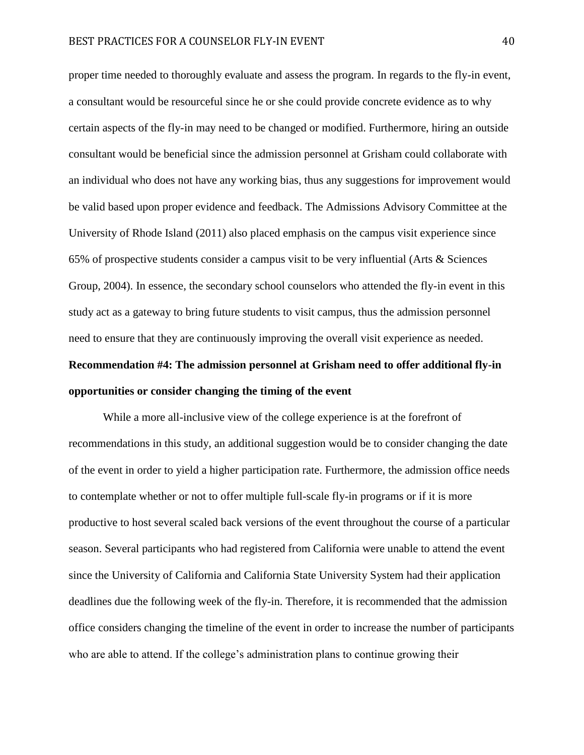proper time needed to thoroughly evaluate and assess the program. In regards to the fly-in event, a consultant would be resourceful since he or she could provide concrete evidence as to why certain aspects of the fly-in may need to be changed or modified. Furthermore, hiring an outside consultant would be beneficial since the admission personnel at Grisham could collaborate with an individual who does not have any working bias, thus any suggestions for improvement would be valid based upon proper evidence and feedback. The Admissions Advisory Committee at the University of Rhode Island (2011) also placed emphasis on the campus visit experience since 65% of prospective students consider a campus visit to be very influential (Arts & Sciences Group, 2004). In essence, the secondary school counselors who attended the fly-in event in this study act as a gateway to bring future students to visit campus, thus the admission personnel need to ensure that they are continuously improving the overall visit experience as needed.

**Recommendation #4: The admission personnel at Grisham need to offer additional fly-in opportunities or consider changing the timing of the event**

While a more all-inclusive view of the college experience is at the forefront of recommendations in this study, an additional suggestion would be to consider changing the date of the event in order to yield a higher participation rate. Furthermore, the admission office needs to contemplate whether or not to offer multiple full-scale fly-in programs or if it is more productive to host several scaled back versions of the event throughout the course of a particular season. Several participants who had registered from California were unable to attend the event since the University of California and California State University System had their application deadlines due the following week of the fly-in. Therefore, it is recommended that the admission office considers changing the timeline of the event in order to increase the number of participants who are able to attend. If the college's administration plans to continue growing their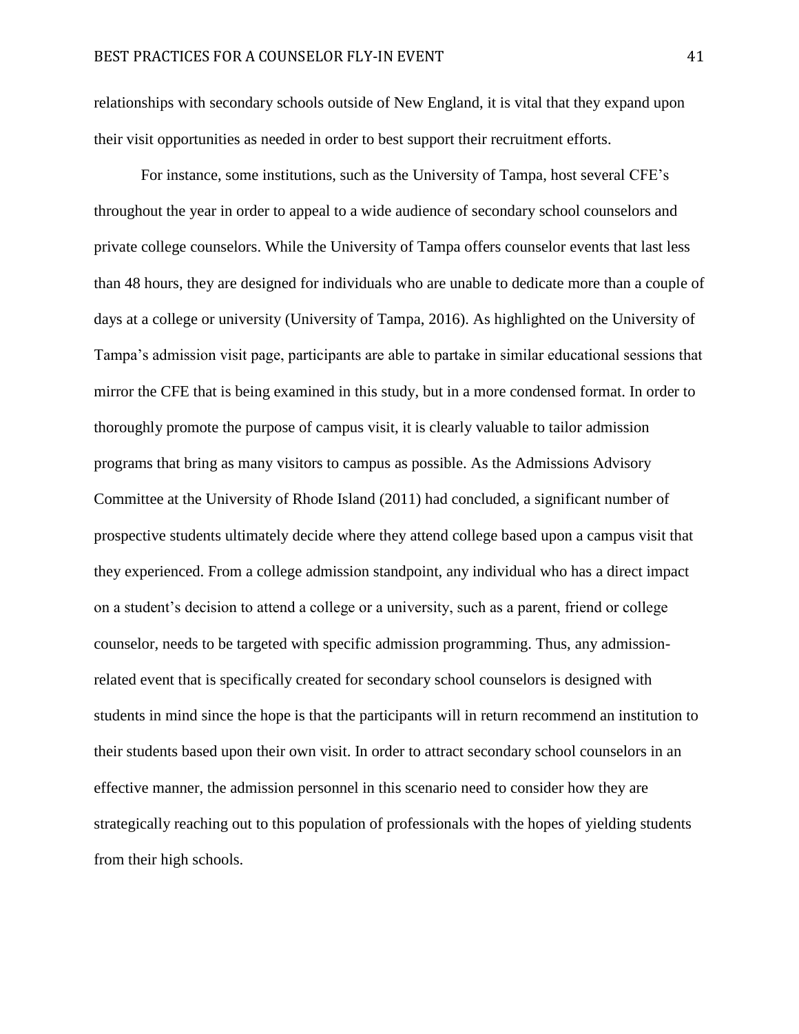relationships with secondary schools outside of New England, it is vital that they expand upon their visit opportunities as needed in order to best support their recruitment efforts.

For instance, some institutions, such as the University of Tampa, host several CFE's throughout the year in order to appeal to a wide audience of secondary school counselors and private college counselors. While the University of Tampa offers counselor events that last less than 48 hours, they are designed for individuals who are unable to dedicate more than a couple of days at a college or university (University of Tampa, 2016). As highlighted on the University of Tampa's admission visit page, participants are able to partake in similar educational sessions that mirror the CFE that is being examined in this study, but in a more condensed format. In order to thoroughly promote the purpose of campus visit, it is clearly valuable to tailor admission programs that bring as many visitors to campus as possible. As the Admissions Advisory Committee at the University of Rhode Island (2011) had concluded, a significant number of prospective students ultimately decide where they attend college based upon a campus visit that they experienced. From a college admission standpoint, any individual who has a direct impact on a student's decision to attend a college or a university, such as a parent, friend or college counselor, needs to be targeted with specific admission programming. Thus, any admission-related event that is specifically created for secondary school counselors is designed with students in mind since the hope is that the participants will in return recommend an institution to their students based upon their own visit. In order to attract secondary school counselors in an effective manner, the admission personnel in this scenario need to consider how they are strategically reaching out to this population of professionals with the hopes of yielding students from their high schools.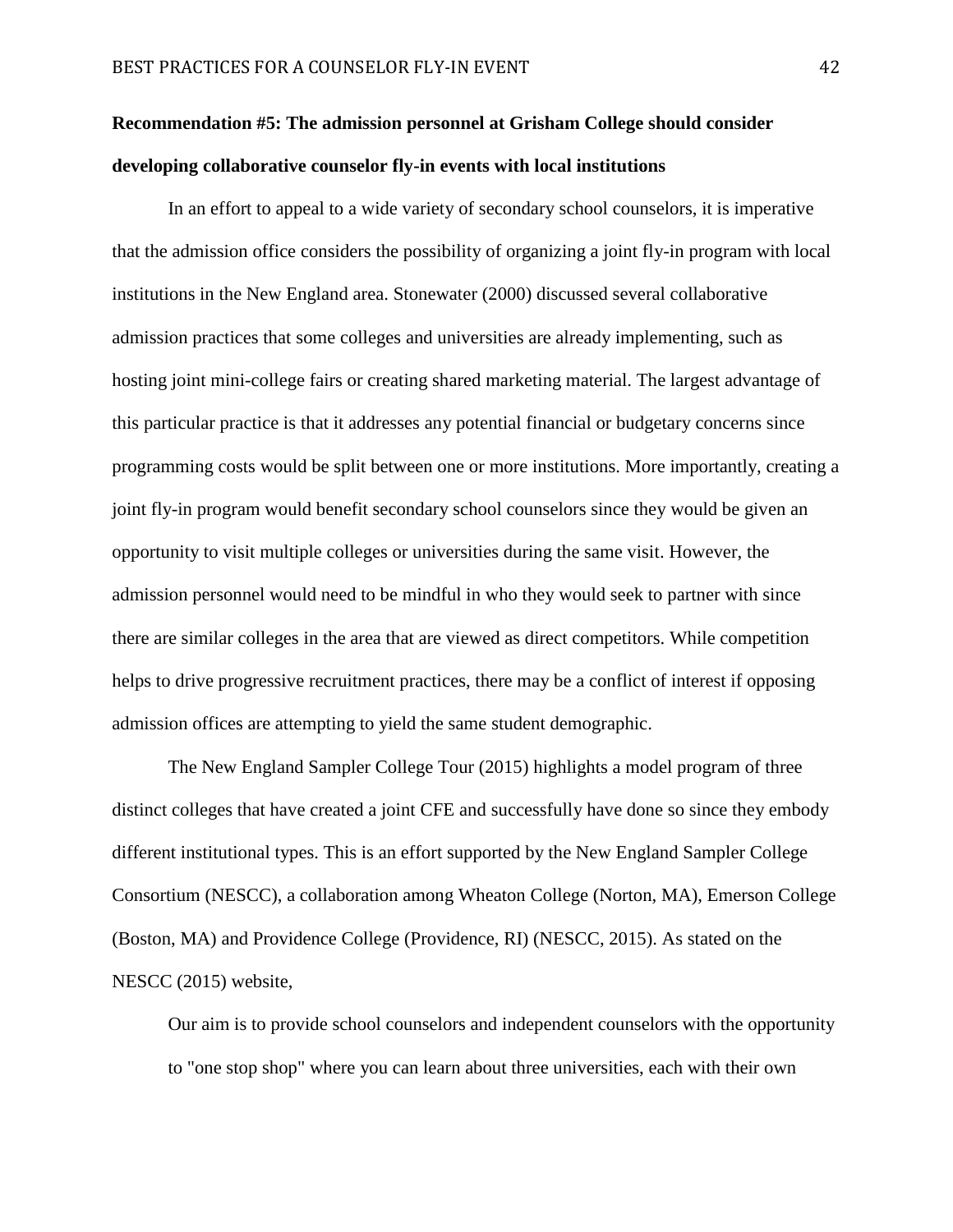**Recommendation #5: The admission personnel at Grisham College should consider developing collaborative counselor fly-in events with local institutions**

In an effort to appeal to a wide variety of secondary school counselors, it is imperative that the admission office considers the possibility of organizing a joint fly-in program with local institutions in the New England area. Stonewater (2000) discussed several collaborative admission practices that some colleges and universities are already implementing, such as hosting joint mini-college fairs or creating shared marketing material. The largest advantage of this particular practice is that it addresses any potential financial or budgetary concerns since programming costs would be split between one or more institutions. More importantly, creating a joint fly-in program would benefit secondary school counselors since they would be given an opportunity to visit multiple colleges or universities during the same visit. However, the admission personnel would need to be mindful in who they would seek to partner with since there are similar colleges in the area that are viewed as direct competitors. While competition helps to drive progressive recruitment practices, there may be a conflict of interest if opposing admission offices are attempting to yield the same student demographic.

The New England Sampler College Tour (2015) highlights a model program of three distinct colleges that have created a joint CFE and successfully have done so since they embody different institutional types. This is an effort supported by the New England Sampler College Consortium (NESCC), a collaboration among Wheaton College (Norton, MA), Emerson College (Boston, MA) and Providence College (Providence, RI) (NESCC, 2015). As stated on the NESCC (2015) website,

> Our aim is to provide school counselors and independent counselors with the opportunity to "one stop shop" where you can learn about three universities, each with their own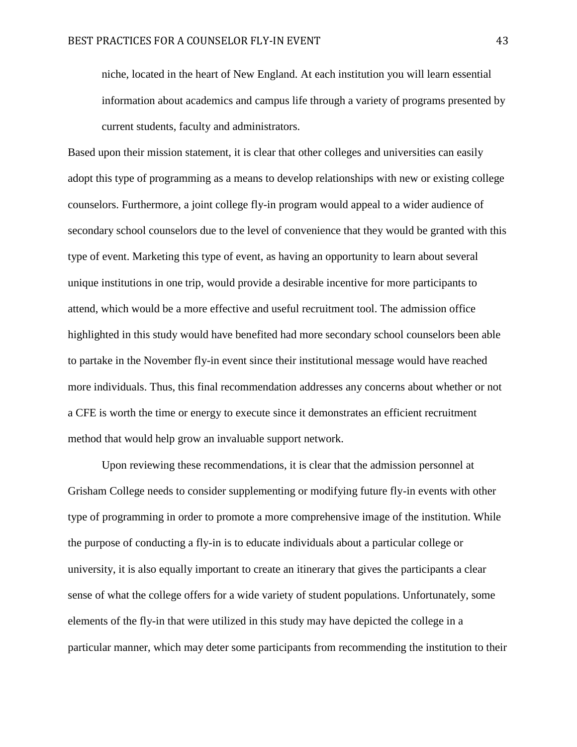niche, located in the heart of New England. At each institution you will learn essential information about academics and campus life through a variety of programs presented by current students, faculty and administrators.

Based upon their mission statement, it is clear that other colleges and universities can easily adopt this type of programming as a means to develop relationships with new or existing college counselors. Furthermore, a joint college fly-in program would appeal to a wider audience of secondary school counselors due to the level of convenience that they would be granted with this type of event. Marketing this type of event, as having an opportunity to learn about several unique institutions in one trip, would provide a desirable incentive for more participants to attend, which would be a more effective and useful recruitment tool. The admission office highlighted in this study would have benefited had more secondary school counselors been able to partake in the November fly-in event since their institutional message would have reached more individuals. Thus, this final recommendation addresses any concerns about whether or not a CFE is worth the time or energy to execute since it demonstrates an efficient recruitment method that would help grow an invaluable support network.

Upon reviewing these recommendations, it is clear that the admission personnel at Grisham College needs to consider supplementing or modifying future fly-in events with other type of programming in order to promote a more comprehensive image of the institution. While the purpose of conducting a fly-in is to educate individuals about a particular college or university, it is also equally important to create an itinerary that gives the participants a clear sense of what the college offers for a wide variety of student populations. Unfortunately, some elements of the fly-in that were utilized in this study may have depicted the college in a particular manner, which may deter some participants from recommending the institution to their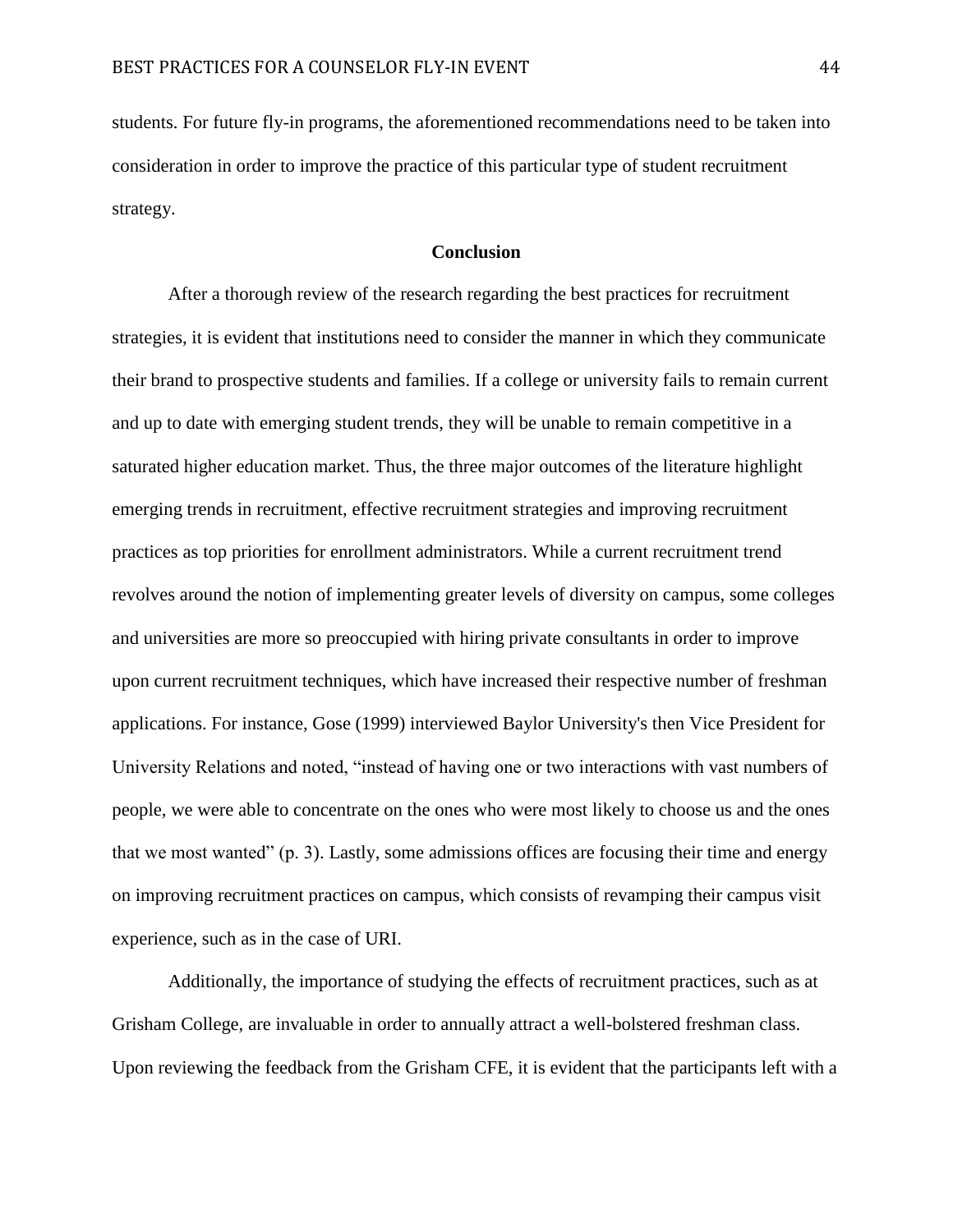students. For future fly-in programs, the aforementioned recommendations need to be taken into consideration in order to improve the practice of this particular type of student recruitment strategy.

## Conclusion

After a thorough review of the research regarding the best practices for recruitment strategies, it is evident that institutions need to consider the manner in which they communicate their brand to prospective students and families. If a college or university fails to remain current and up to date with emerging student trends, they will be unable to remain competitive in a saturated higher education market. Thus, the three major outcomes of the literature highlight emerging trends in recruitment, effective recruitment strategies and improving recruitment practices as top priorities for enrollment administrators. While a current recruitment trend revolves around the notion of implementing greater levels of diversity on campus, some colleges and universities are more so preoccupied with hiring private consultants in order to improve upon current recruitment techniques, which have increased their respective number of freshman applications. For instance, Gose (1999) interviewed Baylor University's then Vice President for University Relations and noted, "instead of having one or two interactions with vast numbers of people, we were able to concentrate on the ones who were most likely to choose us and the ones that we most wanted" (p. 3). Lastly, some admissions offices are focusing their time and energy on improving recruitment practices on campus, which consists of revamping their campus visit experience, such as in the case of URI.

Additionally, the importance of studying the effects of recruitment practices, such as at Grisham College, are invaluable in order to annually attract a well-bolstered freshman class. Upon reviewing the feedback from the Grisham CFE, it is evident that the participants left with a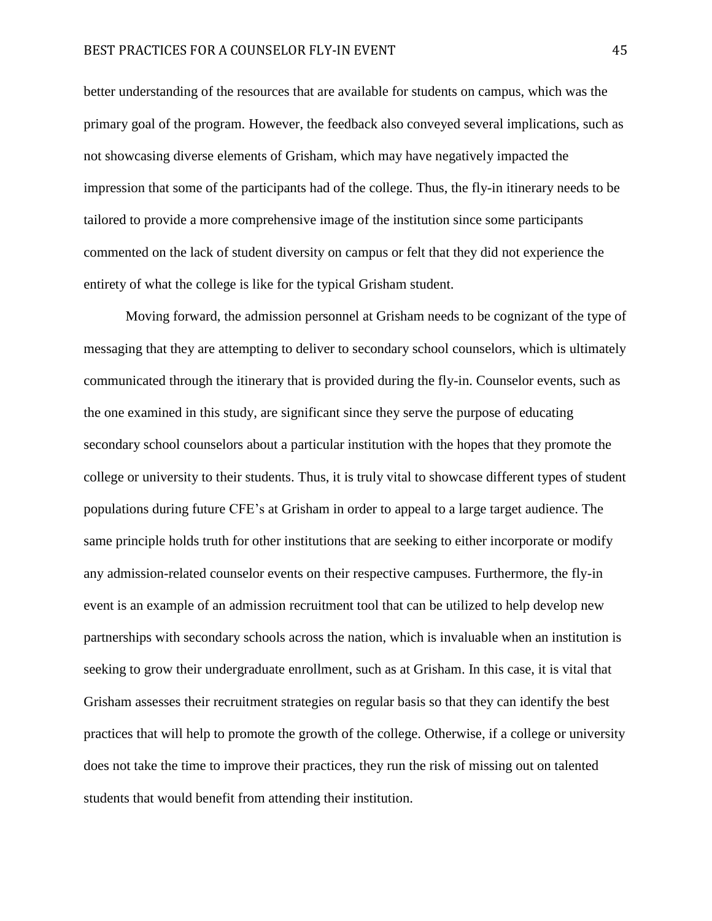better understanding of the resources that are available for students on campus, which was the primary goal of the program. However, the feedback also conveyed several implications, such as not showcasing diverse elements of Grisham, which may have negatively impacted the impression that some of the participants had of the college. Thus, the fly-in itinerary needs to be tailored to provide a more comprehensive image of the institution since some participants commented on the lack of student diversity on campus or felt that they did not experience the entirety of what the college is like for the typical Grisham student.

Moving forward, the admission personnel at Grisham needs to be cognizant of the type of messaging that they are attempting to deliver to secondary school counselors, which is ultimately communicated through the itinerary that is provided during the fly-in. Counselor events, such as the one examined in this study, are significant since they serve the purpose of educating secondary school counselors about a particular institution with the hopes that they promote the college or university to their students. Thus, it is truly vital to showcase different types of student populations during future CFE's at Grisham in order to appeal to a large target audience. The same principle holds truth for other institutions that are seeking to either incorporate or modify any admission-related counselor events on their respective campuses. Furthermore, the fly-in event is an example of an admission recruitment tool that can be utilized to help develop new partnerships with secondary schools across the nation, which is invaluable when an institution is seeking to grow their undergraduate enrollment, such as at Grisham. In this case, it is vital that Grisham assesses their recruitment strategies on regular basis so that they can identify the best practices that will help to promote the growth of the college. Otherwise, if a college or university does not take the time to improve their practices, they run the risk of missing out on talented students that would benefit from attending their institution.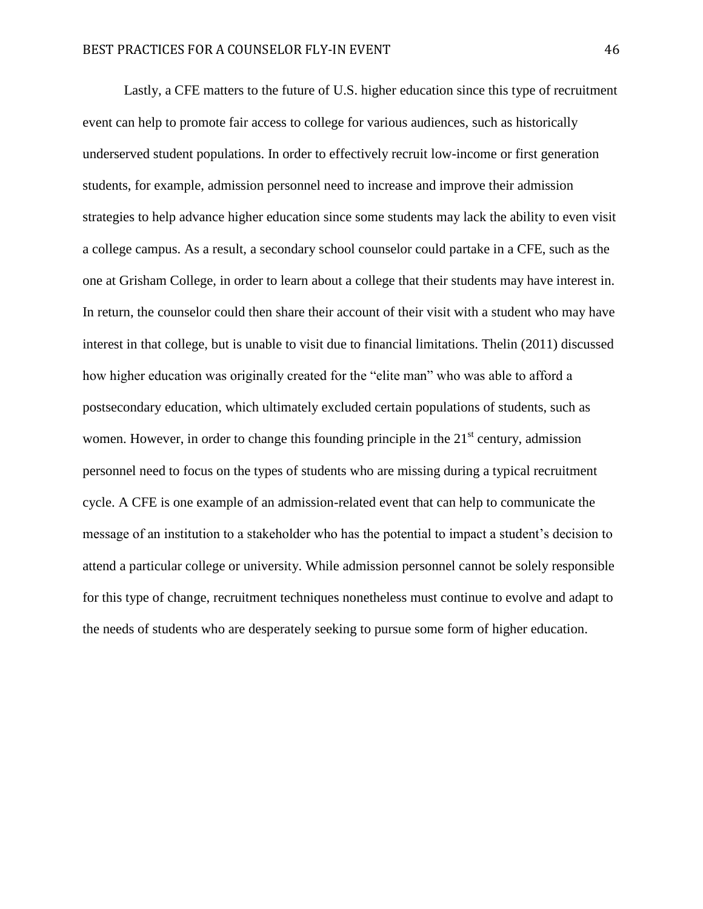Lastly, a CFE matters to the future of U.S. higher education since this type of recruitment event can help to promote fair access to college for various audiences, such as historically underserved student populations. In order to effectively recruit low-income or first generation students, for example, admission personnel need to increase and improve their admission strategies to help advance higher education since some students may lack the ability to even visit a college campus. As a result, a secondary school counselor could partake in a CFE, such as the one at Grisham College, in order to learn about a college that their students may have interest in. In return, the counselor could then share their account of their visit with a student who may have interest in that college, but is unable to visit due to financial limitations. Thelin (2011) discussed how higher education was originally created for the "elite man" who was able to afford a postsecondary education, which ultimately excluded certain populations of students, such as women. However, in order to change this founding principle in the 21st century, admission personnel need to focus on the types of students who are missing during a typical recruitment cycle. A CFE is one example of an admission-related event that can help to communicate the message of an institution to a stakeholder who has the potential to impact a student's decision to attend a particular college or university. While admission personnel cannot be solely responsible for this type of change, recruitment techniques nonetheless must continue to evolve and adapt to the needs of students who are desperately seeking to pursue some form of higher education.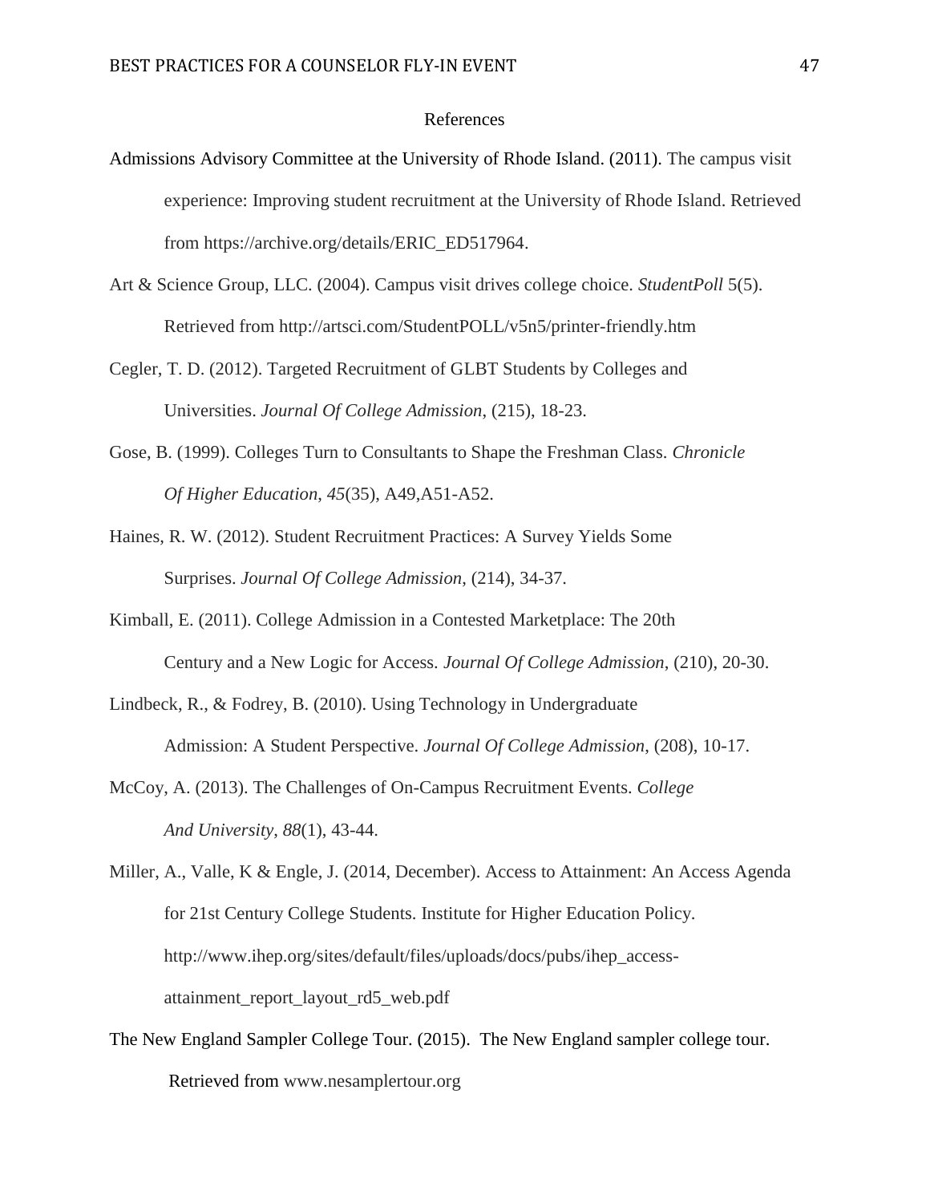# References

Admissions Advisory Committee at the University of Rhode Island. (2011). The campus visit experience: Improving student recruitment at the University of Rhode Island. Retrieved from https://archive.org/details/ERIC_ED517964.

Art & Science Group, LLC. (2004). Campus visit drives college choice. *StudentPoll* 5(5). Retrieved from http://artsci.com/StudentPOLL/v5n5/printer-friendly.htm

Cegler, T. D. (2012). Targeted Recruitment of GLBT Students by Colleges and Universities. *Journal Of College Admission*, (215), 18-23.

Gose, B. (1999). Colleges Turn to Consultants to Shape the Freshman Class. *Chronicle Of Higher Education*, *45*(35), A49,A51-A52.

Haines, R. W. (2012). Student Recruitment Practices: A Survey Yields Some Surprises. *Journal Of College Admission*, (214), 34-37.

Kimball, E. (2011). College Admission in a Contested Marketplace: The 20th Century and a New Logic for Access. *Journal Of College Admission*, (210), 20-30.

Lindbeck, R., & Fodrey, B. (2010). Using Technology in Undergraduate Admission: A Student Perspective. *Journal Of College Admission*, (208), 10-17.

McCoy, A. (2013). The Challenges of On-Campus Recruitment Events. *College And University*, *88*(1), 43-44.

Miller, A., Valle, K & Engle, J. (2014, December). Access to Attainment: An Access Agenda for 21st Century College Students. Institute for Higher Education Policy. http://www.ihep.org/sites/default/files/uploads/docs/pubs/ihep_access-attainment_report_layout_rd5_web.pdf

The New England Sampler College Tour. (2015). The New England sampler college tour. Retrieved from www.nesamplertour.org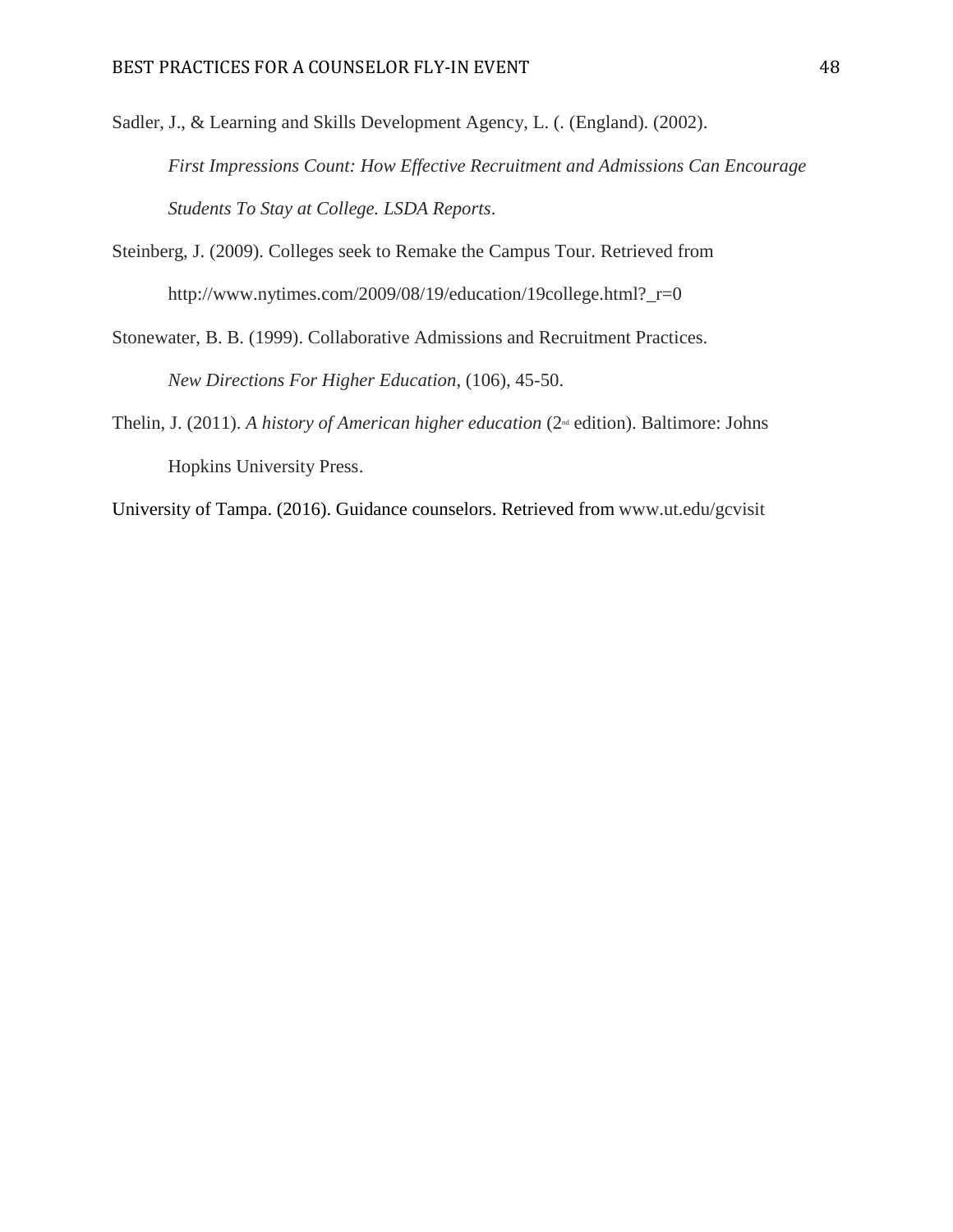Sadler, J., & Learning and Skills Development Agency, L. (. (England). (2002). *First Impressions Count: How Effective Recruitment and Admissions Can Encourage Students To Stay at College. LSDA Reports*.

Steinberg, J. (2009). Colleges seek to Remake the Campus Tour. Retrieved from http://www.nytimes.com/2009/08/19/education/19college.html?_r=0

Stonewater, B. B. (1999). Collaborative Admissions and Recruitment Practices. *New Directions For Higher Education*, (106), 45-50.

Thelin, J. (2011). *A history of American higher education* (2nd edition). Baltimore: Johns Hopkins University Press.

University of Tampa. (2016). Guidance counselors. Retrieved from www.ut.edu/gcvisit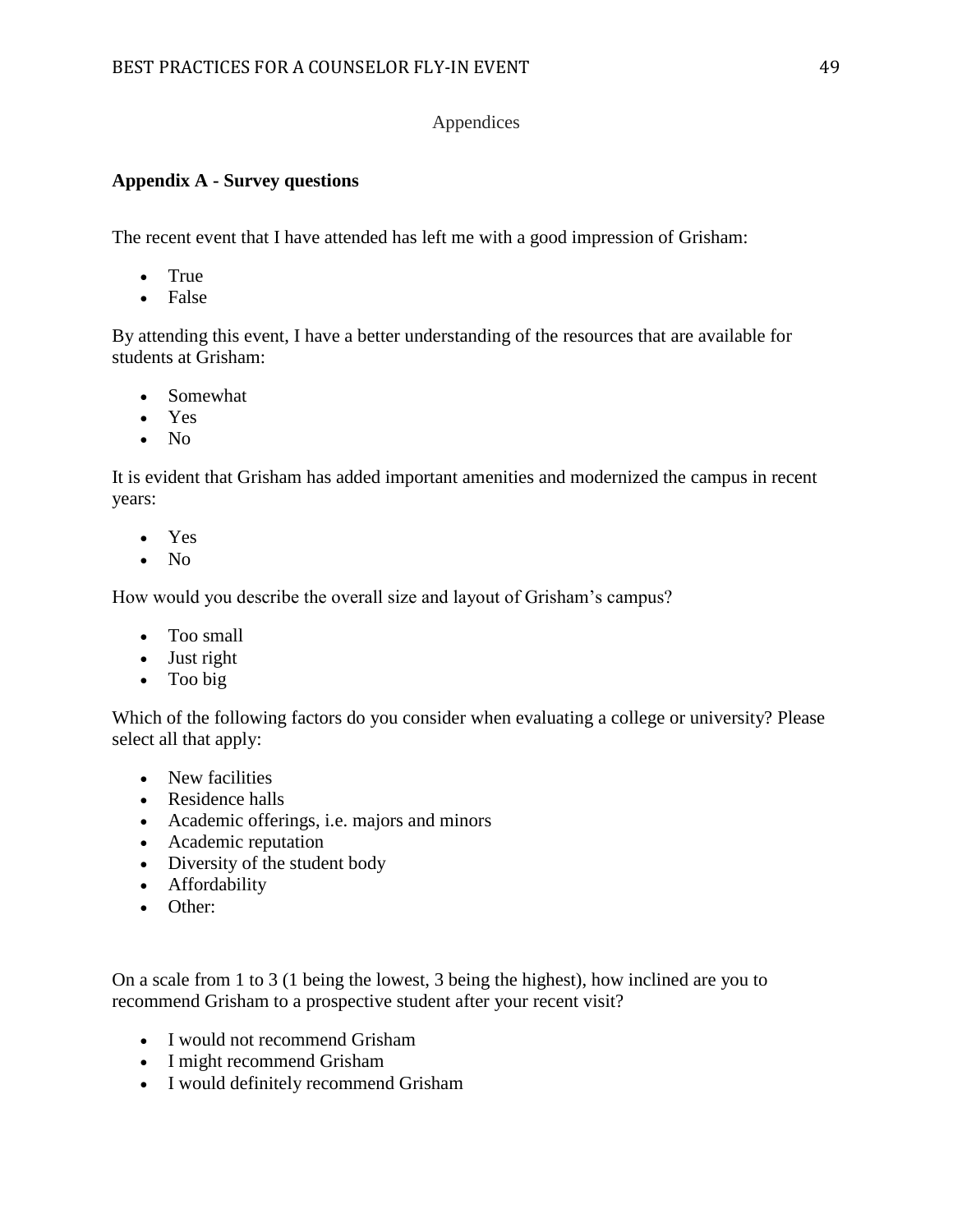# Appendices

## Appendix A - Survey questions

The recent event that I have attended has left me with a good impression of Grisham:

- True
- False

By attending this event, I have a better understanding of the resources that are available for students at Grisham:

- Somewhat
- Yes
- No

It is evident that Grisham has added important amenities and modernized the campus in recent years:

- Yes
- No

How would you describe the overall size and layout of Grisham's campus?

- Too small
- Just right
- Too big

Which of the following factors do you consider when evaluating a college or university? Please select all that apply:

- New facilities
- Residence halls
- Academic offerings, i.e. majors and minors
- Academic reputation
- Diversity of the student body
- Affordability
- Other:

On a scale from 1 to 3 (1 being the lowest, 3 being the highest), how inclined are you to recommend Grisham to a prospective student after your recent visit?

- I would not recommend Grisham
- I might recommend Grisham
- I would definitely recommend Grisham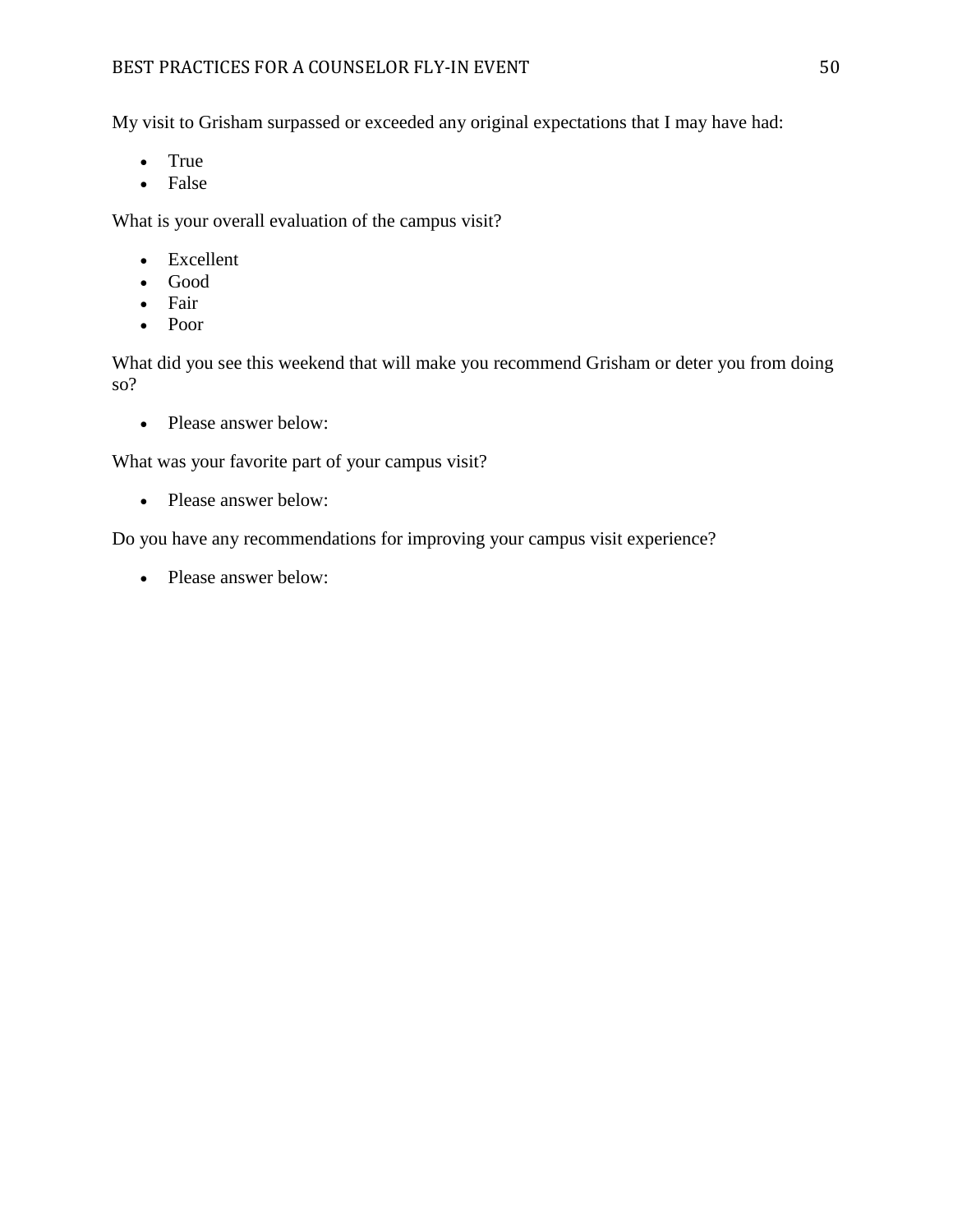My visit to Grisham surpassed or exceeded any original expectations that I may have had:

- True
- False

What is your overall evaluation of the campus visit?

- Excellent
- Good
- Fair
- Poor

What did you see this weekend that will make you recommend Grisham or deter you from doing so?

- Please answer below:

What was your favorite part of your campus visit?

- Please answer below:

Do you have any recommendations for improving your campus visit experience?

- Please answer below: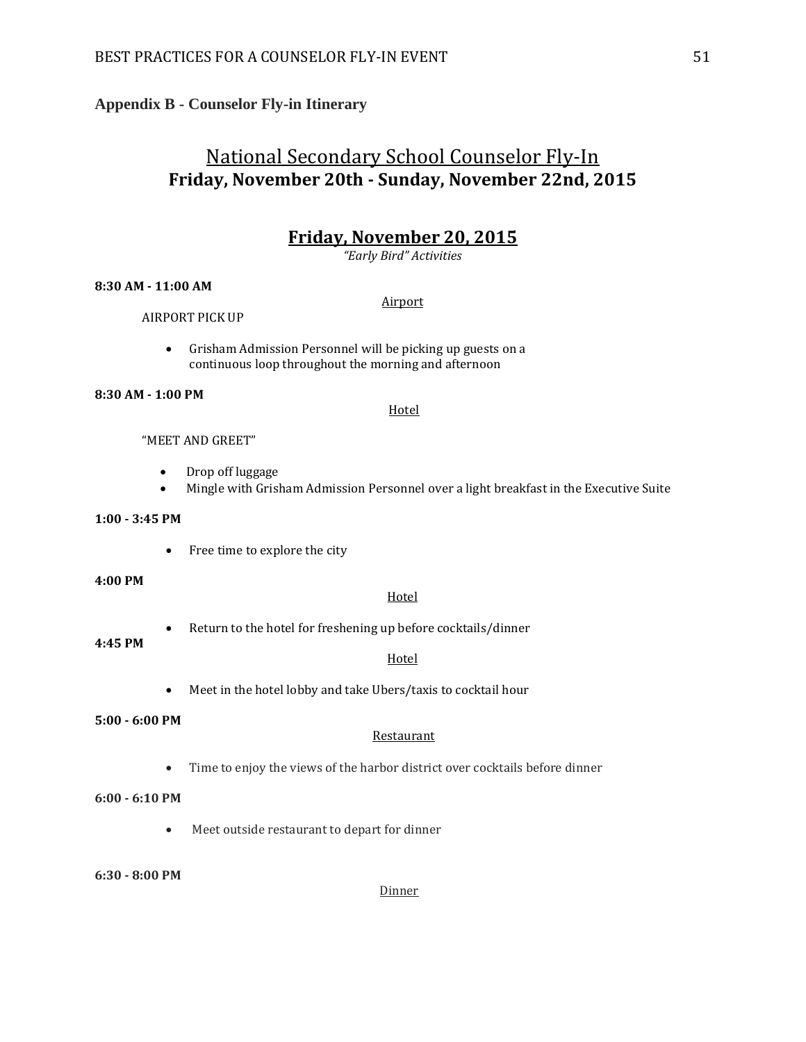**Appendix B - Counselor Fly-in Itinerary**

# National Secondary School Counselor Fly-In
## Friday, November 20th - Sunday, November 22nd, 2015

## Friday, November 20, 2015
*"Early Bird" Activities*

**8:30 AM - 11:00 AM**

Airport

AIRPORT PICK UP

- Grisham Admission Personnel will be picking up guests on a continuous loop throughout the morning and afternoon

**8:30 AM - 1:00 PM**

Hotel

"MEET AND GREET"

- Drop off luggage
- Mingle with Grisham Admission Personnel over a light breakfast in the Executive Suite

**1:00 - 3:45 PM**

- Free time to explore the city

**4:00 PM**

Hotel

- Return to the hotel for freshening up before cocktails/dinner

**4:45 PM**

Hotel

- Meet in the hotel lobby and take Ubers/taxis to cocktail hour

**5:00 - 6:00 PM**

Restaurant

- Time to enjoy the views of the harbor district over cocktails before dinner

**6:00 - 6:10 PM**

- Meet outside restaurant to depart for dinner

**6:30 - 8:00 PM**

Dinner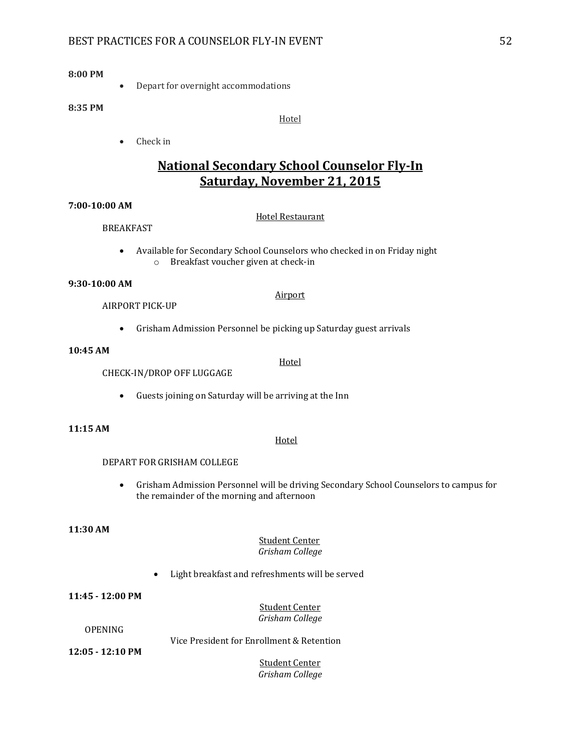**8:00 PM**

- Depart for overnight accommodations

**8:35 PM**

Hotel

- Check in

## National Secondary School Counselor Fly-In
## Saturday, November 21, 2015

**7:00-10:00 AM**

Hotel Restaurant

BREAKFAST

- Available for Secondary School Counselors who checked in on Friday night
  - Breakfast voucher given at check-in

**9:30-10:00 AM**

Airport

AIRPORT PICK-UP

- Grisham Admission Personnel be picking up Saturday guest arrivals

**10:45 AM**

Hotel

CHECK-IN/DROP OFF LUGGAGE

- Guests joining on Saturday will be arriving at the Inn

**11:15 AM**

Hotel

DEPART FOR GRISHAM COLLEGE

- Grisham Admission Personnel will be driving Secondary School Counselors to campus for the remainder of the morning and afternoon

**11:30 AM**

Student Center
*Grisham College*

- Light breakfast and refreshments will be served

**11:45 - 12:00 PM**

Student Center
*Grisham College*

OPENING

Vice President for Enrollment & Retention

**12:05 - 12:10 PM**

Student Center
*Grisham College*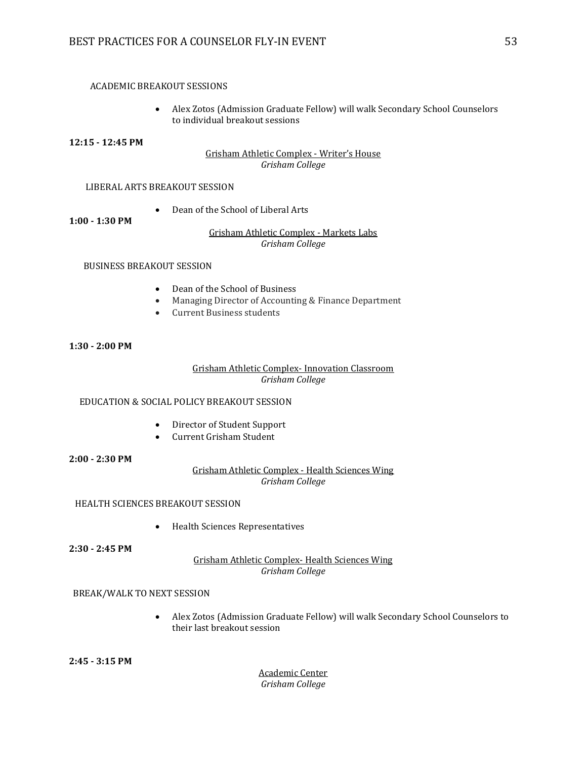ACADEMIC BREAKOUT SESSIONS

- Alex Zotos (Admission Graduate Fellow) will walk Secondary School Counselors to individual breakout sessions

**12:15 - 12:45 PM**

Grisham Athletic Complex - Writer's House
*Grisham College*

LIBERAL ARTS BREAKOUT SESSION

- Dean of the School of Liberal Arts

**1:00 - 1:30 PM**

Grisham Athletic Complex - Markets Labs
*Grisham College*

BUSINESS BREAKOUT SESSION

- Dean of the School of Business
- Managing Director of Accounting & Finance Department
- Current Business students

**1:30 - 2:00 PM**

Grisham Athletic Complex- Innovation Classroom
*Grisham College*

EDUCATION & SOCIAL POLICY BREAKOUT SESSION

- Director of Student Support
- Current Grisham Student

**2:00 - 2:30 PM**

Grisham Athletic Complex - Health Sciences Wing
*Grisham College*

HEALTH SCIENCES BREAKOUT SESSION

- Health Sciences Representatives

**2:30 - 2:45 PM**

Grisham Athletic Complex- Health Sciences Wing
*Grisham College*

BREAK/WALK TO NEXT SESSION

- Alex Zotos (Admission Graduate Fellow) will walk Secondary School Counselors to their last breakout session

**2:45 - 3:15 PM**

Academic Center
*Grisham College*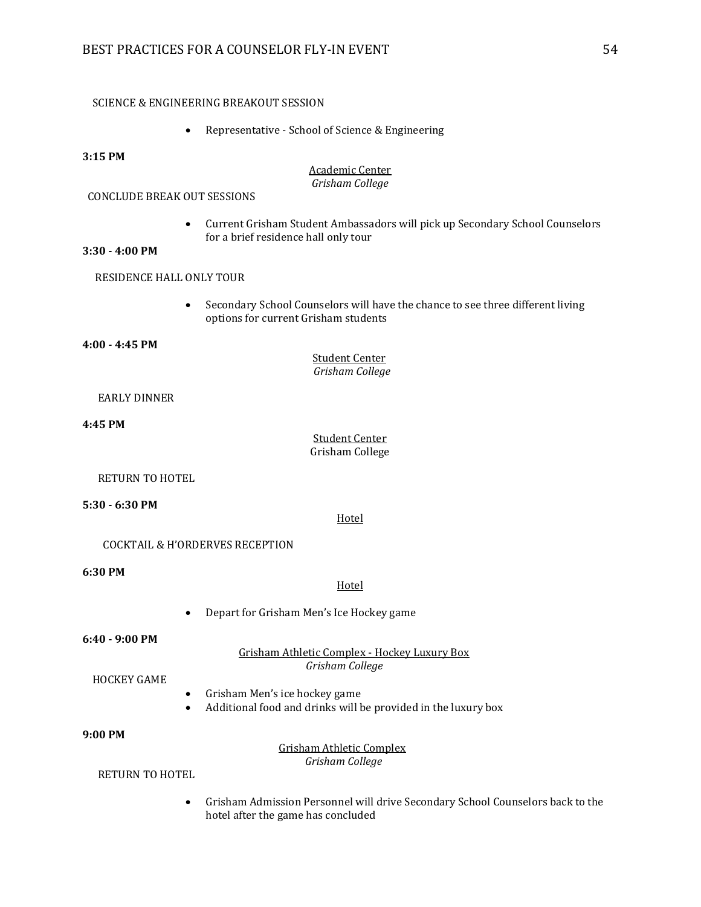SCIENCE & ENGINEERING BREAKOUT SESSION

- Representative - School of Science & Engineering

**3:15 PM**

Academic Center
*Grisham College*

CONCLUDE BREAK OUT SESSIONS

- Current Grisham Student Ambassadors will pick up Secondary School Counselors for a brief residence hall only tour

**3:30 - 4:00 PM**

RESIDENCE HALL ONLY TOUR

- Secondary School Counselors will have the chance to see three different living options for current Grisham students

**4:00 - 4:45 PM**

Student Center
*Grisham College*

EARLY DINNER

**4:45 PM**

Student Center
Grisham College

RETURN TO HOTEL

**5:30 - 6:30 PM**

Hotel

COCKTAIL & H'ORDERVES RECEPTION

**6:30 PM**

Hotel

- Depart for Grisham Men's Ice Hockey game

**6:40 - 9:00 PM**

Grisham Athletic Complex - Hockey Luxury Box
*Grisham College*

HOCKEY GAME

- Grisham Men's ice hockey game
- Additional food and drinks will be provided in the luxury box

**9:00 PM**

Grisham Athletic Complex
*Grisham College*

RETURN TO HOTEL

- Grisham Admission Personnel will drive Secondary School Counselors back to the hotel after the game has concluded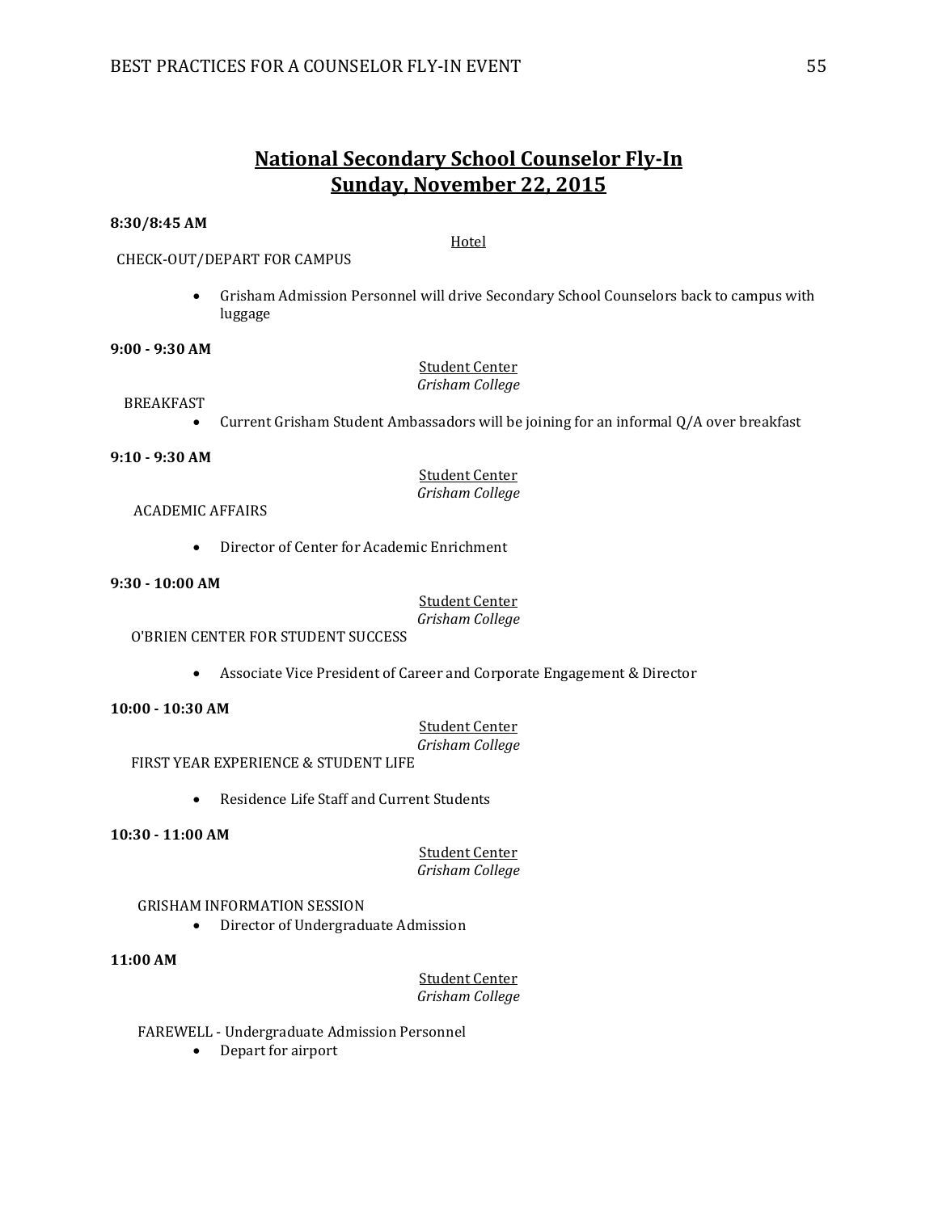# **National Secondary School Counselor Fly-In**
# **Sunday, November 22, 2015**

**8:30/8:45 AM**

Hotel

CHECK-OUT/DEPART FOR CAMPUS

- Grisham Admission Personnel will drive Secondary School Counselors back to campus with luggage

**9:00 - 9:30 AM**

Student Center
*Grisham College*

BREAKFAST

- Current Grisham Student Ambassadors will be joining for an informal Q/A over breakfast

**9:10 - 9:30 AM**

Student Center
*Grisham College*

ACADEMIC AFFAIRS

- Director of Center for Academic Enrichment

**9:30 - 10:00 AM**

Student Center
*Grisham College*

O'BRIEN CENTER FOR STUDENT SUCCESS

- Associate Vice President of Career and Corporate Engagement & Director

**10:00 - 10:30 AM**

Student Center
*Grisham College*

FIRST YEAR EXPERIENCE & STUDENT LIFE

- Residence Life Staff and Current Students

**10:30 - 11:00 AM**

Student Center
*Grisham College*

GRISHAM INFORMATION SESSION

- Director of Undergraduate Admission

**11:00 AM**

Student Center
*Grisham College*

FAREWELL - Undergraduate Admission Personnel

- Depart for airport